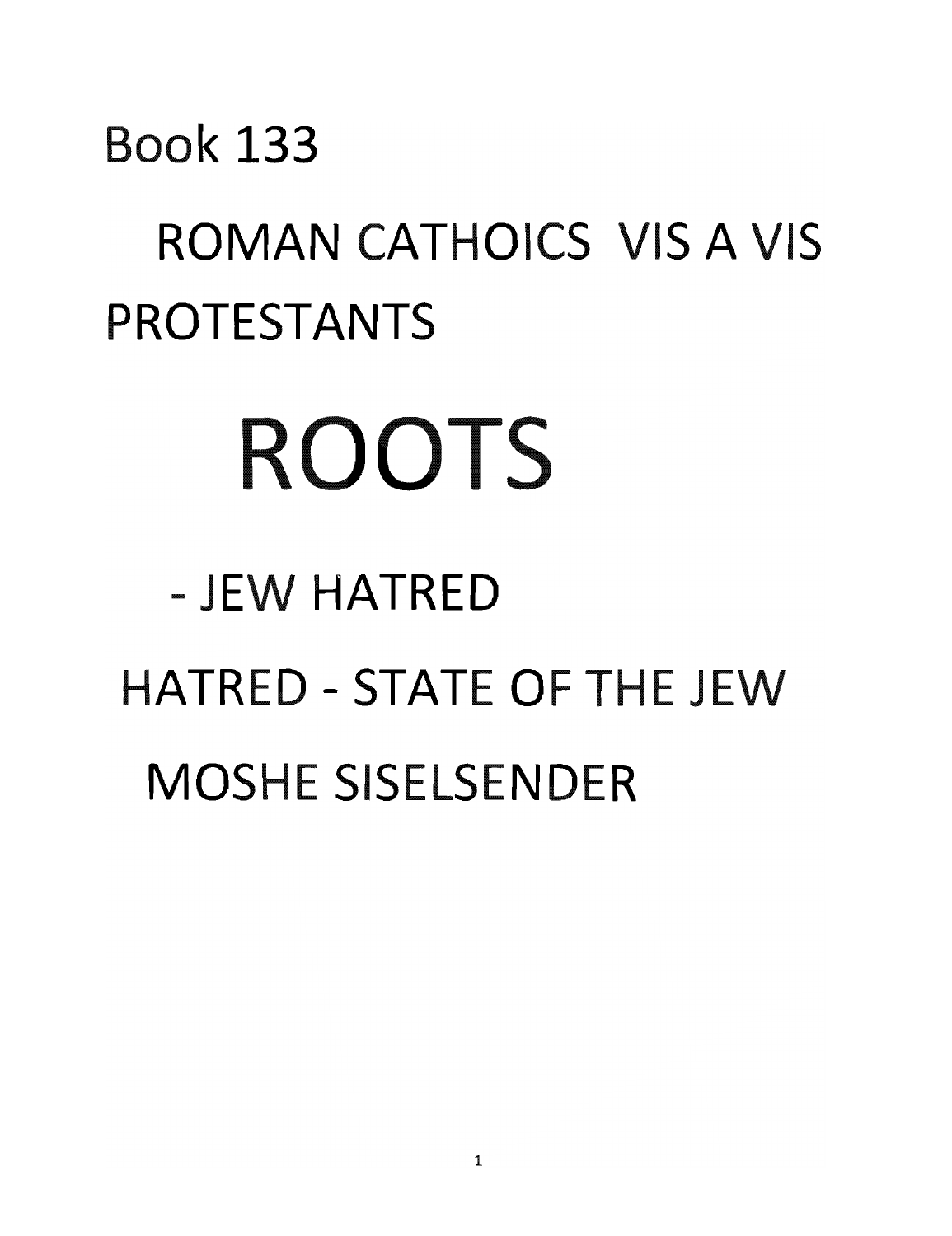# Book 133

# ROMAN CATHOICS VIS A VIS PROTESTANTS

# ROOTS

## - JEW HATRED

## HATRED - STATE OF THE JEW

## MOSHE SISELSENDER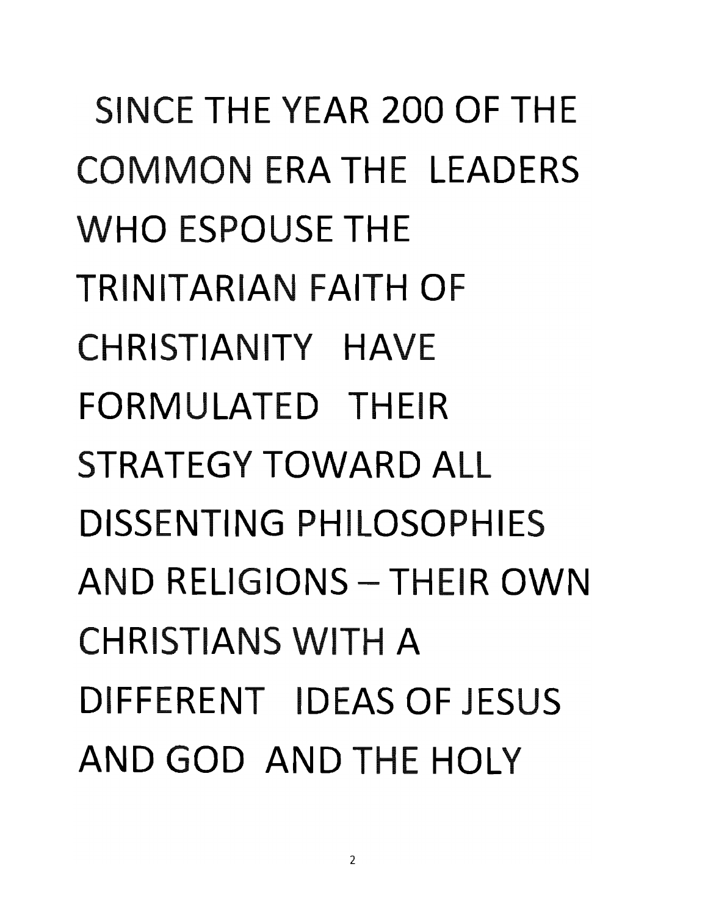SINCE THE YEAR 200 OF THE COMMON ERA THE LEADERS WHO ESPOUSE THE TRINITARIAN FAITH OF CHRISTIANITY HAVE FORMULATED THEIR STRATEGY TOWARD ALL DISSENTING PHILOSOPHIES AND RELIGIONS – THEIR OWN CHRISTIANS WITH A DIFFERENT IDEAS OF JESUS AND GOD AND THE HOLY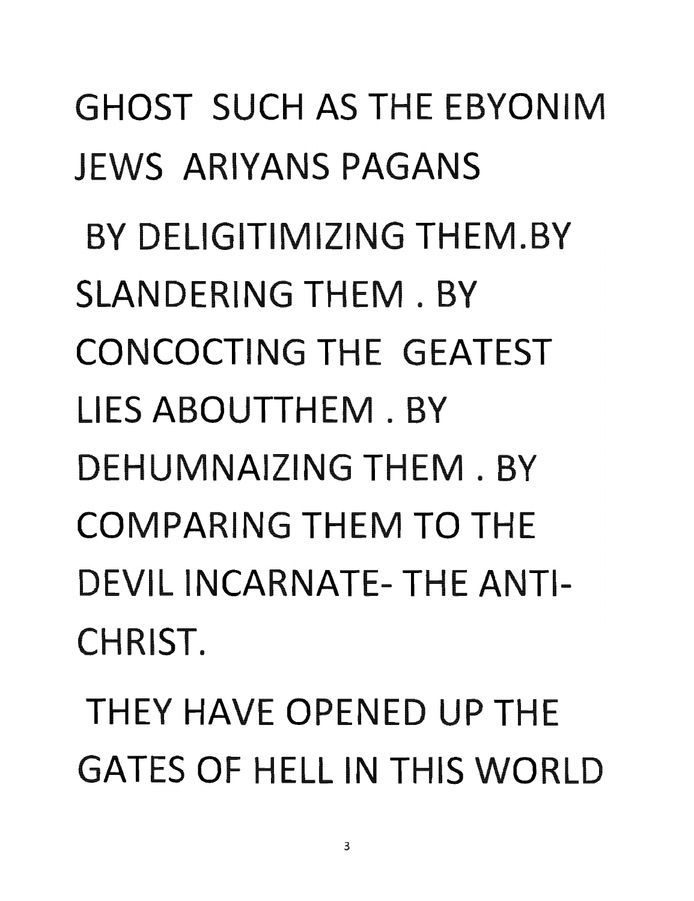GHOST SUCH AS THE EBYONIM JEWS ARIYANS PAGANS

BY DELIGITIMIZING THEM.BY SLANDERING THEM . BY CONCOCTING THE GEATEST LIES ABOUTTHEM . BY DEHUMNAIZING THEM . BY COMPARING THEM TO THE DEVIL INCARNATE- THE ANTI-CHRIST.

THEY HAVE OPENED UP THE GATES OF HELL IN THIS WORLD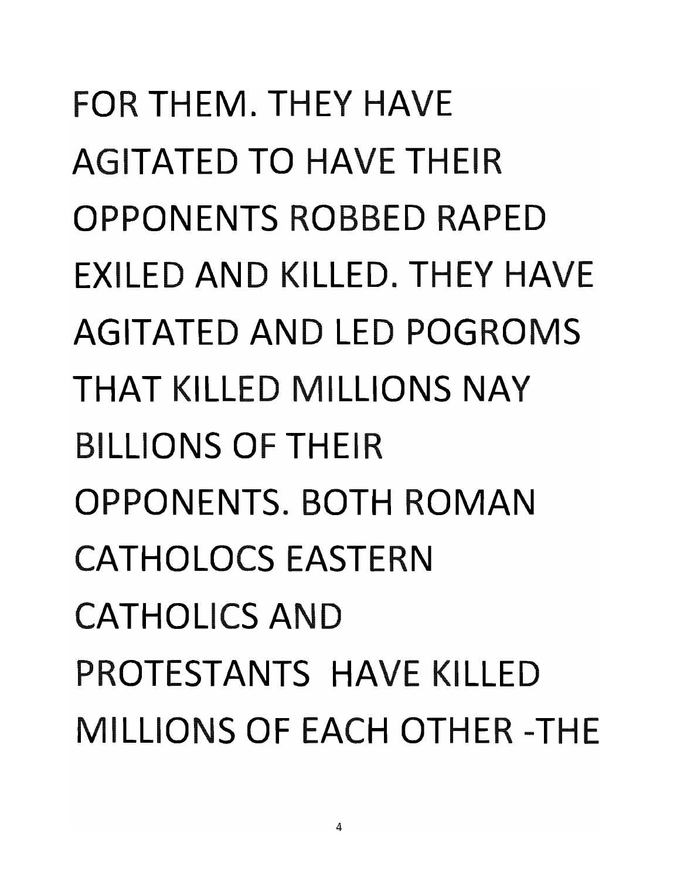FOR THEM. THEY HAVE AGITATED TO HAVE THEIR OPPONENTS ROBBED RAPED EXILED AND KILLED. THEY HAVE AGITATED AND LED POGROMS THAT KILLED MILLIONS NAY BILLIONS OF THEIR OPPONENTS. BOTH ROMAN CATHOLOCS EASTERN CATHOLICS AND PROTESTANTS HAVE KILLED MILLIONS OF EACH OTHER -THE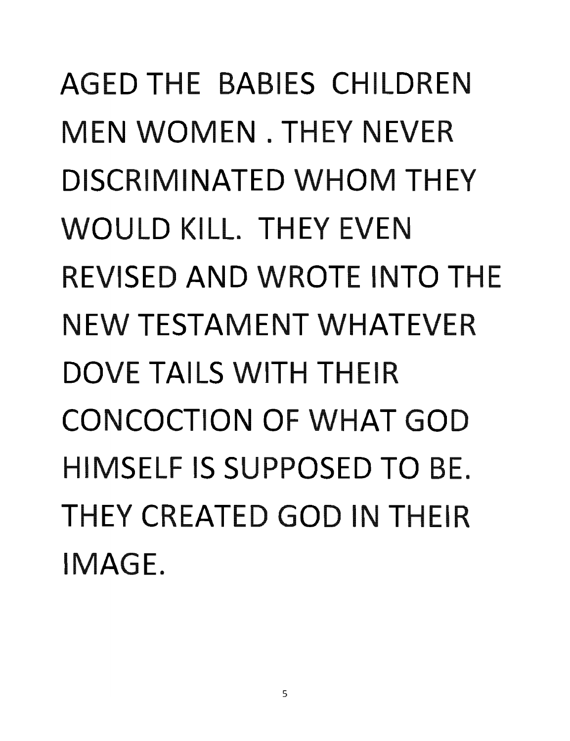AGED THE BABIES CHILDREN MEN WOMEN . THEY NEVER DISCRIMINATED WHOM THEY WOULD KILL. THEY EVEN REVISED AND WROTE INTO THE NEW TESTAMENT WHATEVER DOVE TAILS WITH THEIR CONCOCTION OF WHAT GOD HIMSELF IS SUPPOSED TO BE. THEY CREATED GOD IN THEIR IMAGE.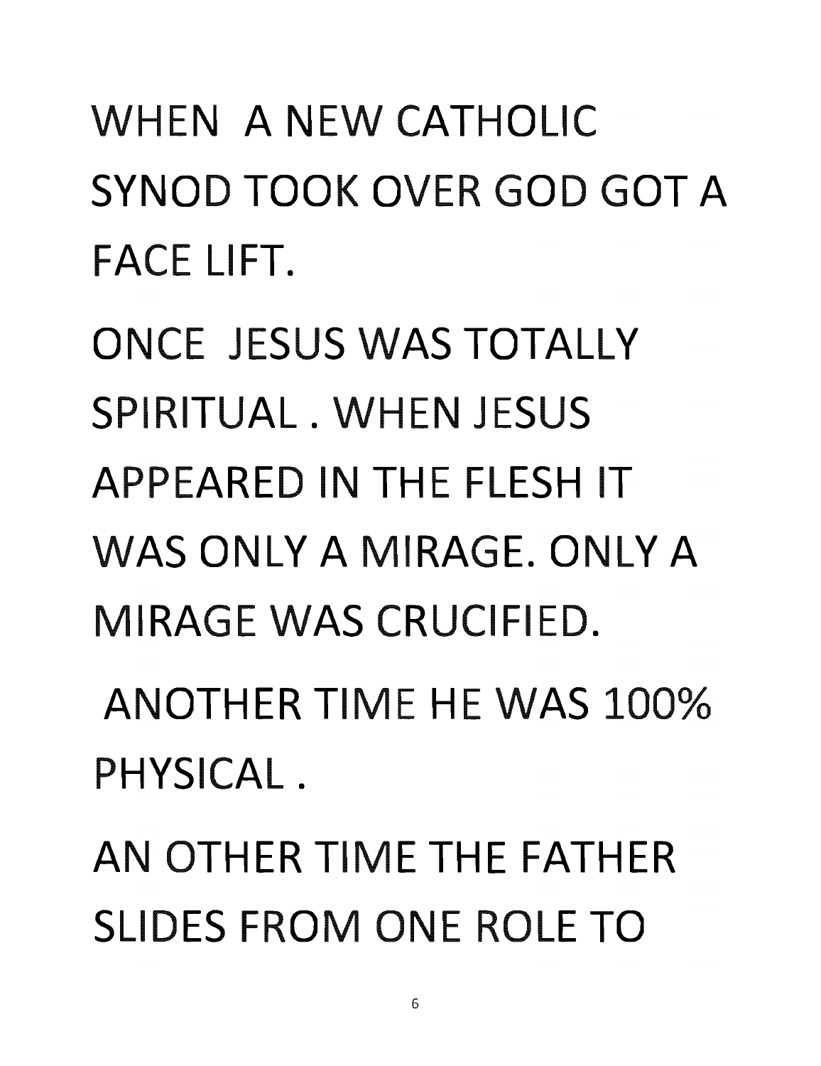WHEN A NEW CATHOLIC SYNOD TOOK OVER GOD GOT A FACE LIFT.

ONCE JESUS WAS TOTALLY SPIRITUAL . WHEN JESUS APPEARED IN THE FLESH IT WAS ONLY A MIRAGE. ONLY A MIRAGE WAS CRUCIFIED.

ANOTHER TIME HE WAS 100% PHYSICAL .

AN OTHER TIME THE FATHER SLIDES FROM ONE ROLE TO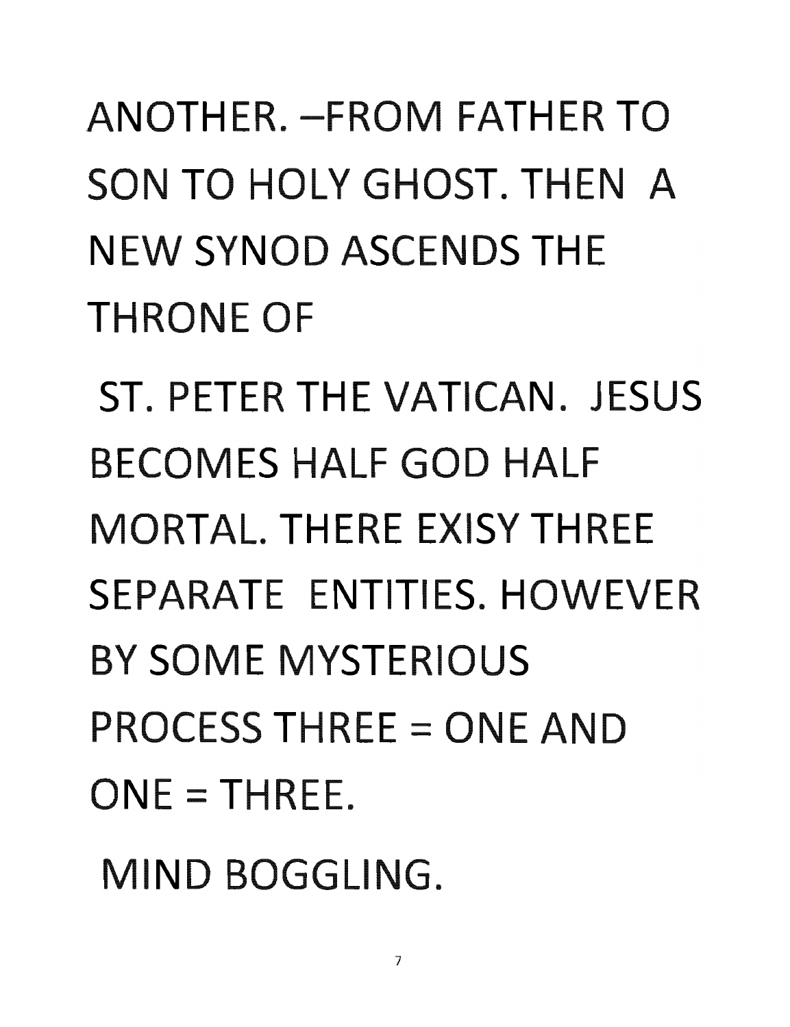ANOTHER. –FROM FATHER TO SON TO HOLY GHOST. THEN A NEW SYNOD ASCENDS THE THRONE OF

ST. PETER THE VATICAN. JESUS BECOMES HALF GOD HALF MORTAL. THERE EXISY THREE SEPARATE ENTITIES. HOWEVER BY SOME MYSTERIOUS PROCESS THREE = ONE AND ONE = THREE.

MIND BOGGLING.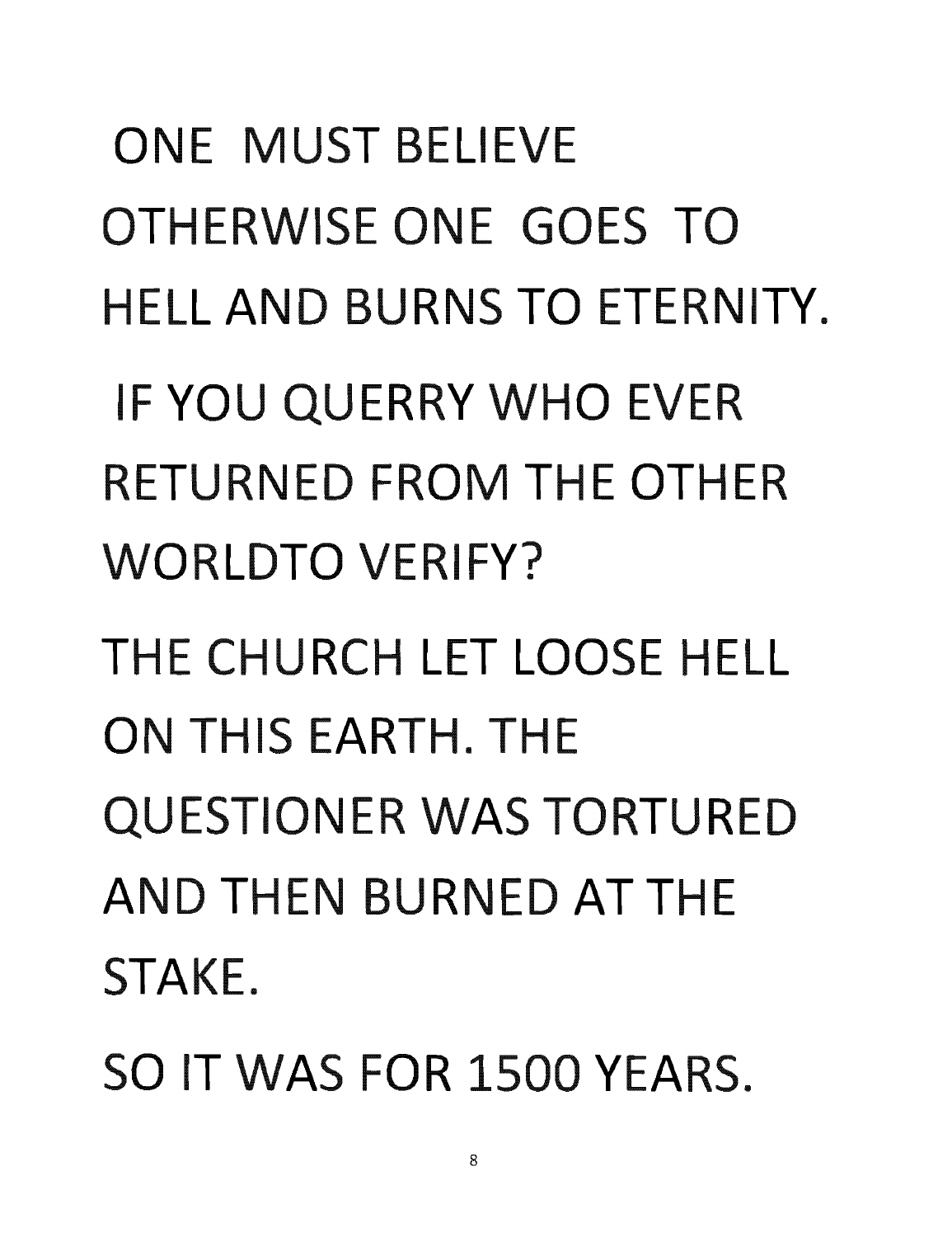ONE MUST BELIEVE OTHERWISE ONE GOES TO HELL AND BURNS TO ETERNITY.

IF YOU QUERRY WHO EVER RETURNED FROM THE OTHER WORLDTO VERIFY?

THE CHURCH LET LOOSE HELL ON THIS EARTH. THE QUESTIONER WAS TORTURED AND THEN BURNED AT THE STAKE.

SO IT WAS FOR 1500 YEARS.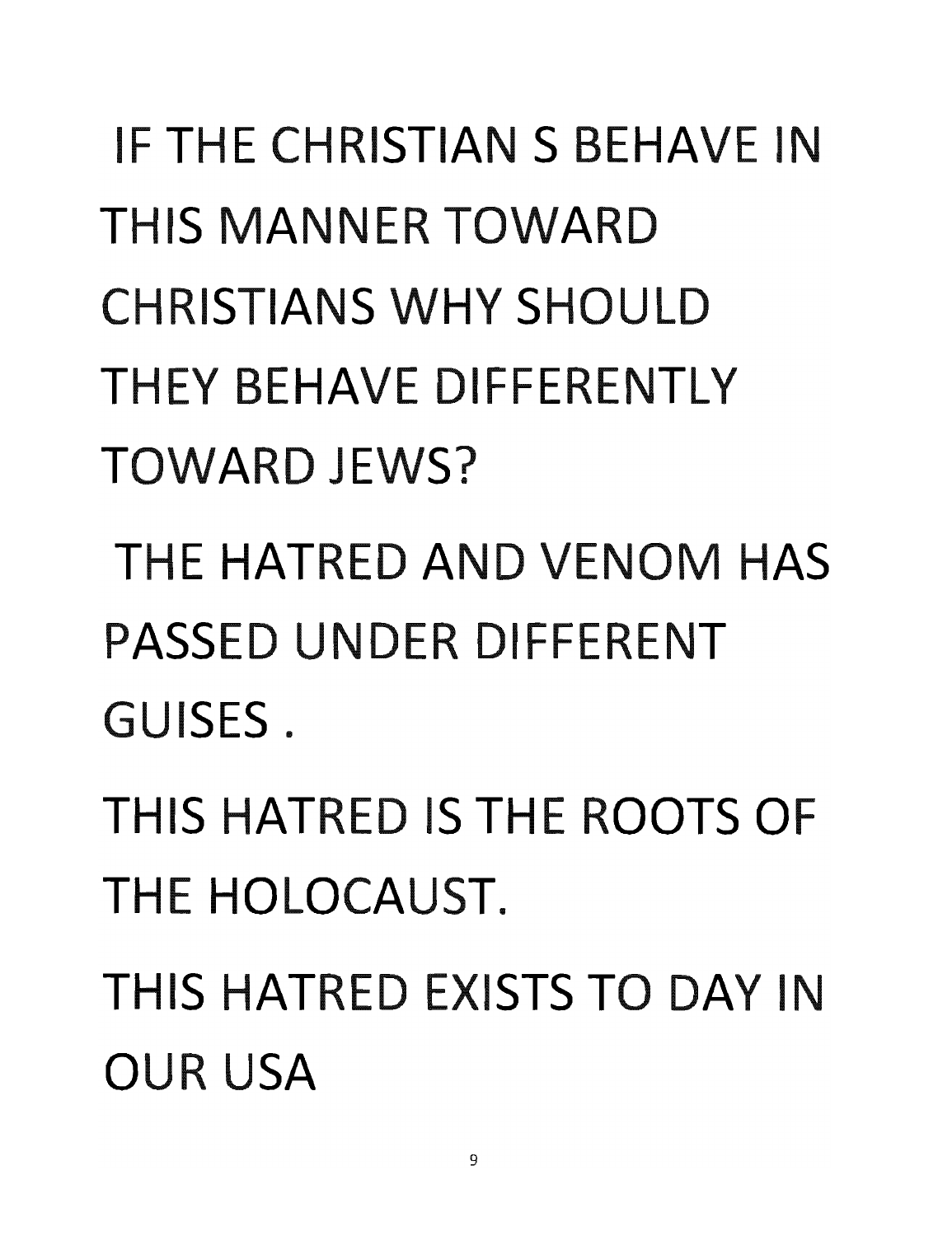IF THE CHRISTIAN S BEHAVE IN THIS MANNER TOWARD CHRISTIANS WHY SHOULD THEY BEHAVE DIFFERENTLY TOWARD JEWS?

THE HATRED AND VENOM HAS PASSED UNDER DIFFERENT GUISES .

THIS HATRED IS THE ROOTS OF THE HOLOCAUST.

THIS HATRED EXISTS TO DAY IN OUR USA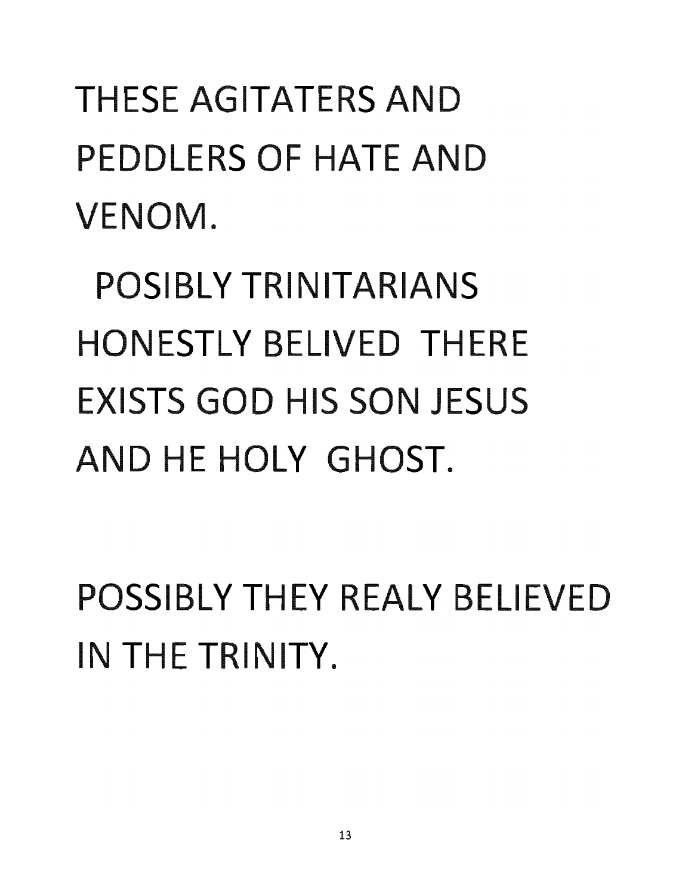THESE AGITATERS AND PEDDLERS OF HATE AND VENOM.

POSIBLY TRINITARIANS HONESTLY BELIVED THERE EXISTS GOD HIS SON JESUS AND HE HOLY GHOST.

POSSIBLY THEY REALY BELIEVED IN THE TRINITY.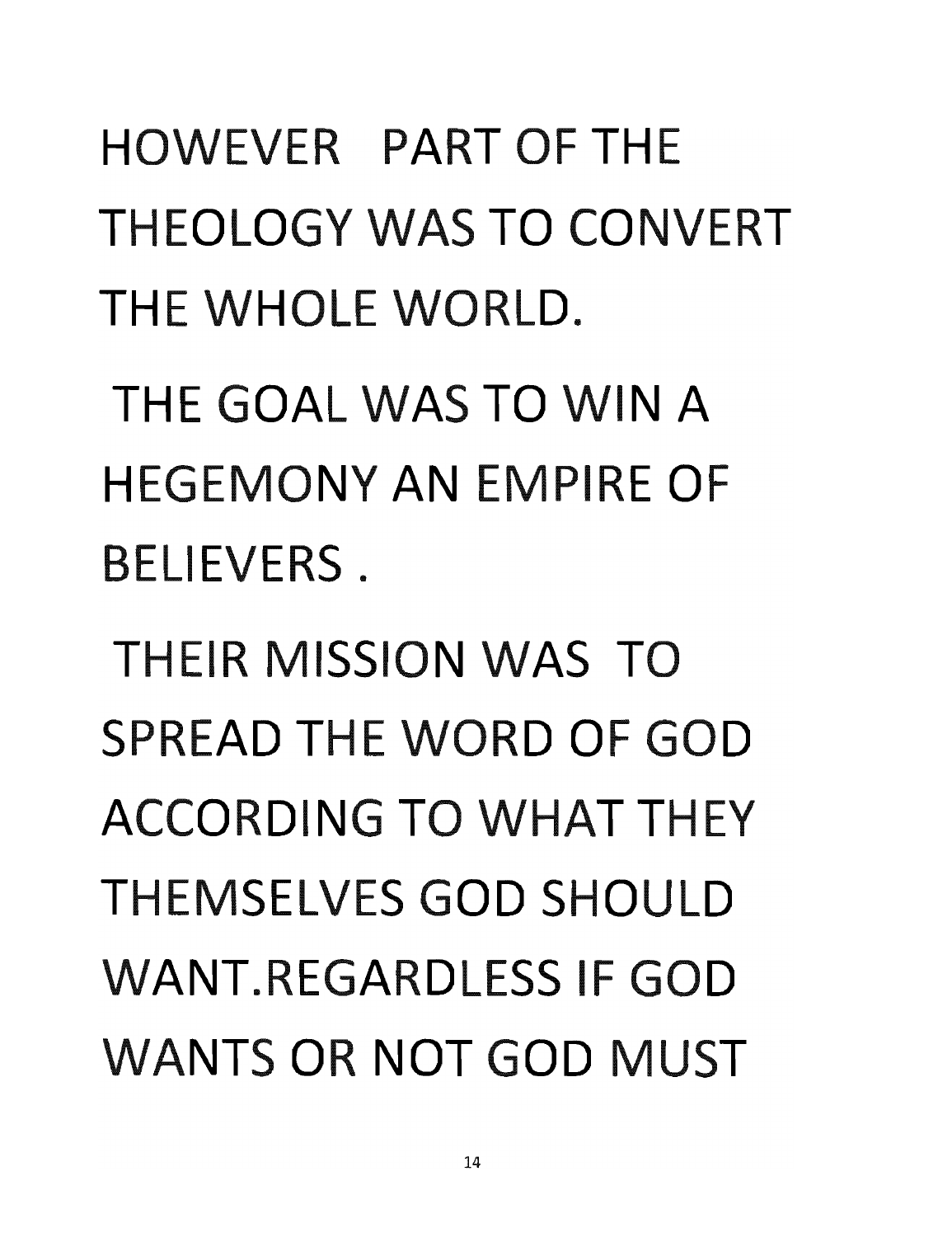HOWEVER PART OF THE THEOLOGY WAS TO CONVERT THE WHOLE WORLD.

THE GOAL WAS TO WIN A HEGEMONY AN EMPIRE OF BELIEVERS .

THEIR MISSION WAS TO SPREAD THE WORD OF GOD ACCORDING TO WHAT THEY THEMSELVES GOD SHOULD WANT.REGARDLESS IF GOD WANTS OR NOT GOD MUST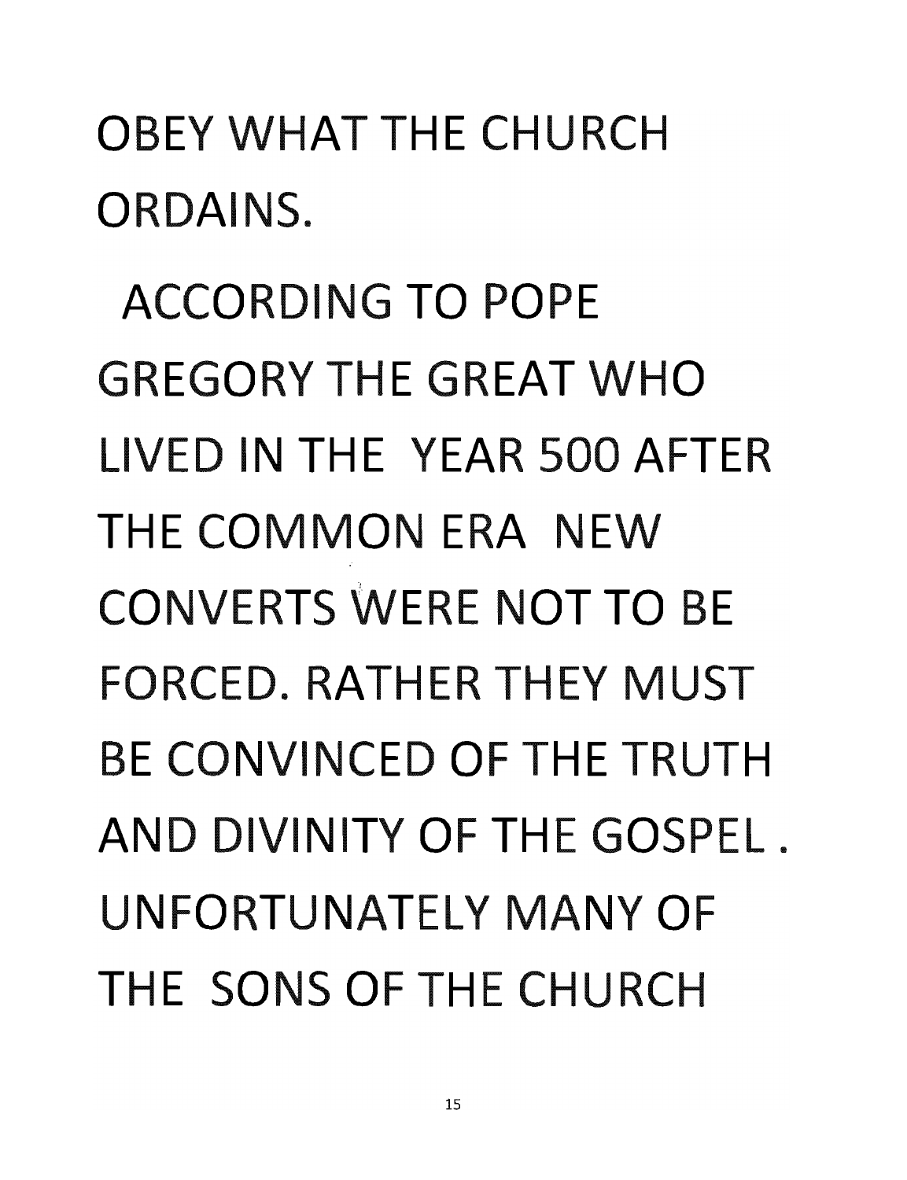OBEY WHAT THE CHURCH ORDAINS.

ACCORDING TO POPE GREGORY THE GREAT WHO LIVED IN THE YEAR 500 AFTER THE COMMON ERA NEW CONVERTS WERE NOT TO BE FORCED. RATHER THEY MUST BE CONVINCED OF THE TRUTH AND DIVINITY OF THE GOSPEL . UNFORTUNATELY MANY OF THE SONS OF THE CHURCH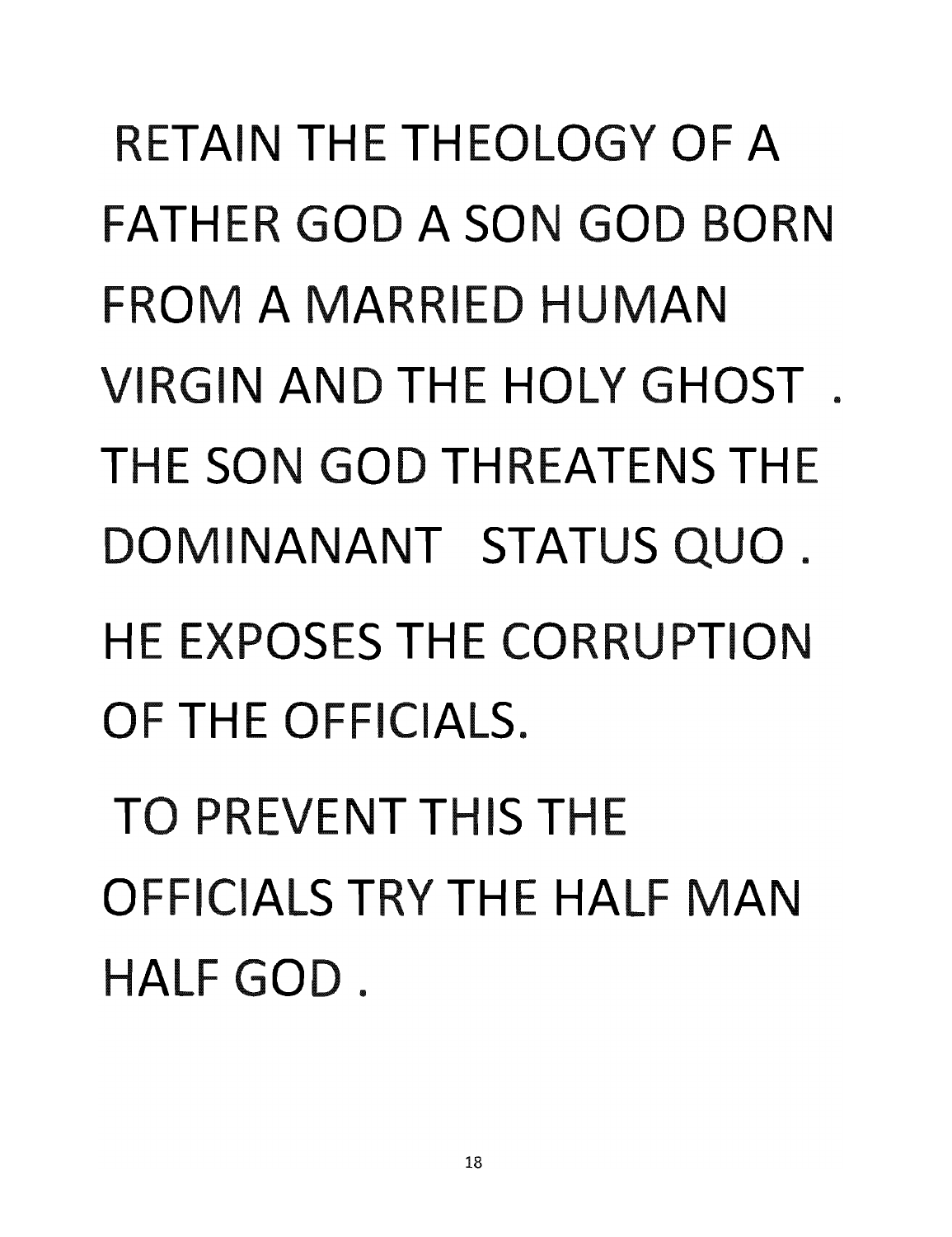RETAIN THE THEOLOGY OF A FATHER GOD A SON GOD BORN FROM A MARRIED HUMAN VIRGIN AND THE HOLY GHOST . THE SON GOD THREATENS THE DOMINANANT STATUS QUO .

HE EXPOSES THE CORRUPTION OF THE OFFICIALS.

TO PREVENT THIS THE OFFICIALS TRY THE HALF MAN HALF GOD .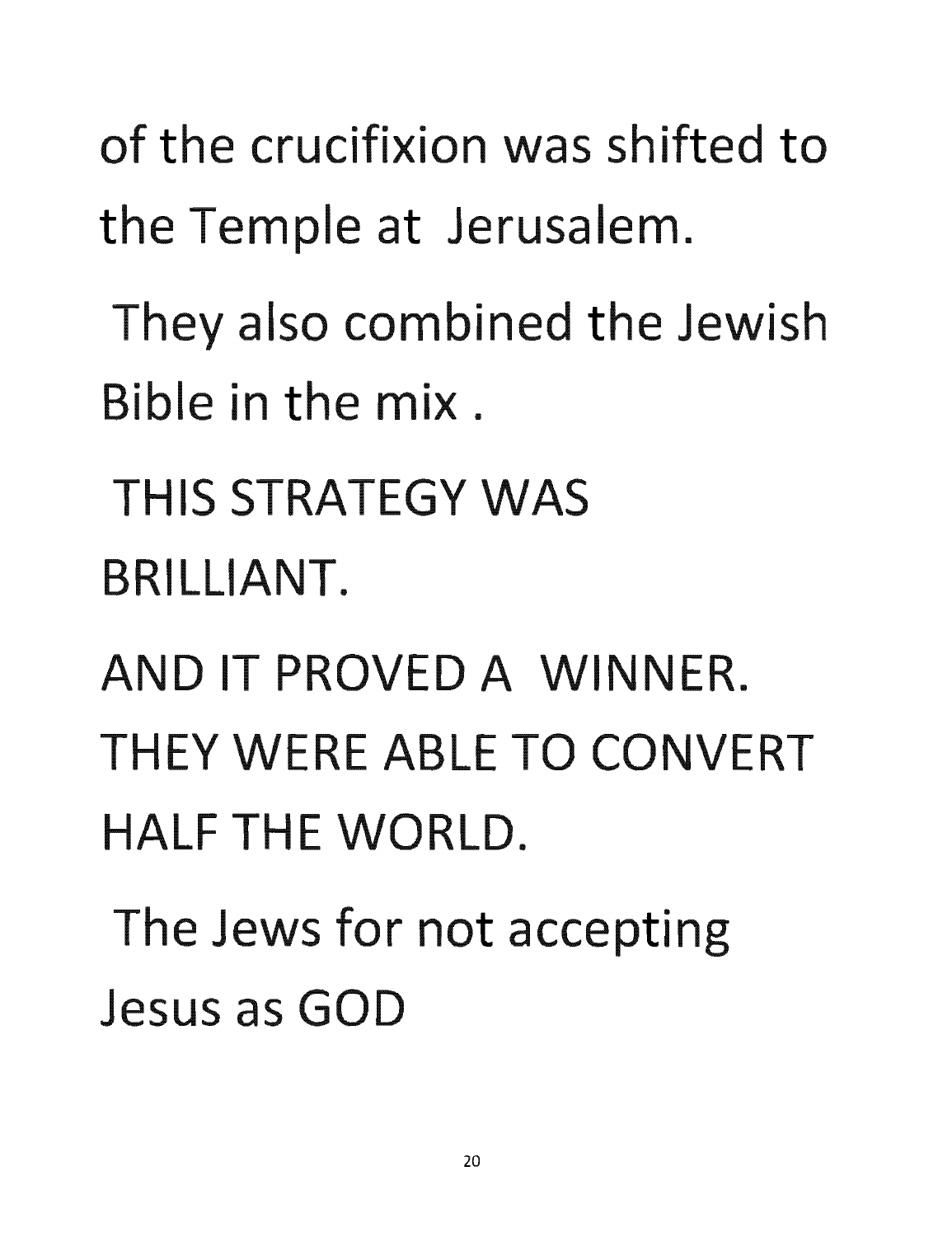of the crucifixion was shifted to the Temple at Jerusalem.

They also combined the Jewish Bible in the mix .

THIS STRATEGY WAS BRILLIANT.

AND IT PROVED A WINNER. THEY WERE ABLE TO CONVERT HALF THE WORLD.

The Jews for not accepting Jesus as GOD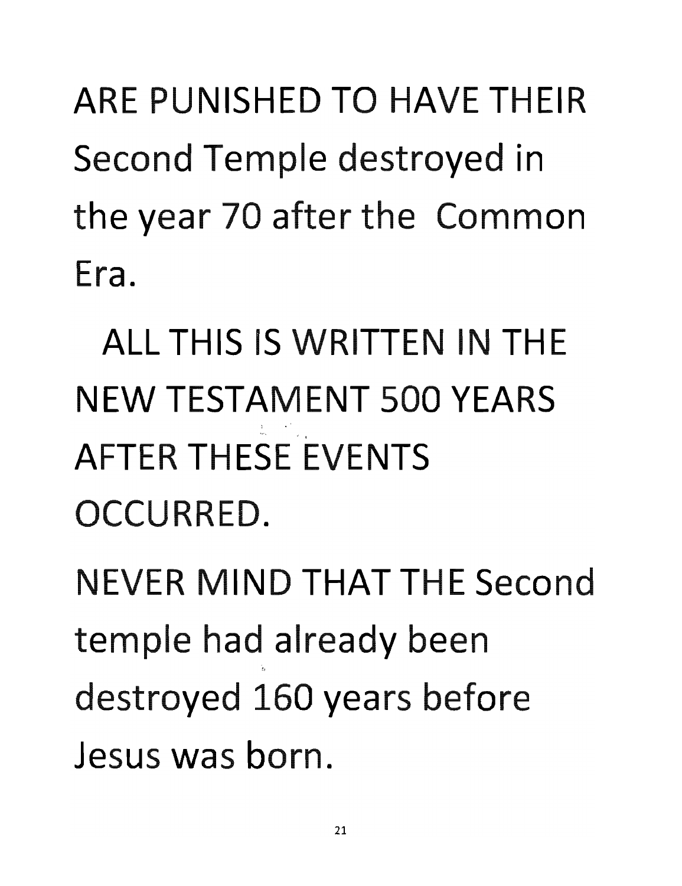ARE PUNISHED TO HAVE THEIR Second Temple destroyed in the year 70 after the Common Era.

ALL THIS IS WRITTEN IN THE NEW TESTAMENT 500 YEARS AFTER THESE EVENTS OCCURRED.

NEVER MIND THAT THE Second temple had already been destroyed 160 years before Jesus was born.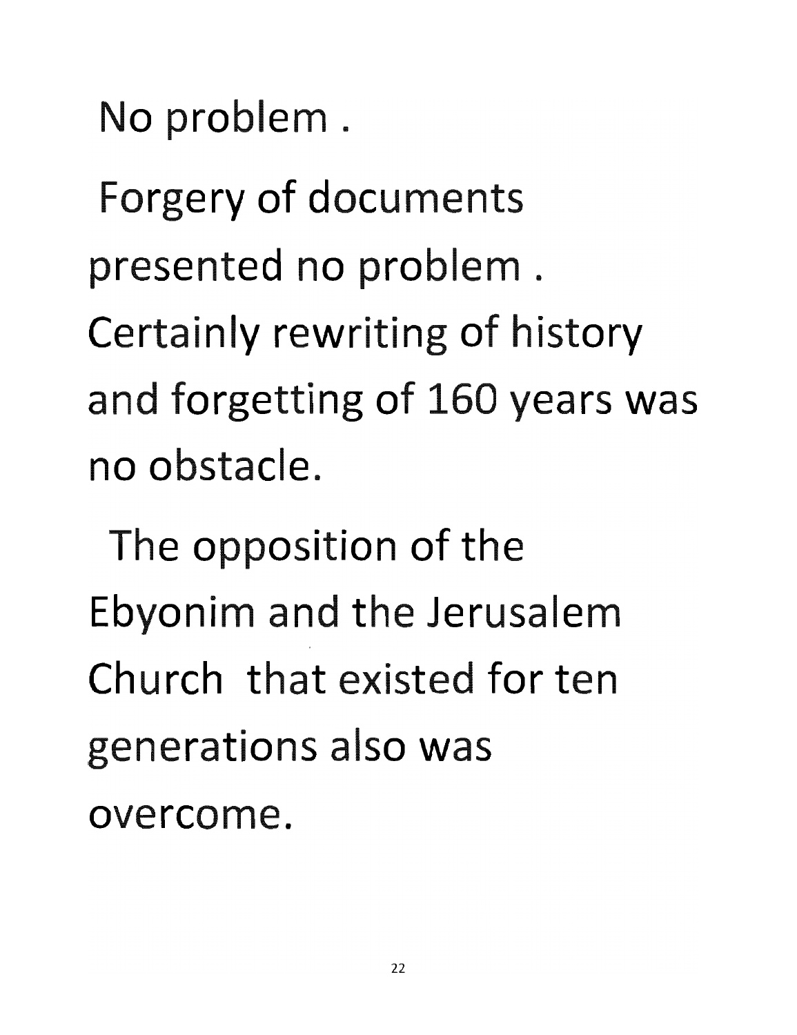No problem .

Forgery of documents presented no problem . Certainly rewriting of history and forgetting of 160 years was no obstacle.

The opposition of the Ebyonim and the Jerusalem Church that existed for ten generations also was overcome.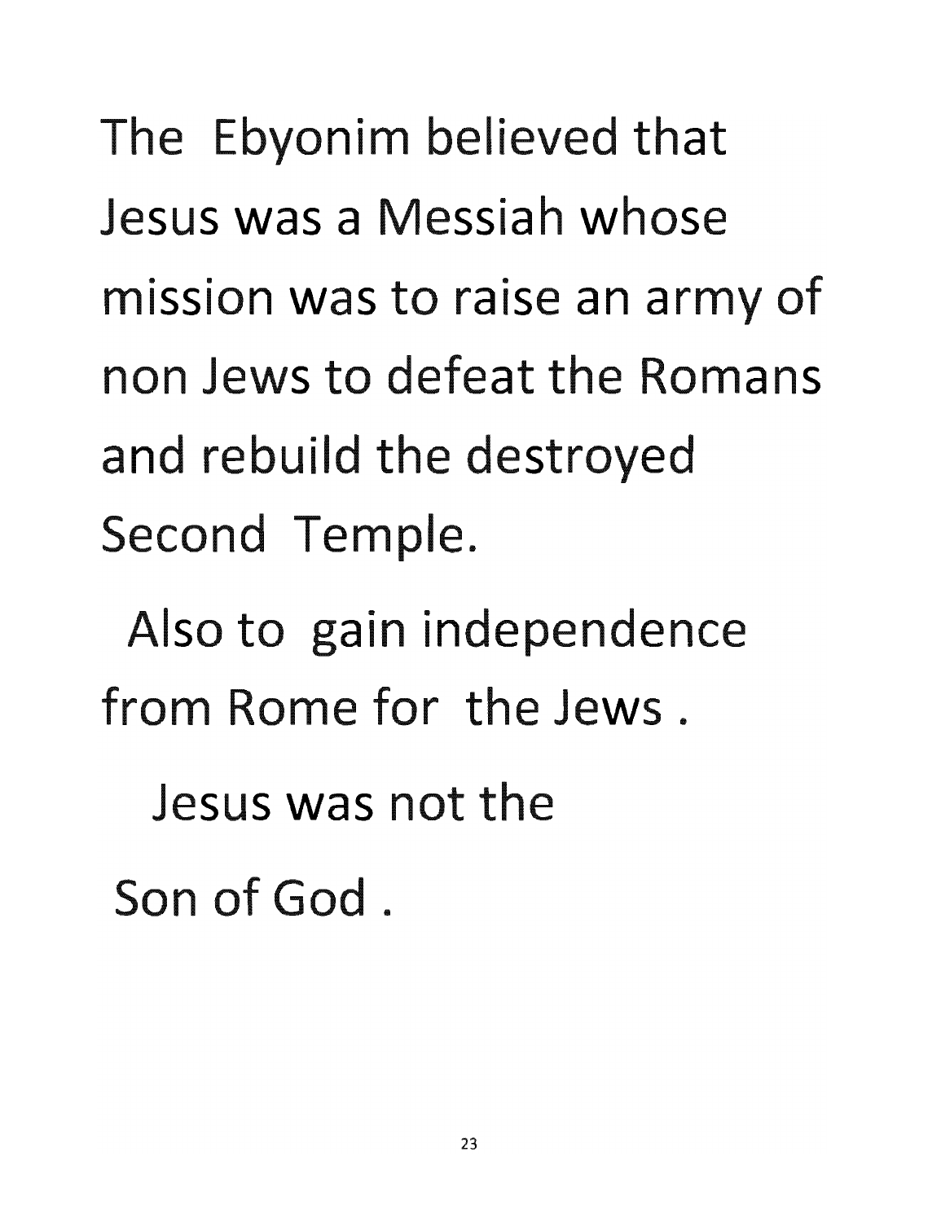The Ebyonim believed that Jesus was a Messiah whose mission was to raise an army of non Jews to defeat the Romans and rebuild the destroyed Second Temple.

Also to gain independence from Rome for the Jews .

Jesus was not the Son of God .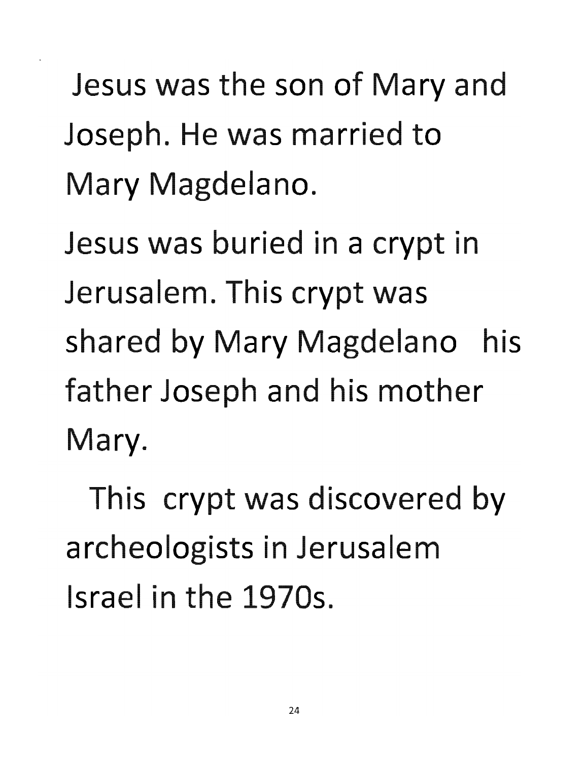Jesus was the son of Mary and Joseph. He was married to Mary Magdelano.

Jesus was buried in a crypt in Jerusalem. This crypt was shared by Mary Magdelano his father Joseph and his mother Mary.

This crypt was discovered by archeologists in Jerusalem Israel in the 1970s.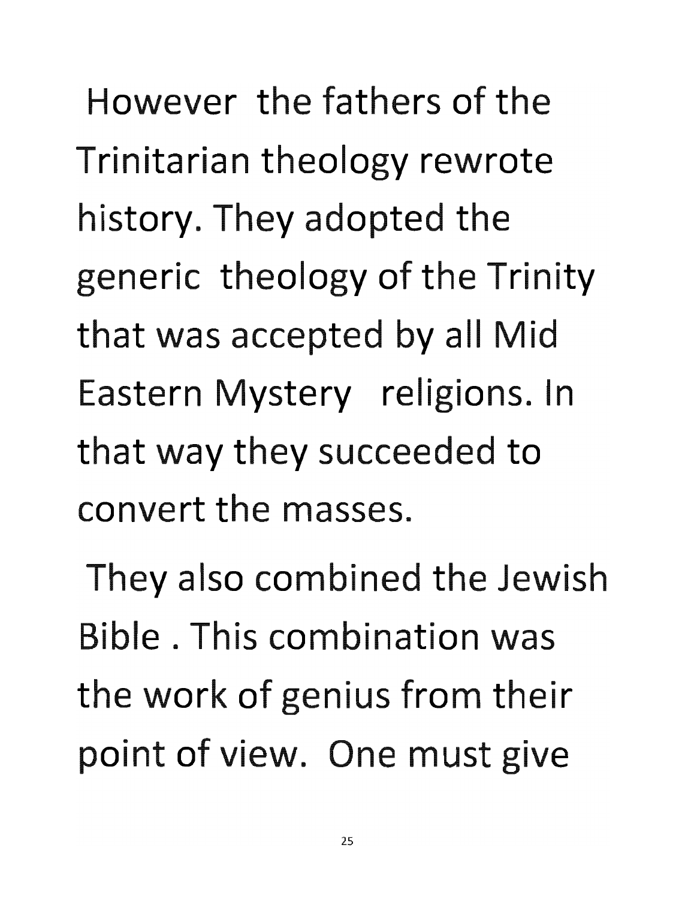However the fathers of the Trinitarian theology rewrote history. They adopted the generic theology of the Trinity that was accepted by all Mid Eastern Mystery religions. In that way they succeeded to convert the masses.

They also combined the Jewish Bible . This combination was the work of genius from their point of view. One must give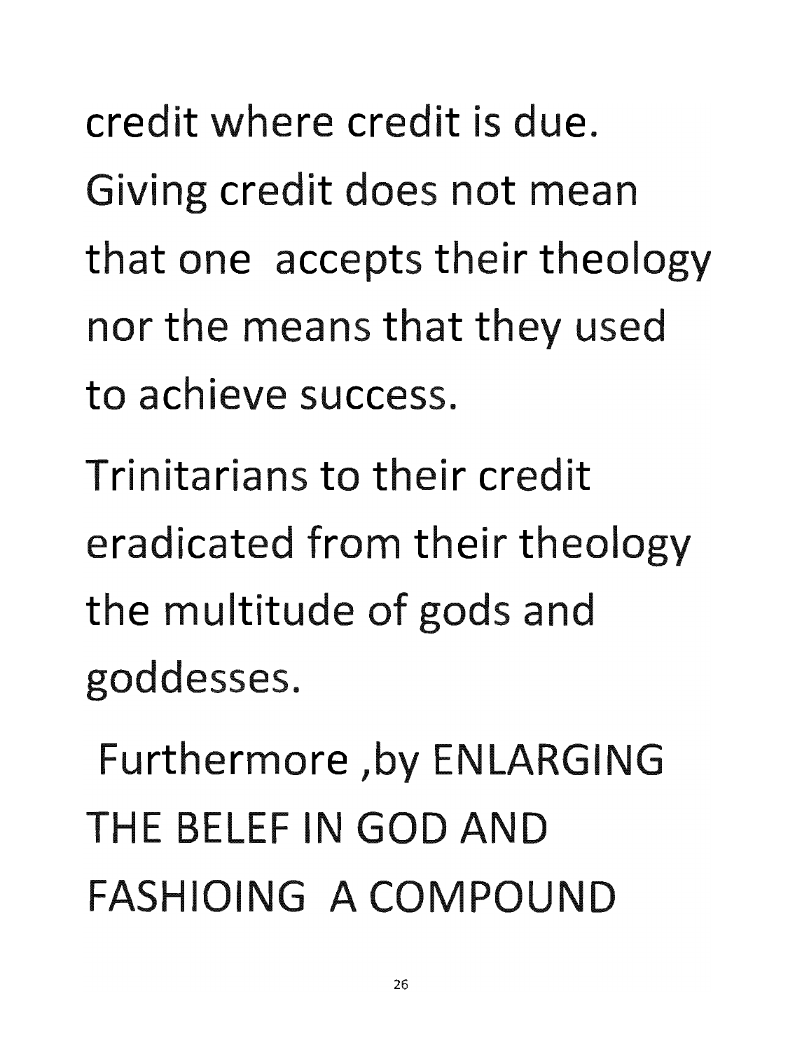credit where credit is due. Giving credit does not mean that one accepts their theology nor the means that they used to achieve success.

Trinitarians to their credit eradicated from their theology the multitude of gods and goddesses.

Furthermore ,by ENLARGING THE BELEF IN GOD AND FASHIOING A COMPOUND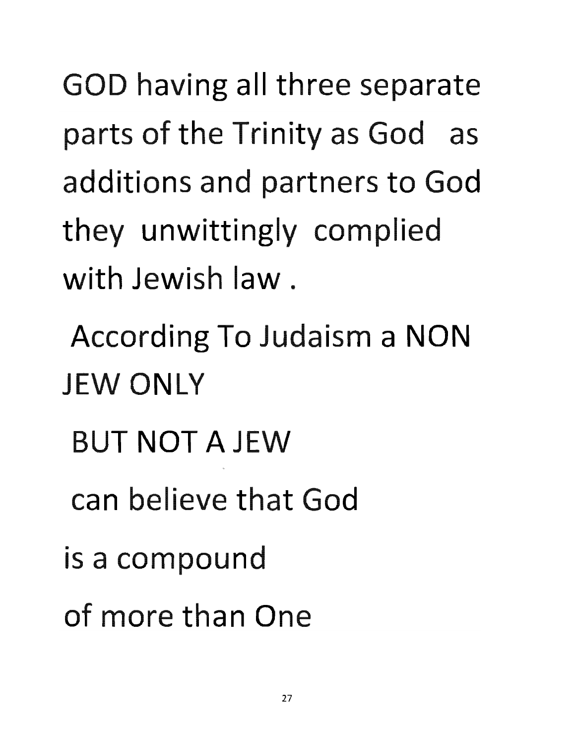GOD having all three separate parts of the Trinity as God as additions and partners to God they unwittingly complied with Jewish law .

According To Judaism a NON JEW ONLY

BUT NOT A JEW

can believe that God

is a compound

of more than One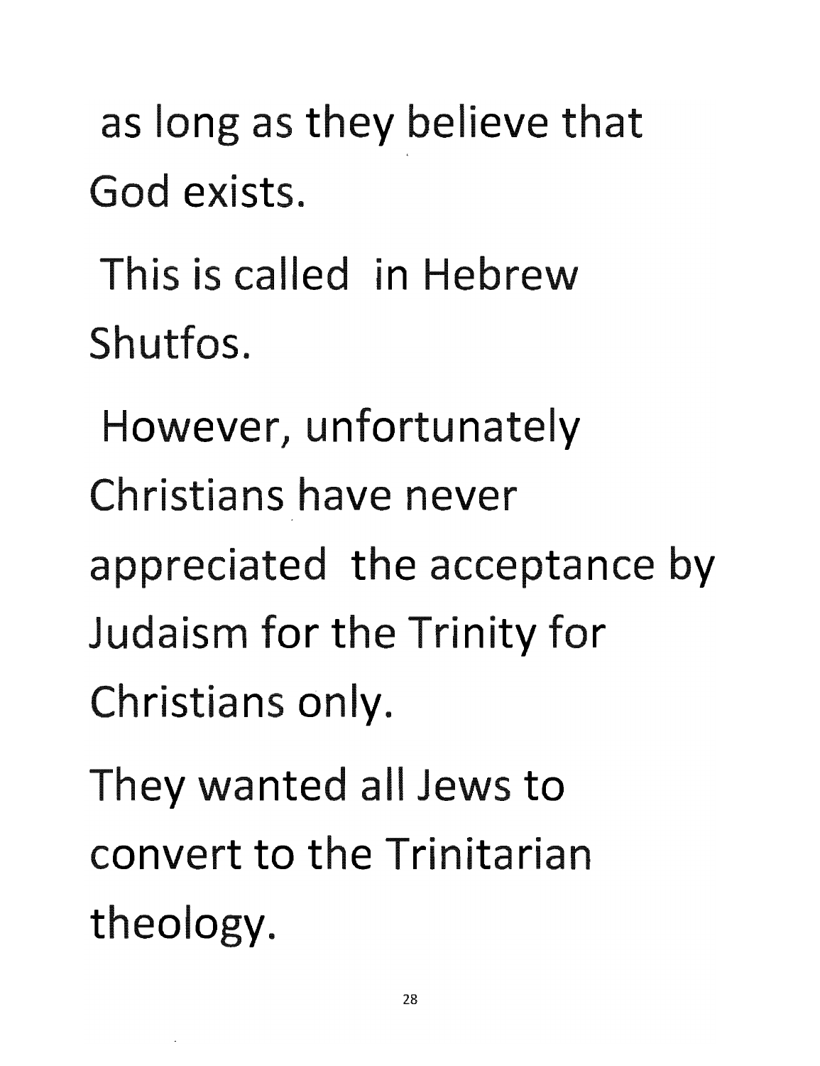as long as they believe that God exists.

This is called in Hebrew Shutfos.

However, unfortunately Christians have never appreciated the acceptance by Judaism for the Trinity for Christians only.

They wanted all Jews to convert to the Trinitarian theology.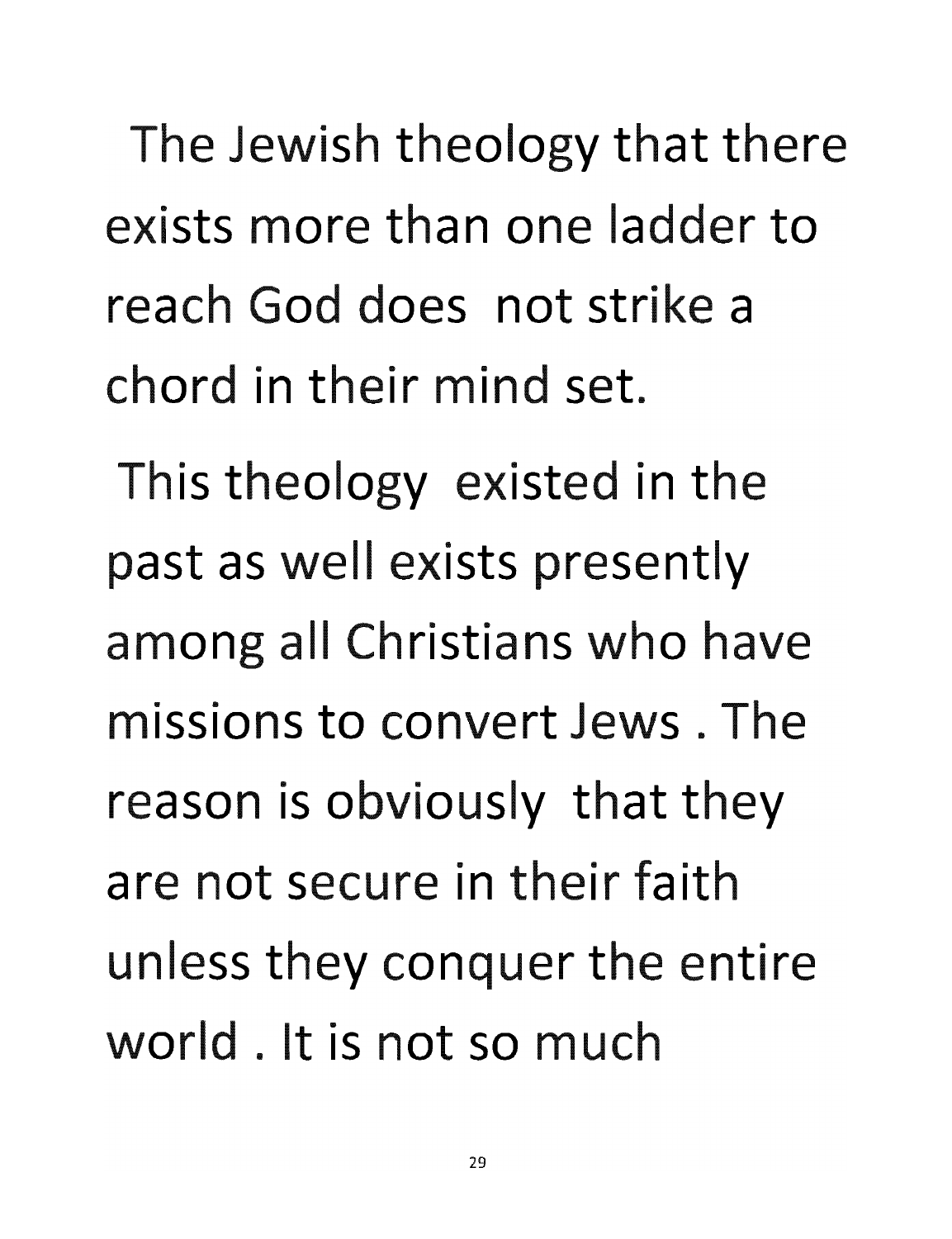The Jewish theology that there exists more than one ladder to reach God does not strike a chord in their mind set.

This theology existed in the past as well exists presently among all Christians who have missions to convert Jews . The reason is obviously that they are not secure in their faith unless they conquer the entire world . It is not so much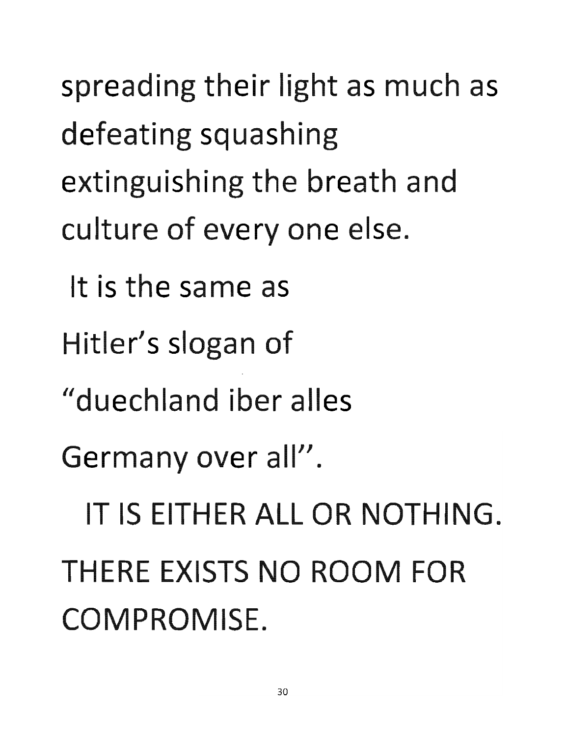spreading their light as much as defeating squashing extinguishing the breath and culture of every one else.

It is the same as Hitler's slogan of "duechland iber alles Germany over all".

IT IS EITHER ALL OR NOTHING. THERE EXISTS NO ROOM FOR COMPROMISE.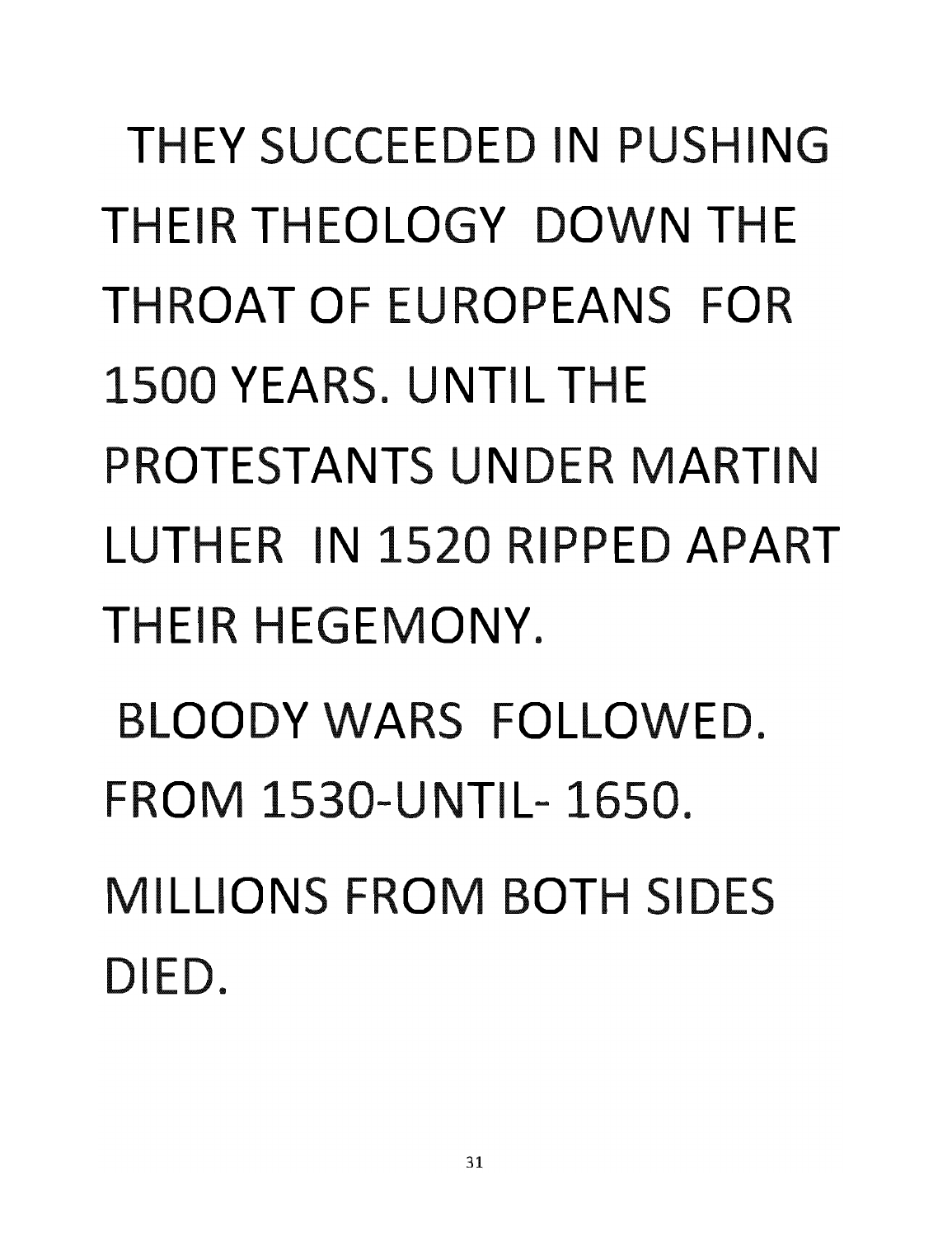THEY SUCCEEDED IN PUSHING THEIR THEOLOGY DOWN THE THROAT OF EUROPEANS FOR 1500 YEARS. UNTIL THE PROTESTANTS UNDER MARTIN LUTHER IN 1520 RIPPED APART THEIR HEGEMONY.

BLOODY WARS FOLLOWED. FROM 1530-UNTIL- 1650.

MILLIONS FROM BOTH SIDES DIED.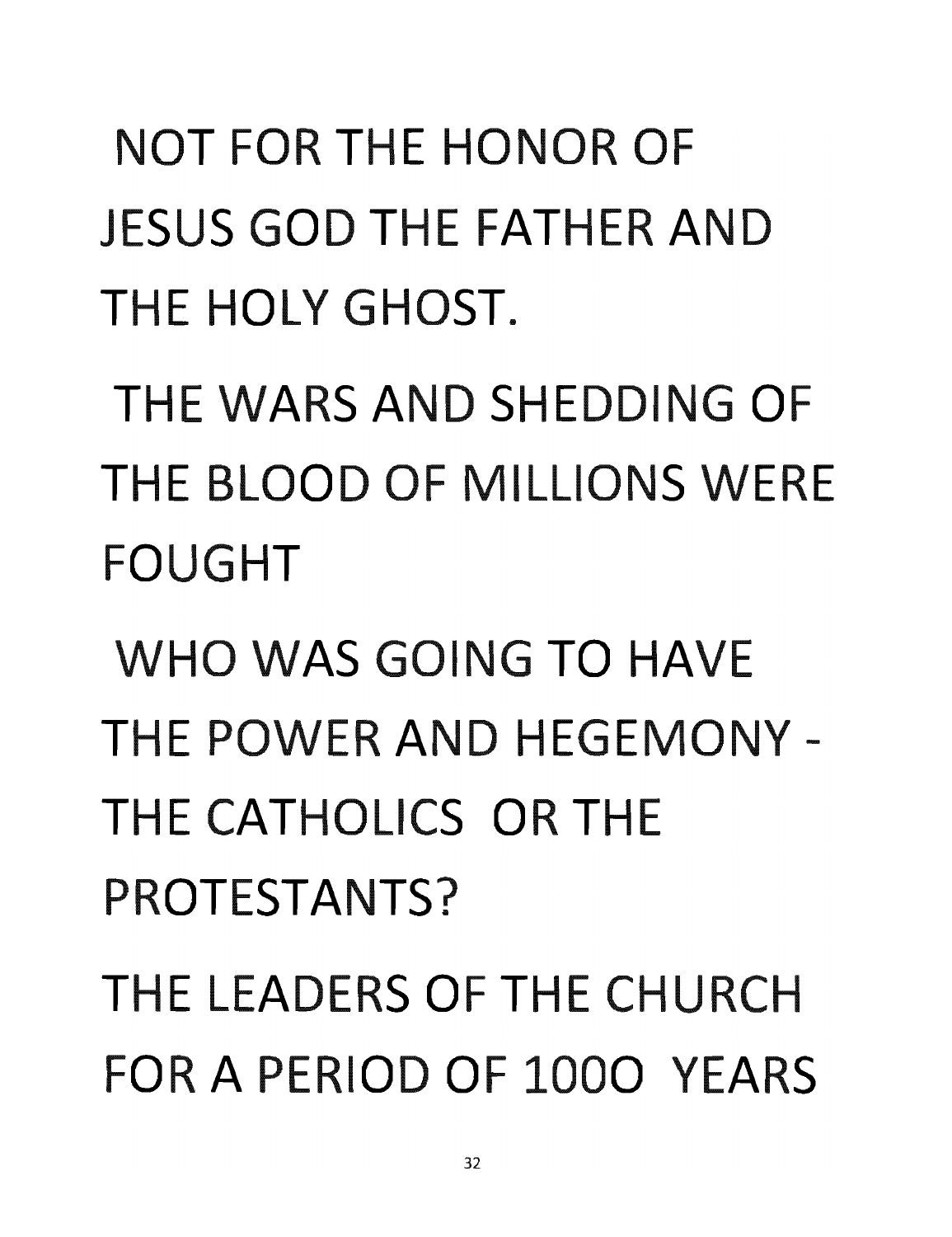NOT FOR THE HONOR OF JESUS GOD THE FATHER AND THE HOLY GHOST.

THE WARS AND SHEDDING OF THE BLOOD OF MILLIONS WERE FOUGHT

WHO WAS GOING TO HAVE THE POWER AND HEGEMONY - THE CATHOLICS OR THE PROTESTANTS?

THE LEADERS OF THE CHURCH FOR A PERIOD OF 100O YEARS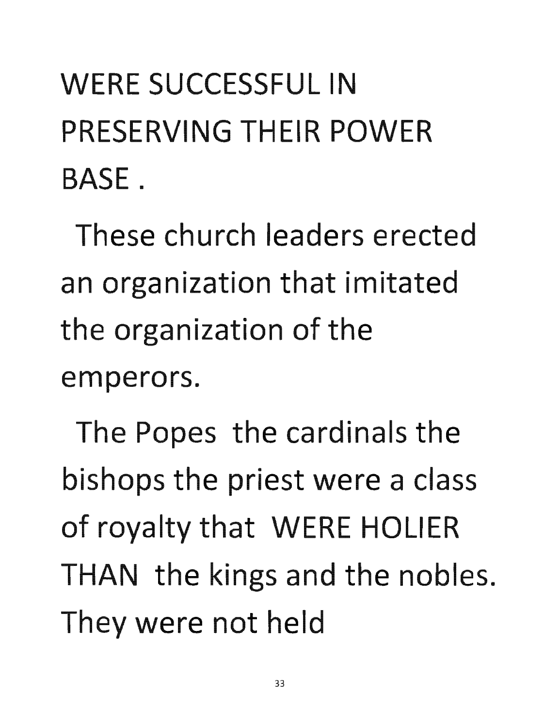WERE SUCCESSFUL IN PRESERVING THEIR POWER BASE .

These church leaders erected an organization that imitated the organization of the emperors.

The Popes the cardinals the bishops the priest were a class of royalty that WERE HOLIER THAN the kings and the nobles. They were not held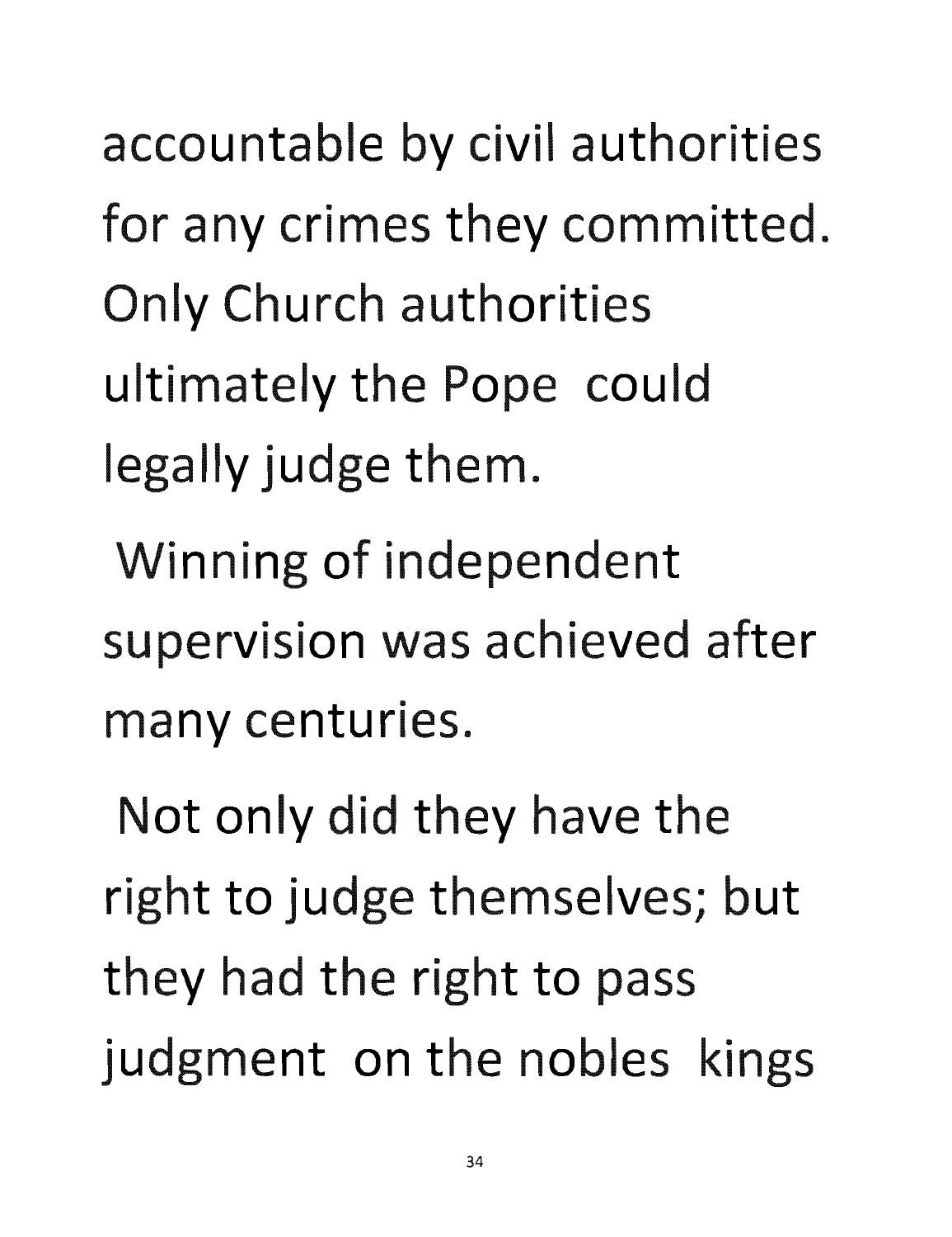accountable by civil authorities for any crimes they committed. Only Church authorities ultimately the Pope could legally judge them.

Winning of independent supervision was achieved after many centuries.

Not only did they have the right to judge themselves; but they had the right to pass judgment on the nobles kings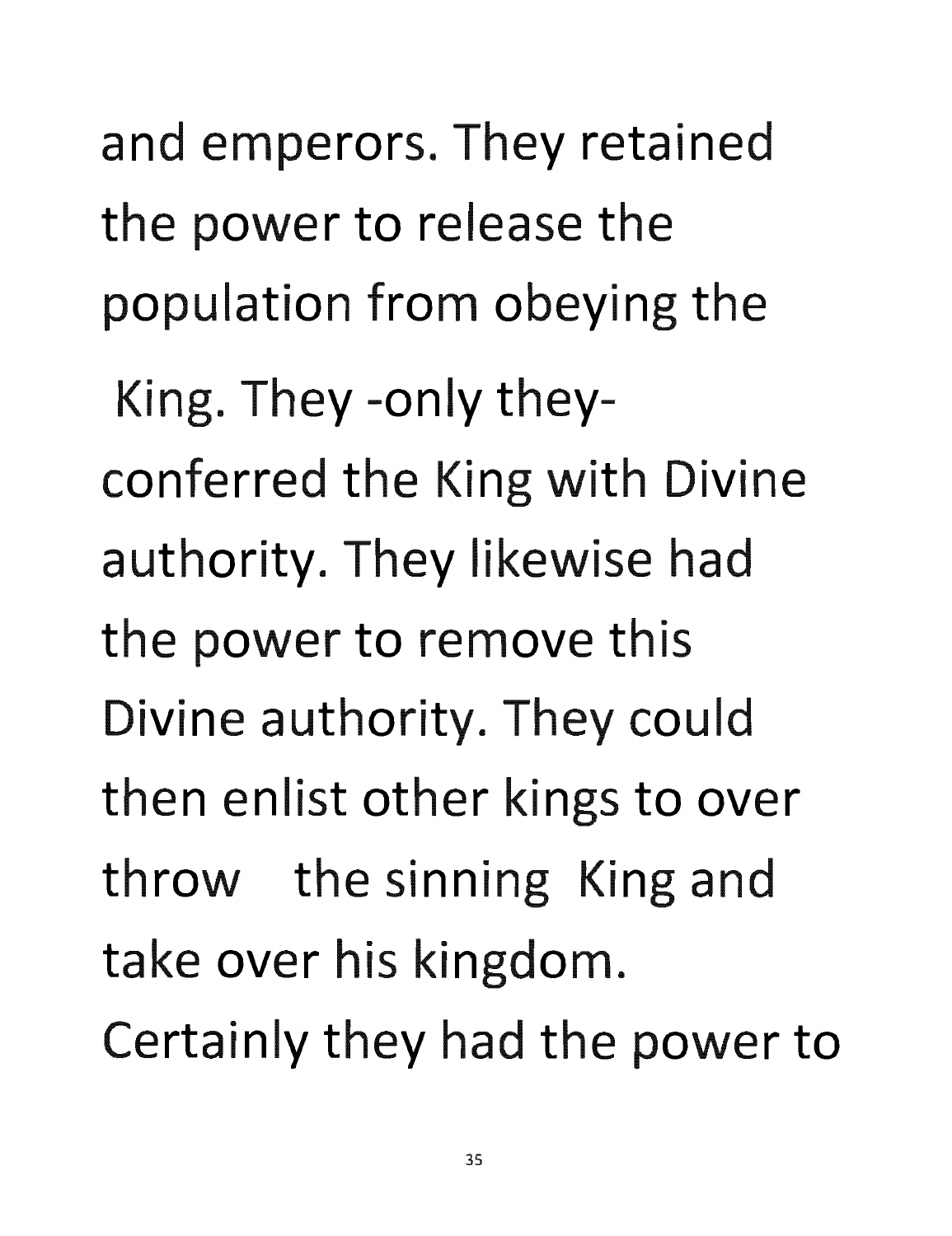and emperors. They retained the power to release the population from obeying the King. They -only they- conferred the King with Divine authority. They likewise had the power to remove this Divine authority. They could then enlist other kings to over throw the sinning King and take over his kingdom. Certainly they had the power to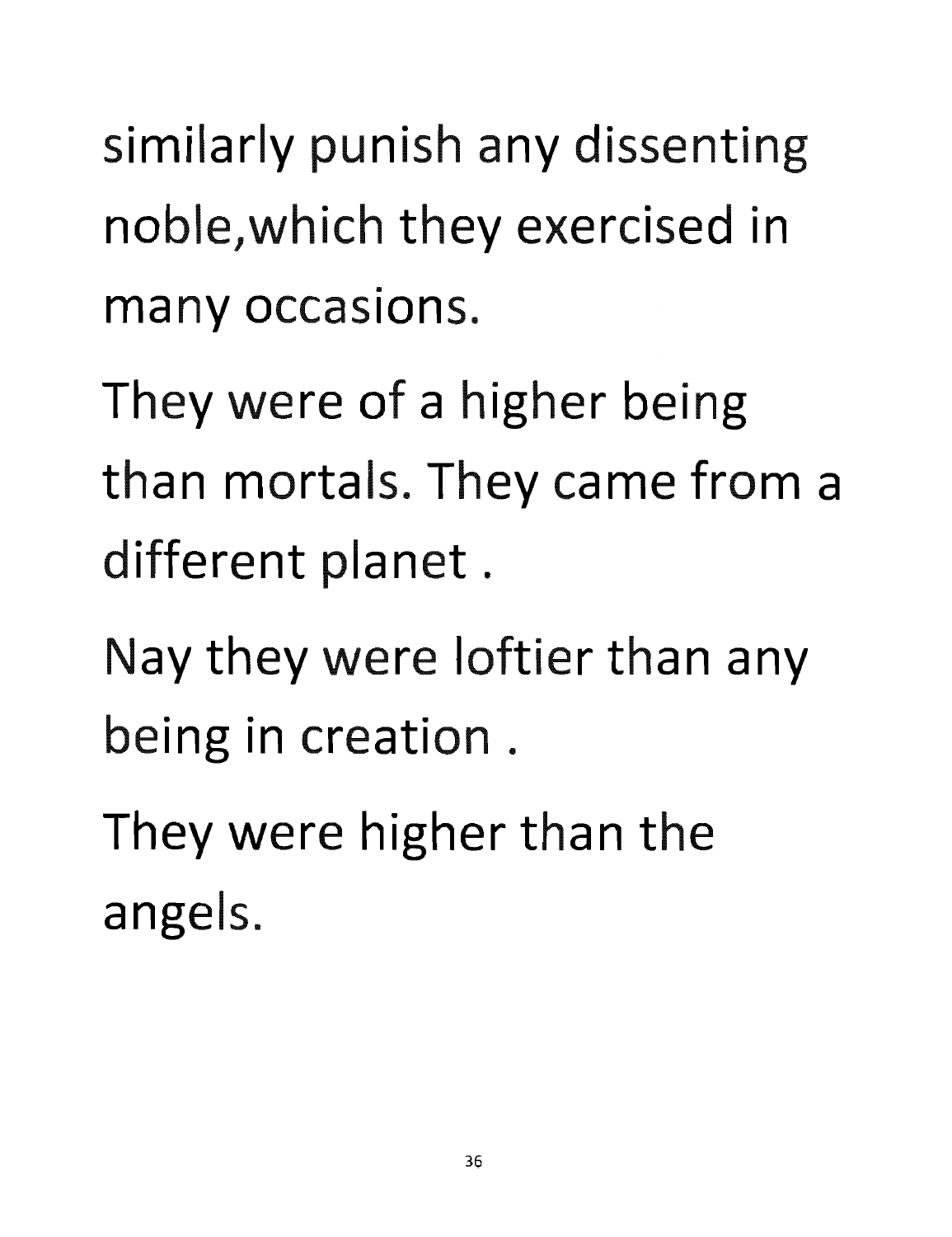similarly punish any dissenting noble,which they exercised in many occasions.

They were of a higher being than mortals. They came from a different planet .

Nay they were loftier than any being in creation .

They were higher than the angels.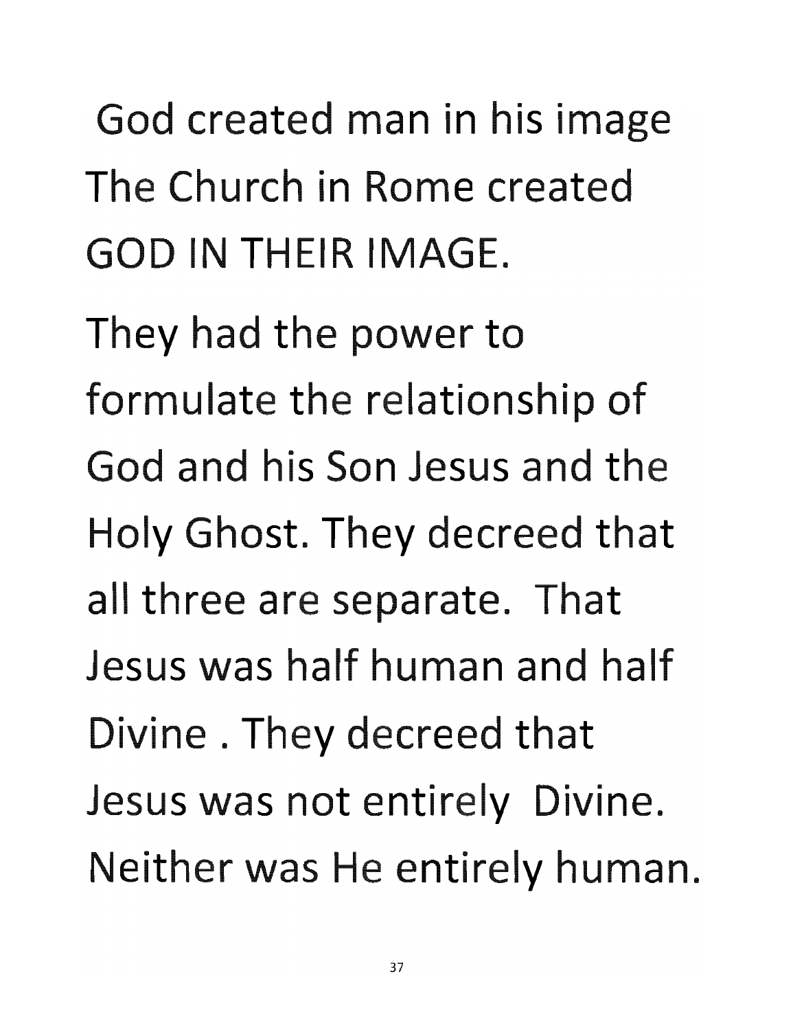God created man in his image The Church in Rome created GOD IN THEIR IMAGE.

They had the power to formulate the relationship of God and his Son Jesus and the Holy Ghost. They decreed that all three are separate. That Jesus was half human and half Divine . They decreed that Jesus was not entirely Divine. Neither was He entirely human.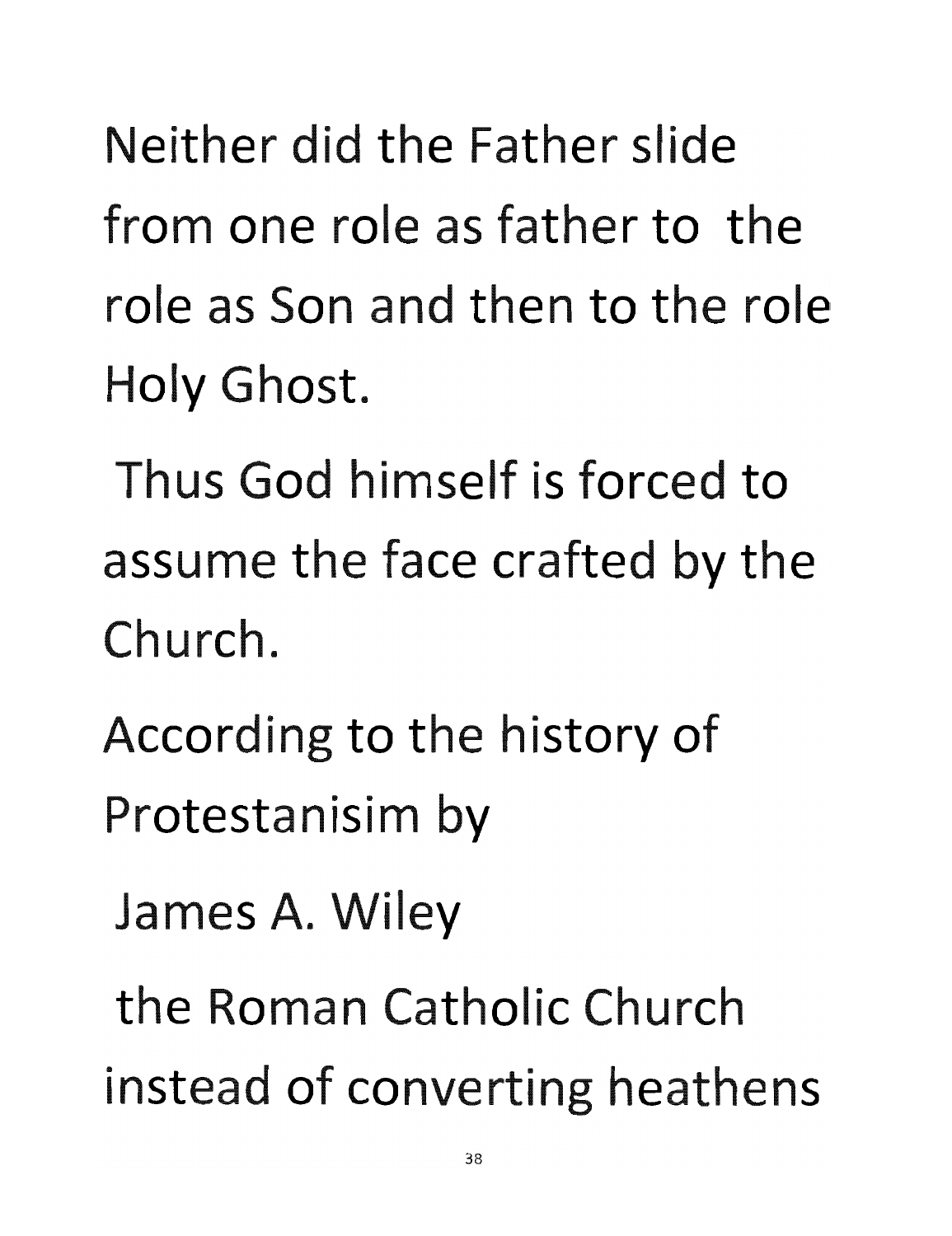Neither did the Father slide from one role as father to the role as Son and then to the role Holy Ghost.

Thus God himself is forced to assume the face crafted by the Church.

According to the history of Protestanisim by

James A. Wiley

the Roman Catholic Church instead of converting heathens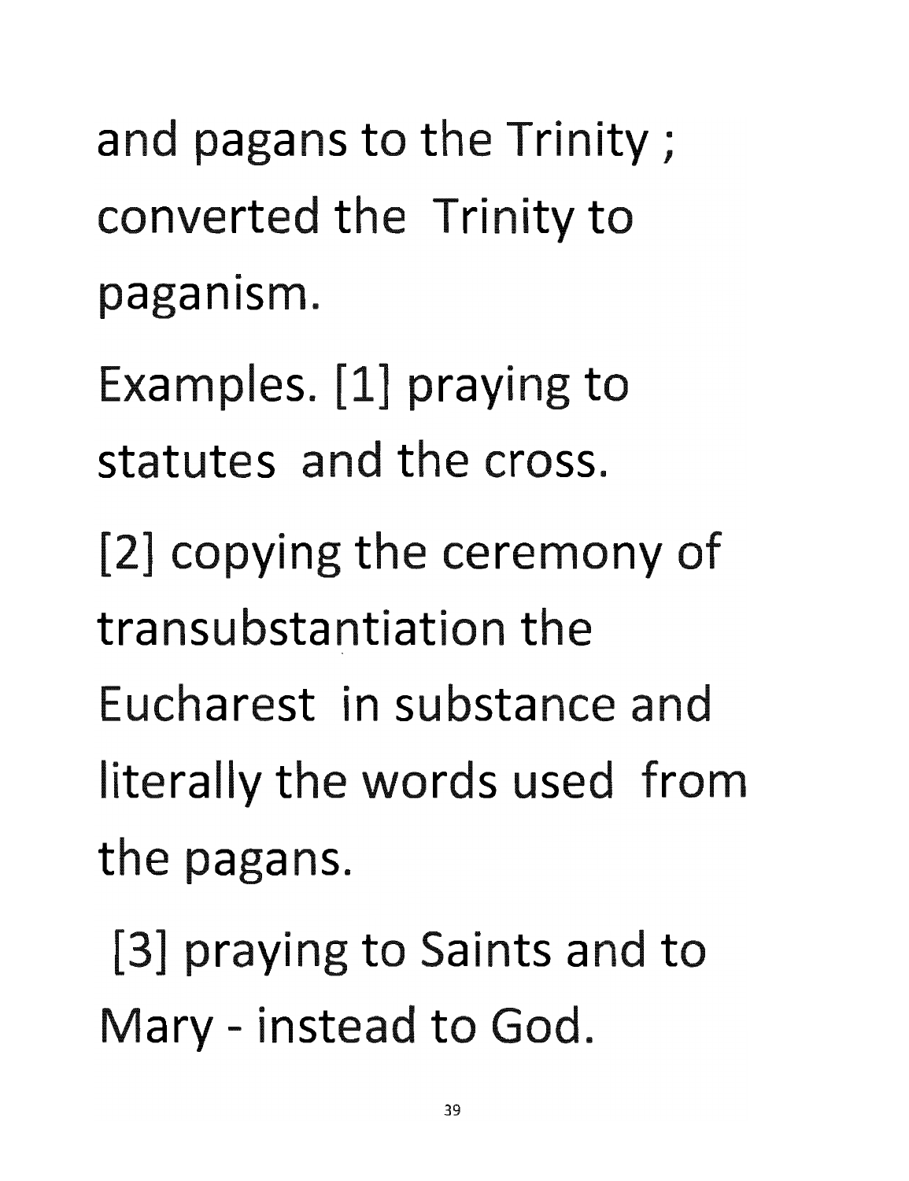and pagans to the Trinity ; converted the Trinity to paganism.

Examples. [1] praying to statutes and the cross.

[2] copying the ceremony of transubstantiation the Eucharest in substance and literally the words used from the pagans.

[3] praying to Saints and to Mary - instead to God.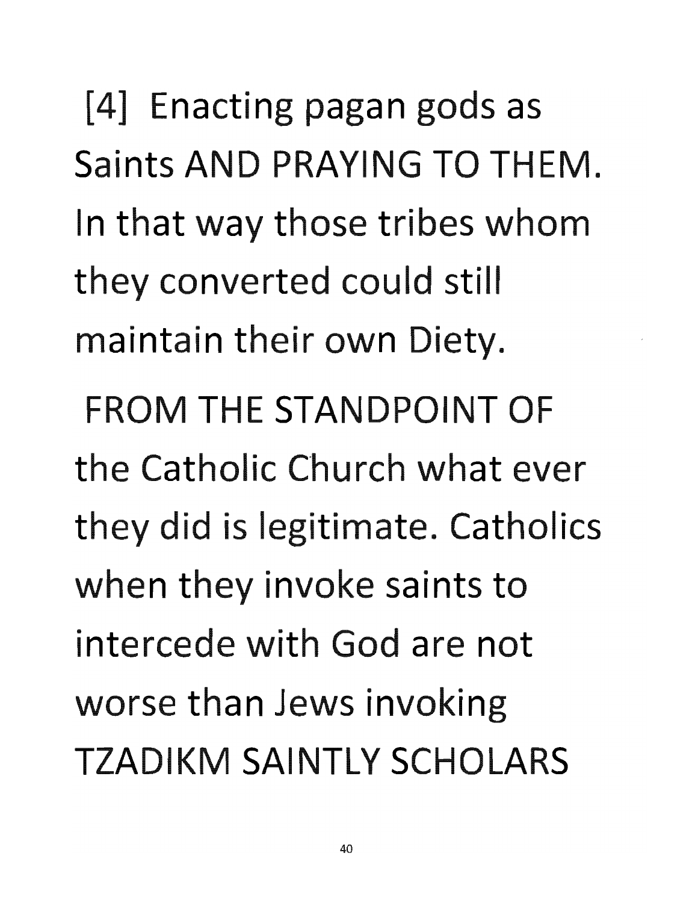[4] Enacting pagan gods as Saints AND PRAYING TO THEM. In that way those tribes whom they converted could still maintain their own Diety.

FROM THE STANDPOINT OF the Catholic Church what ever they did is legitimate. Catholics when they invoke saints to intercede with God are not worse than Jews invoking TZADIKM SAINTLY SCHOLARS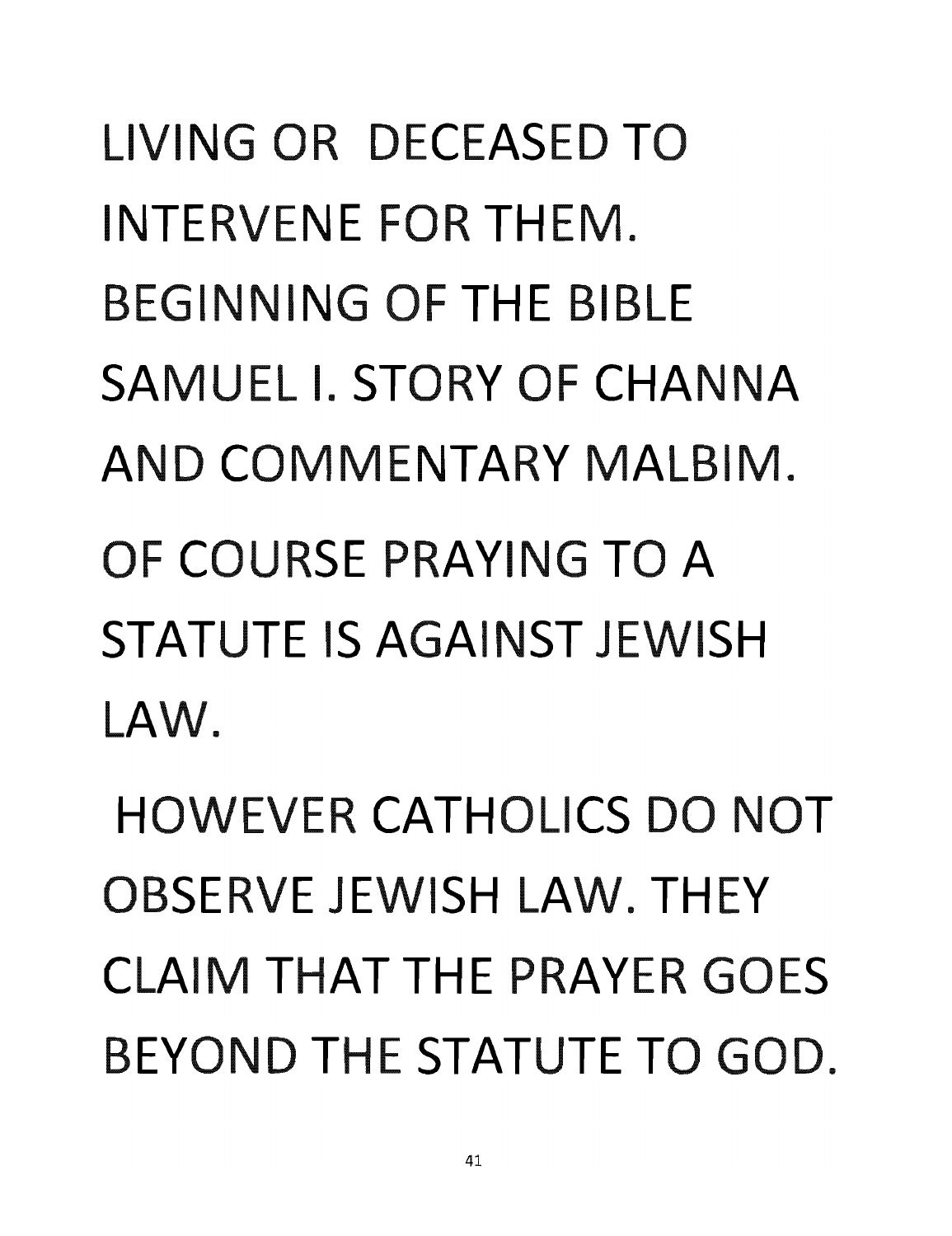LIVING OR DECEASED TO INTERVENE FOR THEM. BEGINNING OF THE BIBLE SAMUEL I. STORY OF CHANNA AND COMMENTARY MALBIM.

OF COURSE PRAYING TO A STATUTE IS AGAINST JEWISH LAW.

HOWEVER CATHOLICS DO NOT OBSERVE JEWISH LAW. THEY CLAIM THAT THE PRAYER GOES BEYOND THE STATUTE TO GOD.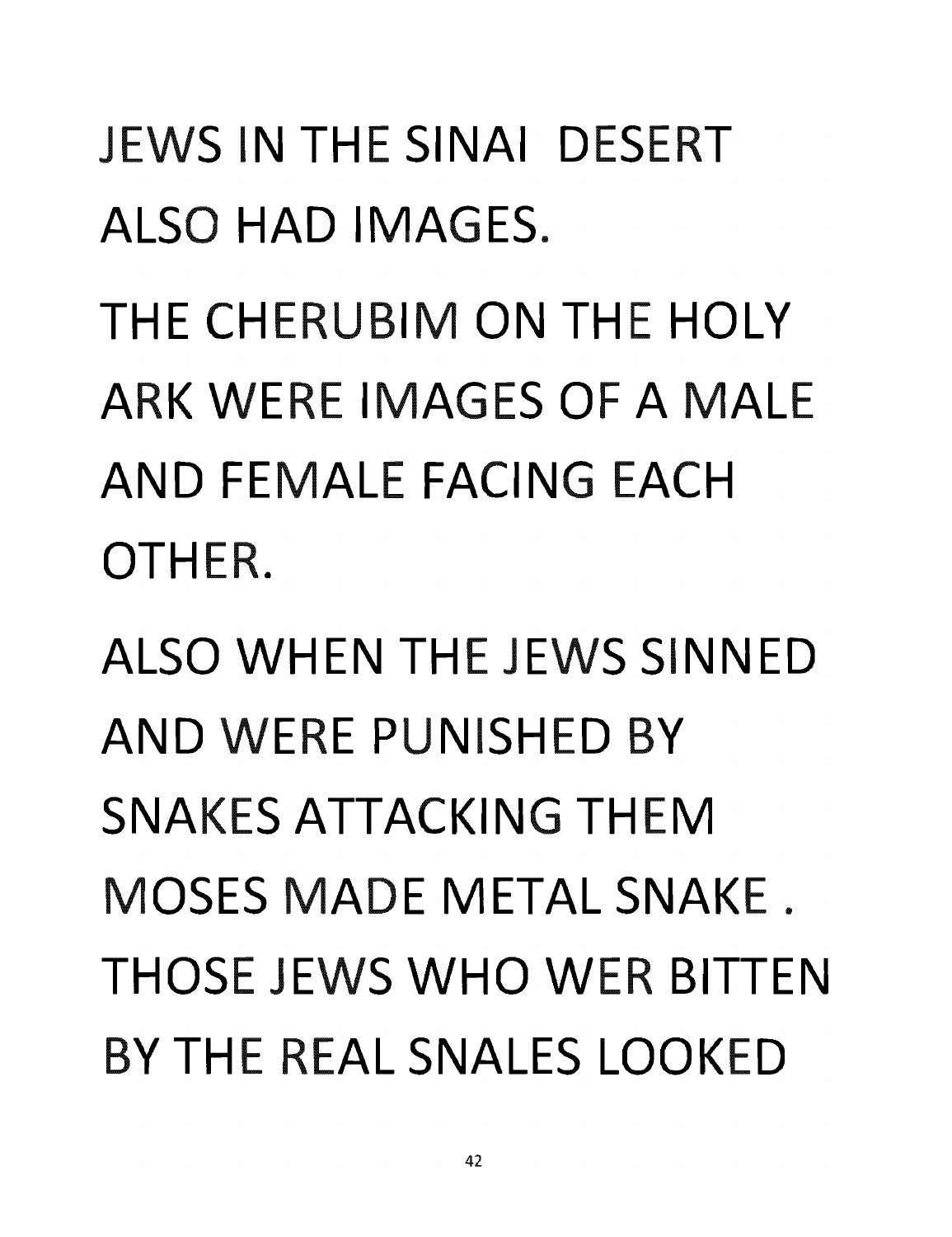JEWS IN THE SINAI DESERT ALSO HAD IMAGES.

THE CHERUBIM ON THE HOLY ARK WERE IMAGES OF A MALE AND FEMALE FACING EACH OTHER.

ALSO WHEN THE JEWS SINNED AND WERE PUNISHED BY SNAKES ATTACKING THEM MOSES MADE METAL SNAKE . THOSE JEWS WHO WER BITTEN BY THE REAL SNALES LOOKED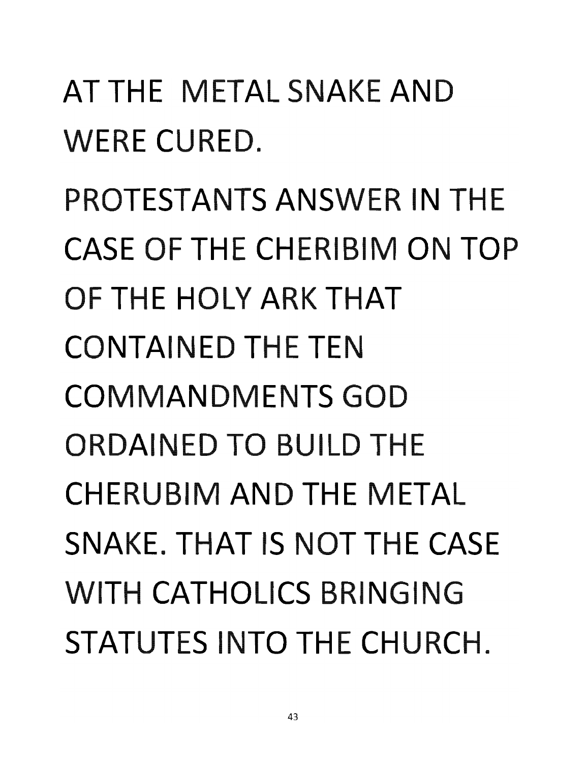AT THE METAL SNAKE AND WERE CURED.

PROTESTANTS ANSWER IN THE CASE OF THE CHERIBIM ON TOP OF THE HOLY ARK THAT CONTAINED THE TEN COMMANDMENTS GOD ORDAINED TO BUILD THE CHERUBIM AND THE METAL SNAKE. THAT IS NOT THE CASE WITH CATHOLICS BRINGING STATUTES INTO THE CHURCH.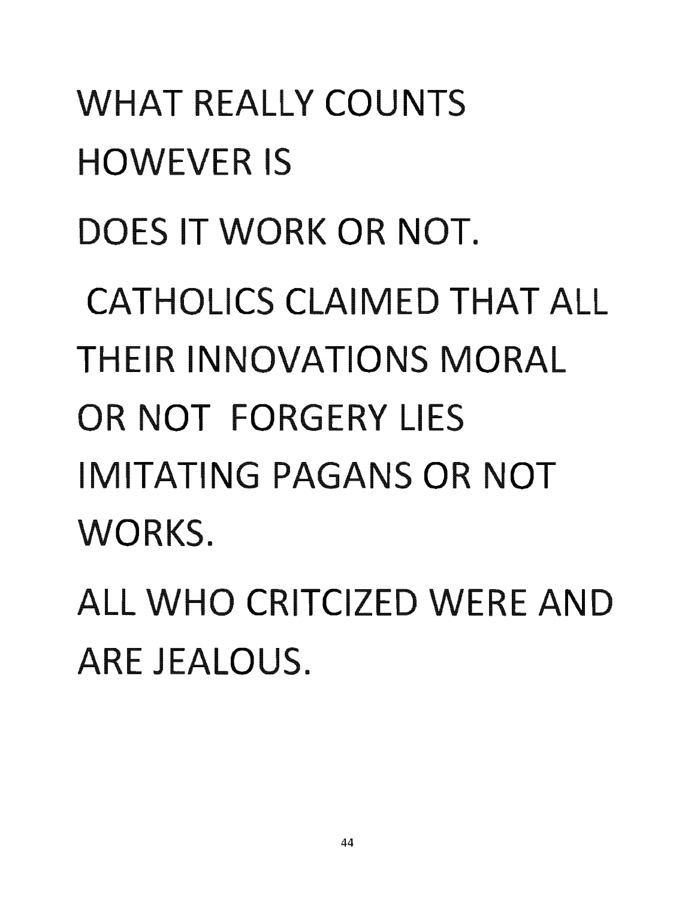WHAT REALLY COUNTS HOWEVER IS

DOES IT WORK OR NOT.

CATHOLICS CLAIMED THAT ALL THEIR INNOVATIONS MORAL OR NOT FORGERY LIES IMITATING PAGANS OR NOT WORKS.

ALL WHO CRITCIZED WERE AND ARE JEALOUS.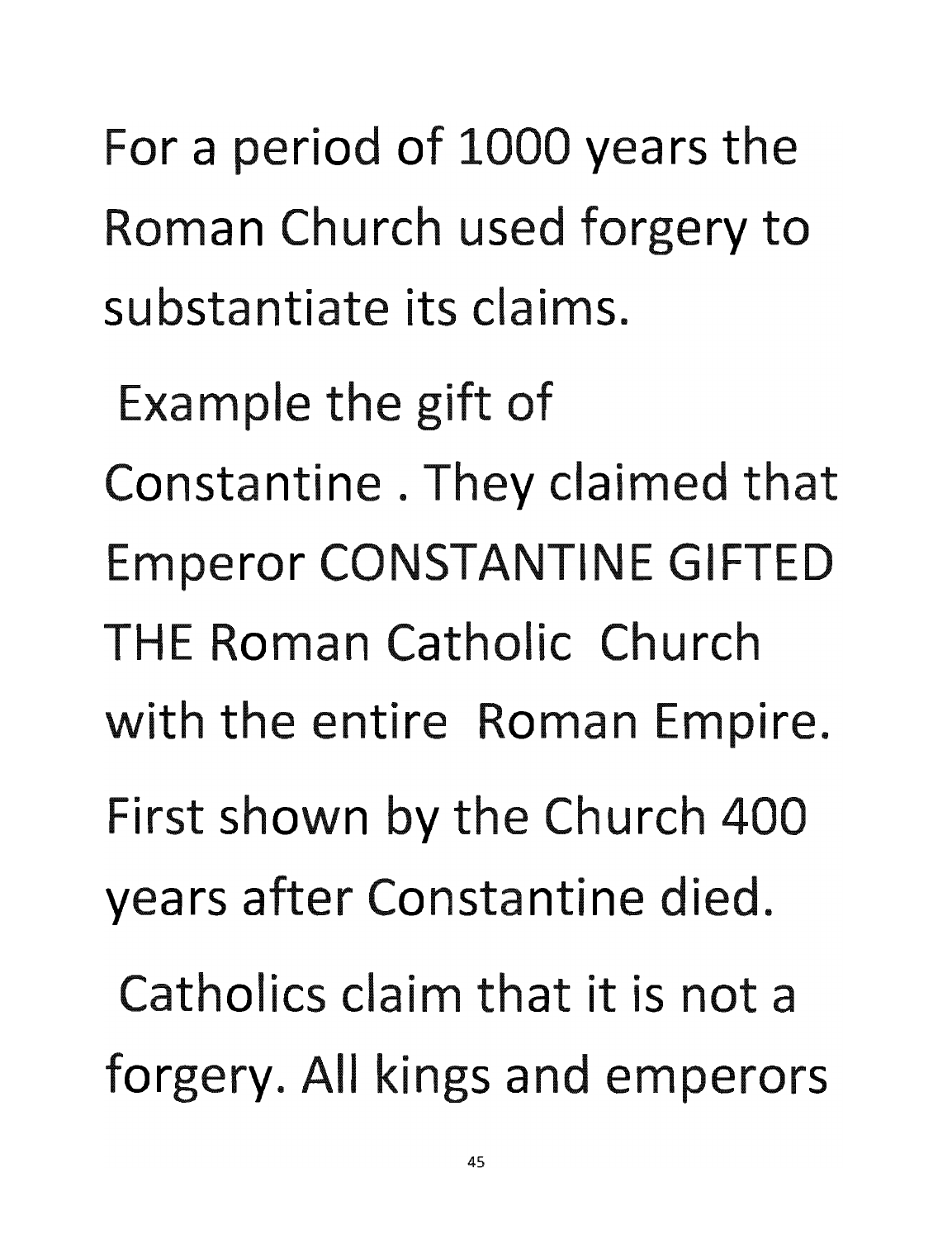For a period of 1000 years the Roman Church used forgery to substantiate its claims.

Example the gift of Constantine . They claimed that Emperor CONSTANTINE GIFTED THE Roman Catholic Church with the entire Roman Empire. First shown by the Church 400 years after Constantine died.

Catholics claim that it is not a forgery. All kings and emperors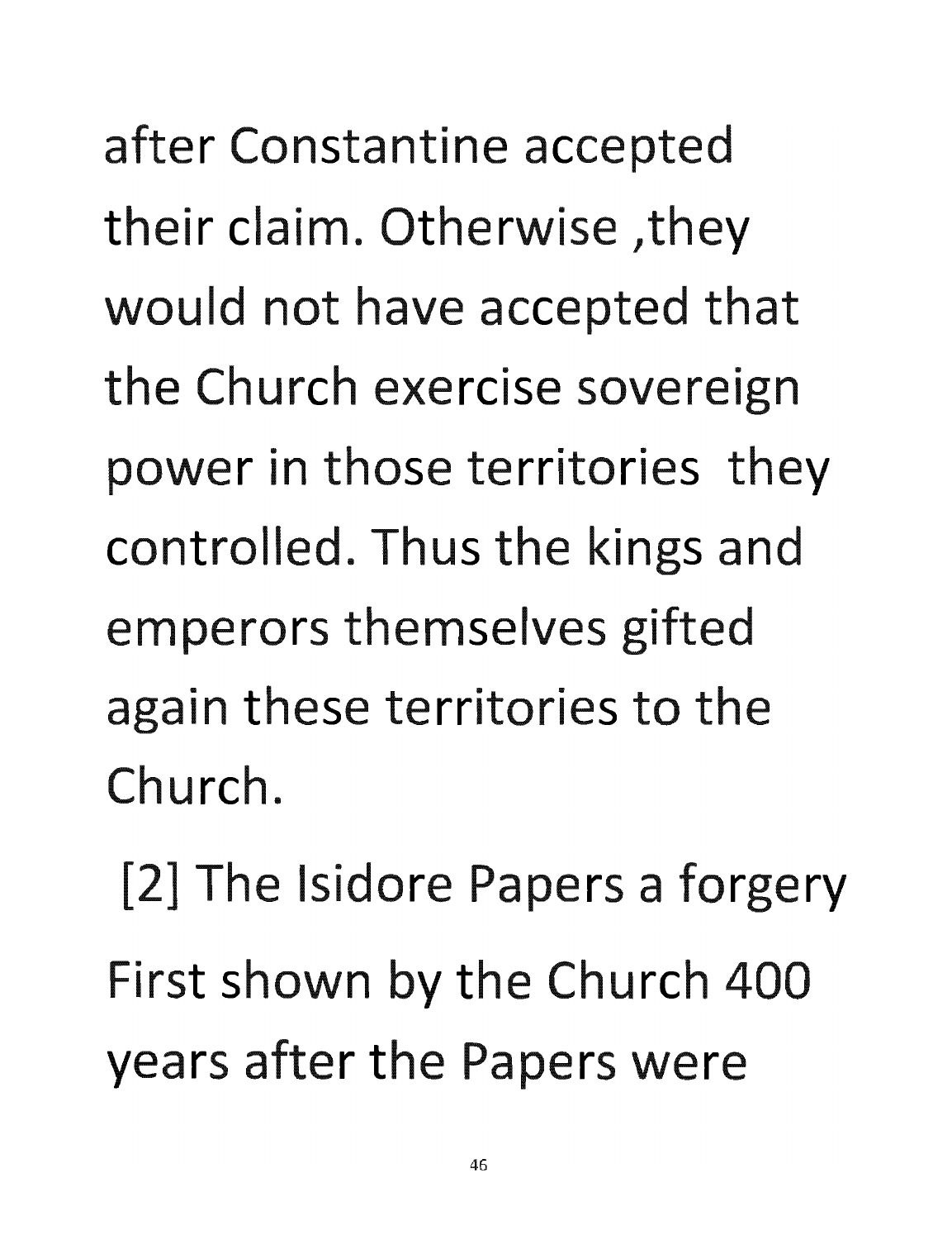after Constantine accepted their claim. Otherwise ,they would not have accepted that the Church exercise sovereign power in those territories they controlled. Thus the kings and emperors themselves gifted again these territories to the Church.

[2] The Isidore Papers a forgery First shown by the Church 400 years after the Papers were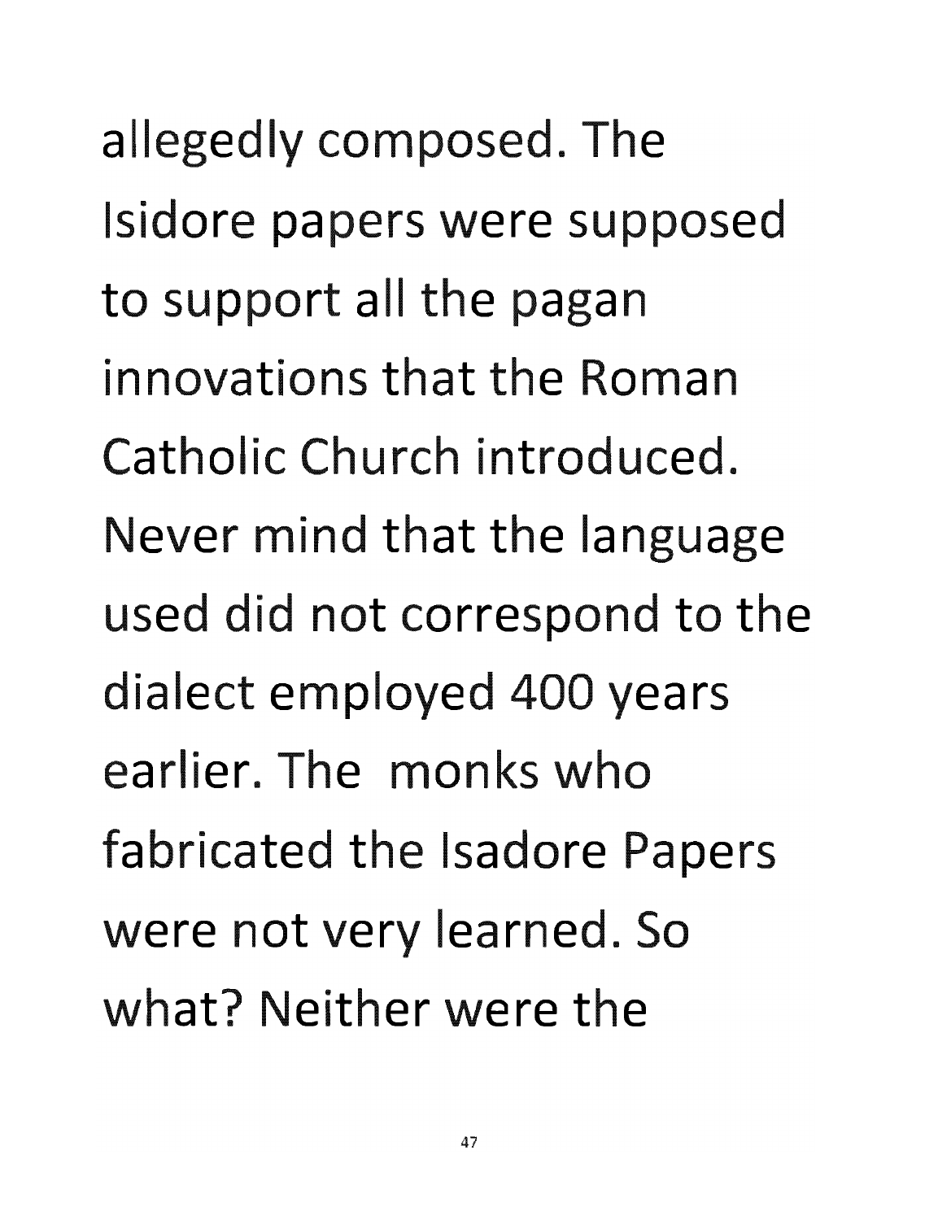allegedly composed. The Isidore papers were supposed to support all the pagan innovations that the Roman Catholic Church introduced. Never mind that the language used did not correspond to the dialect employed 400 years earlier. The monks who fabricated the Isadore Papers were not very learned. So what? Neither were the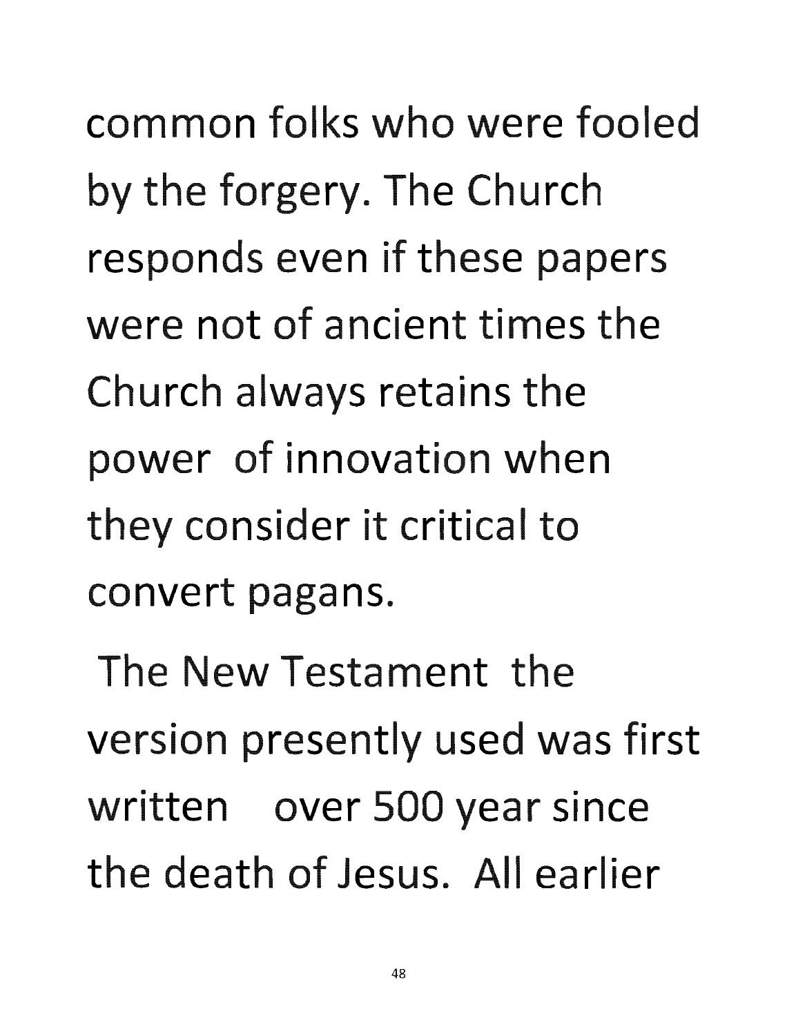common folks who were fooled by the forgery. The Church responds even if these papers were not of ancient times the Church always retains the power of innovation when they consider it critical to convert pagans.

The New Testament the version presently used was first written over 500 year since the death of Jesus. All earlier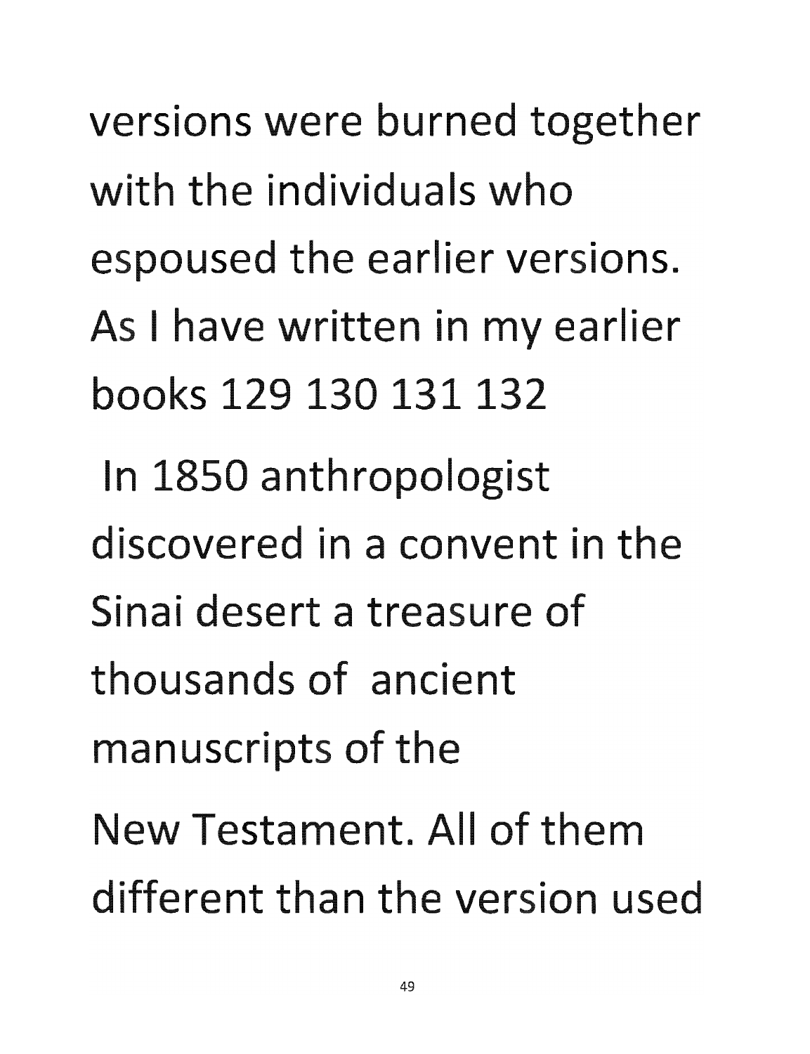versions were burned together with the individuals who espoused the earlier versions. As I have written in my earlier books 129 130 131 132

In 1850 anthropologist discovered in a convent in the Sinai desert a treasure of thousands of ancient manuscripts of the New Testament. All of them different than the version used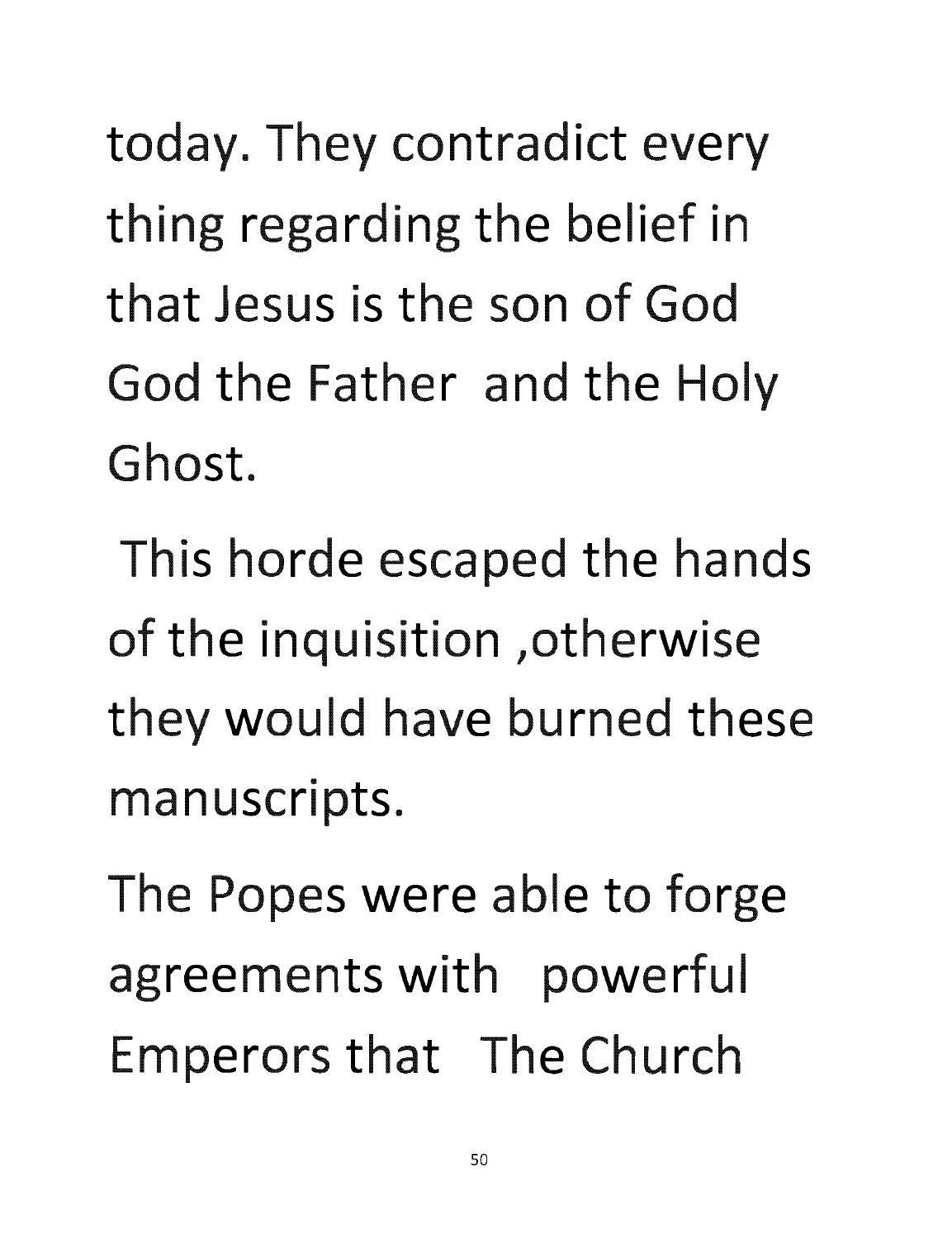today. They contradict every thing regarding the belief in that Jesus is the son of God God the Father and the Holy Ghost.

This horde escaped the hands of the inquisition ,otherwise they would have burned these manuscripts.

The Popes were able to forge agreements with powerful Emperors that The Church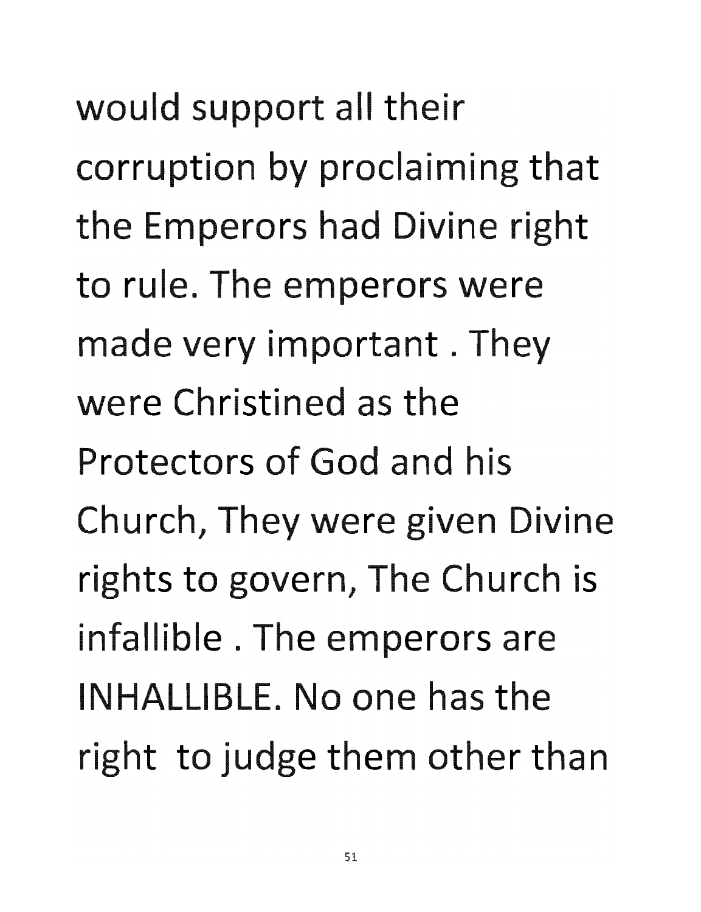would support all their corruption by proclaiming that the Emperors had Divine right to rule. The emperors were made very important . They were Christined as the Protectors of God and his Church, They were given Divine rights to govern, The Church is infallible . The emperors are INHALLIBLE. No one has the right to judge them other than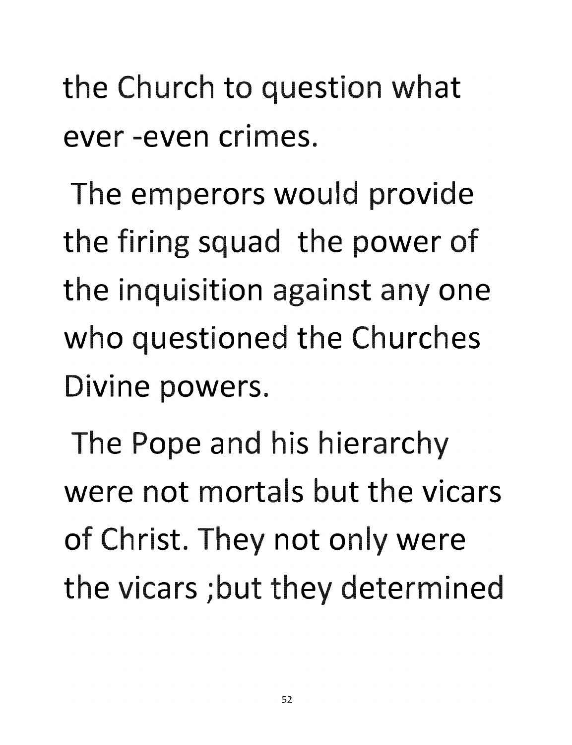the Church to question what ever -even crimes.

The emperors would provide the firing squad the power of the inquisition against any one who questioned the Churches Divine powers.

The Pope and his hierarchy were not mortals but the vicars of Christ. They not only were the vicars ;but they determined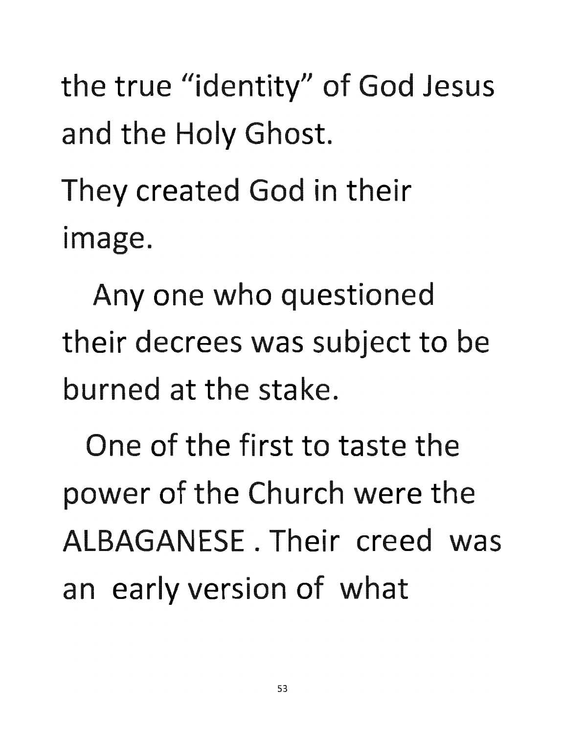the true "identity" of God Jesus and the Holy Ghost.

They created God in their image.

Any one who questioned their decrees was subject to be burned at the stake.

One of the first to taste the power of the Church were the ALBAGANESE . Their creed was an early version of what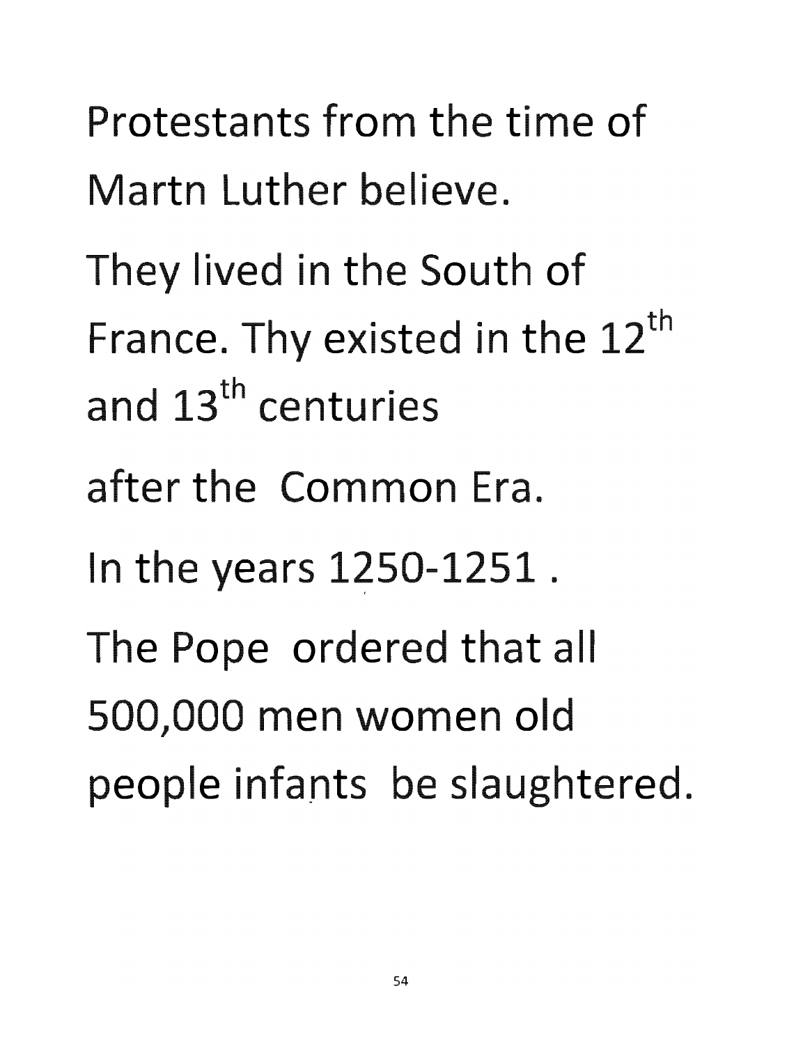Protestants from the time of Martn Luther believe.

They lived in the South of France. Thy existed in the 12th and 13th centuries

after the Common Era.

In the years 1250-1251 .

The Pope ordered that all 500,000 men women old people infants be slaughtered.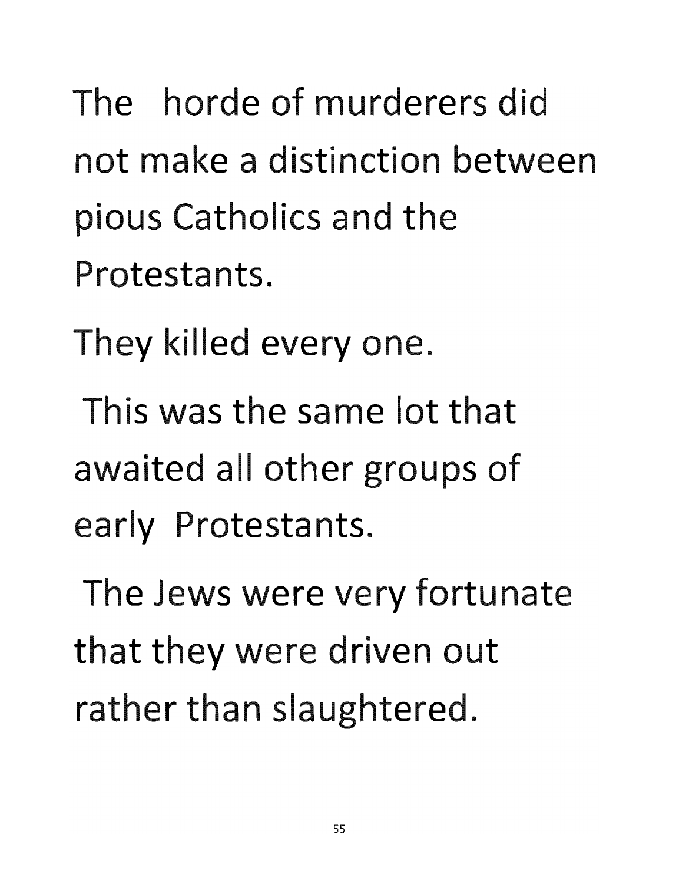The horde of murderers did not make a distinction between pious Catholics and the Protestants.

They killed every one.

This was the same lot that awaited all other groups of early Protestants.

The Jews were very fortunate that they were driven out rather than slaughtered.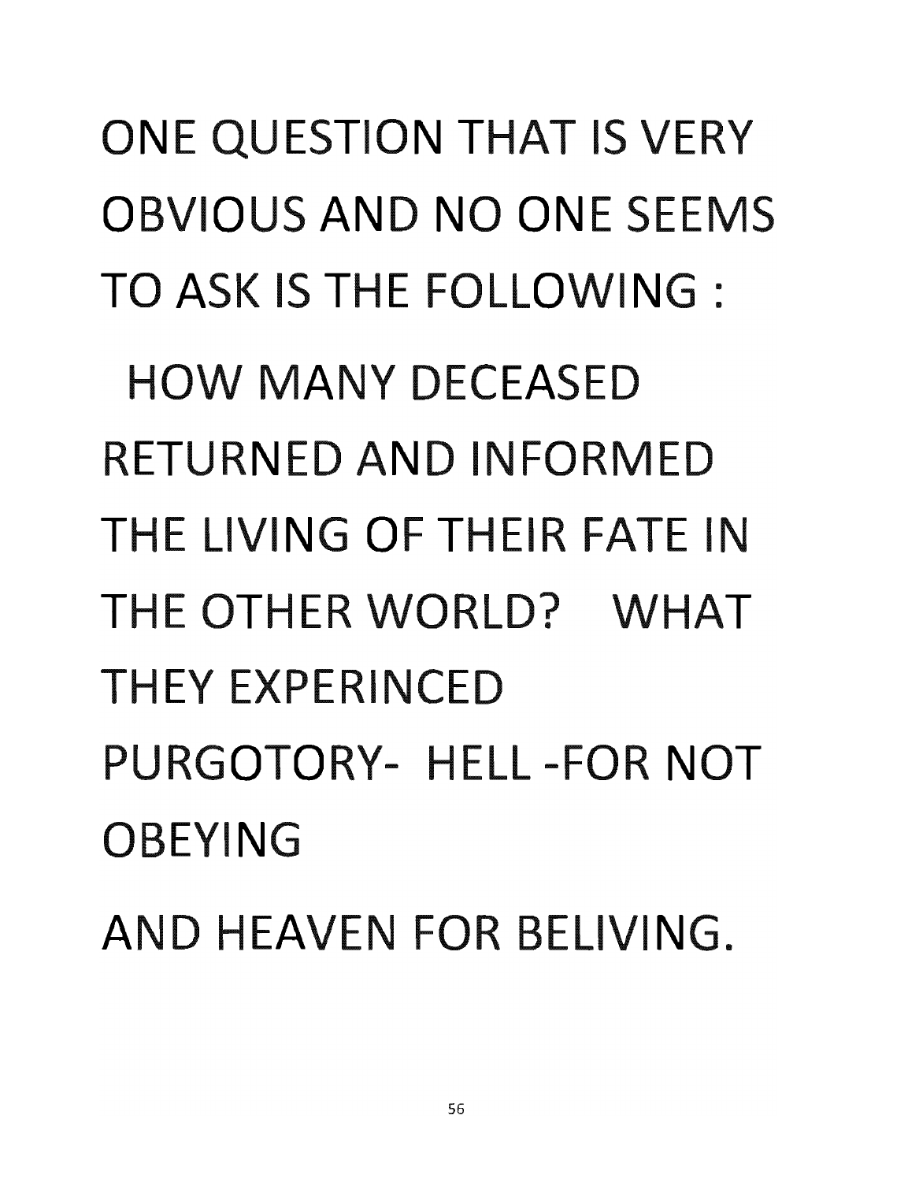ONE QUESTION THAT IS VERY OBVIOUS AND NO ONE SEEMS TO ASK IS THE FOLLOWING :

HOW MANY DECEASED RETURNED AND INFORMED THE LIVING OF THEIR FATE IN THE OTHER WORLD? WHAT THEY EXPERINCED PURGOTORY- HELL -FOR NOT OBEYING

AND HEAVEN FOR BELIVING.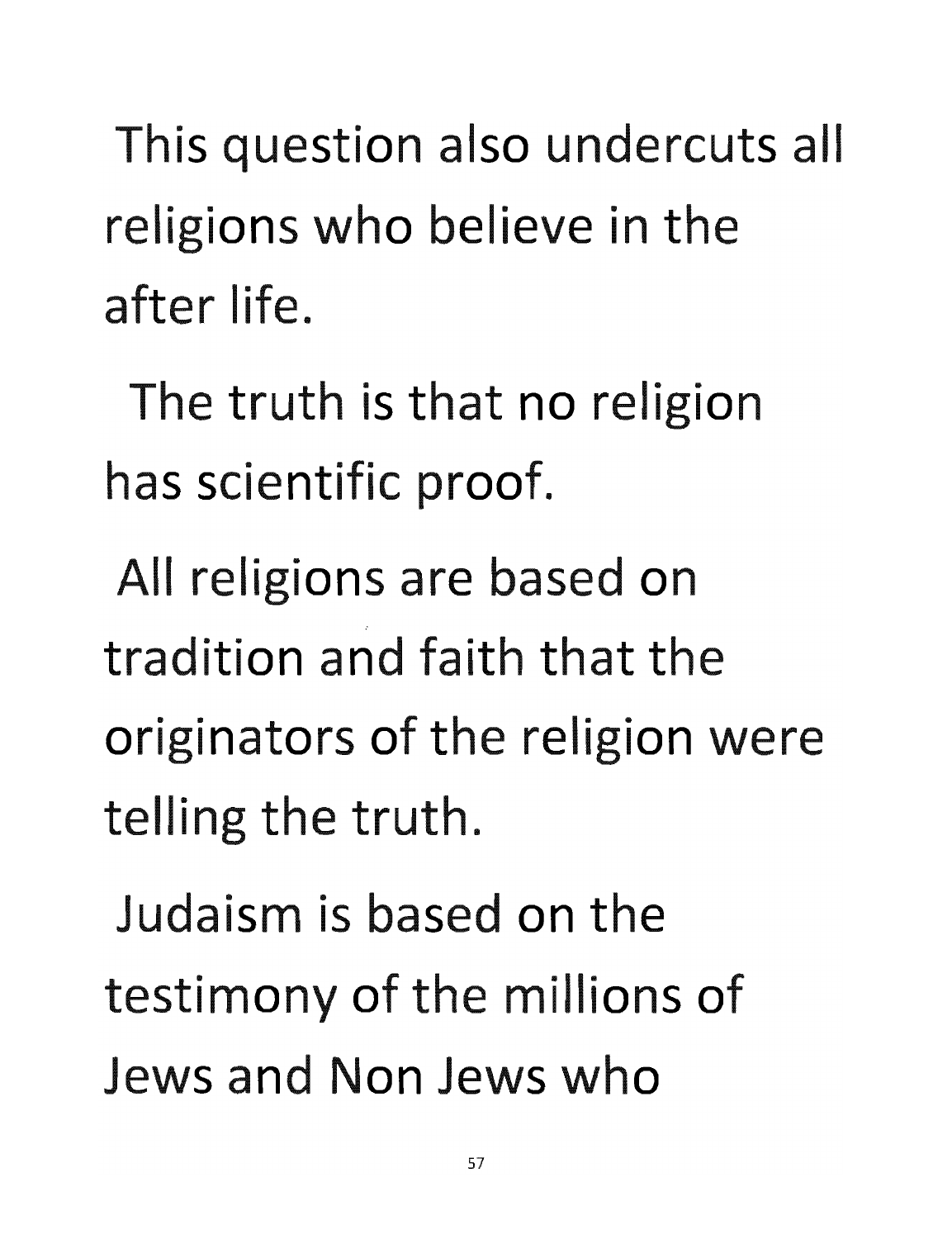This question also undercuts all religions who believe in the after life.

The truth is that no religion has scientific proof.

All religions are based on tradition and faith that the originators of the religion were telling the truth.

Judaism is based on the testimony of the millions of Jews and Non Jews who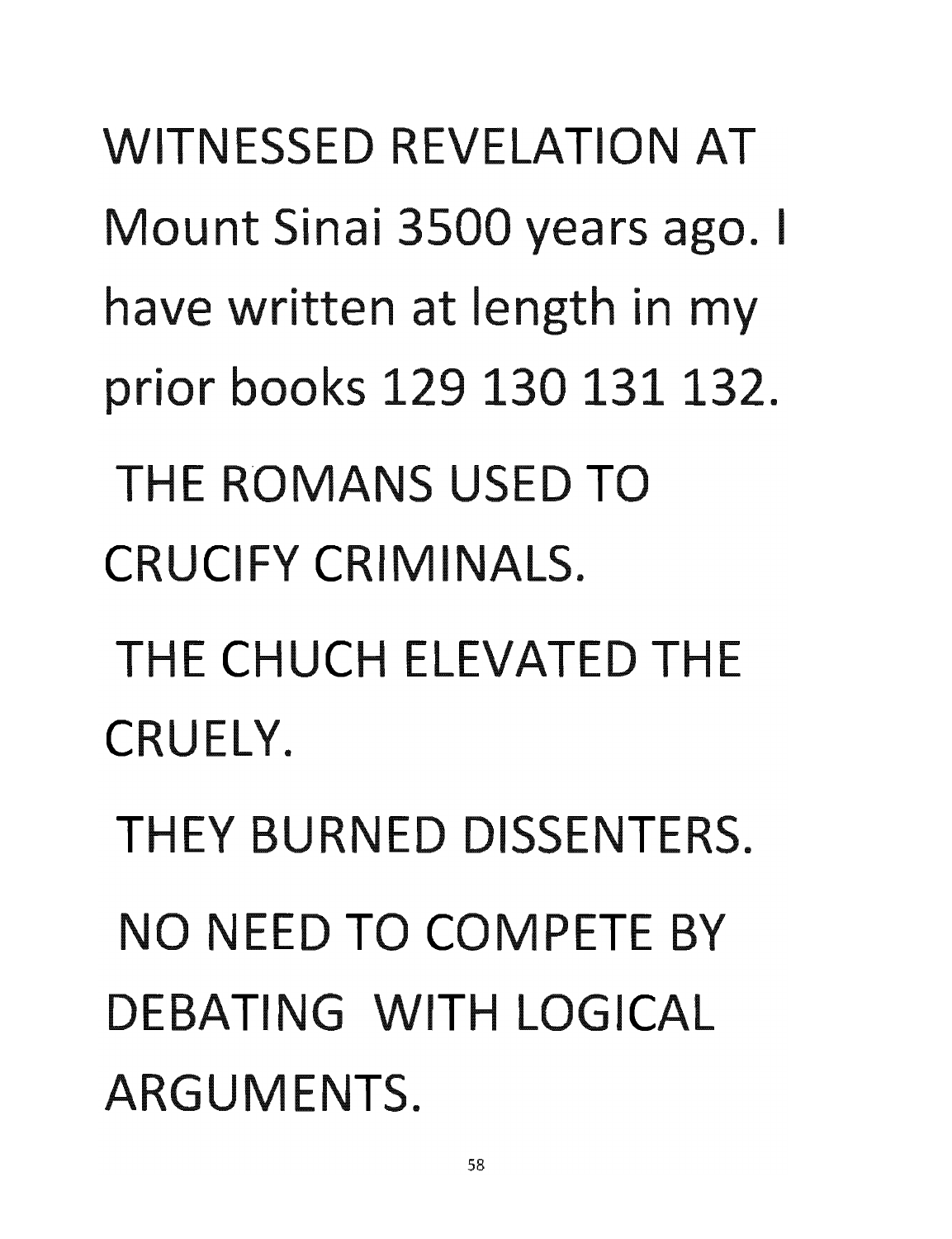WITNESSED REVELATION AT Mount Sinai 3500 years ago. I have written at length in my prior books 129 130 131 132.

THE ROMANS USED TO CRUCIFY CRIMINALS.

THE CHUCH ELEVATED THE CRUELY.

THEY BURNED DISSENTERS.

NO NEED TO COMPETE BY DEBATING WITH LOGICAL ARGUMENTS.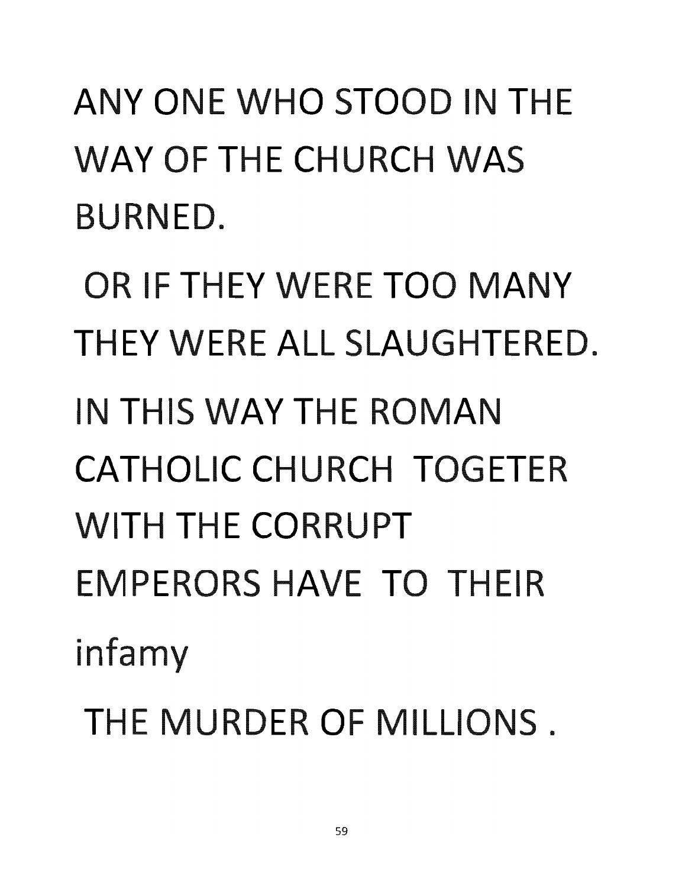ANY ONE WHO STOOD IN THE WAY OF THE CHURCH WAS BURNED.

OR IF THEY WERE TOO MANY THEY WERE ALL SLAUGHTERED.

IN THIS WAY THE ROMAN CATHOLIC CHURCH TOGETER WITH THE CORRUPT EMPERORS HAVE TO THEIR infamy

THE MURDER OF MILLIONS .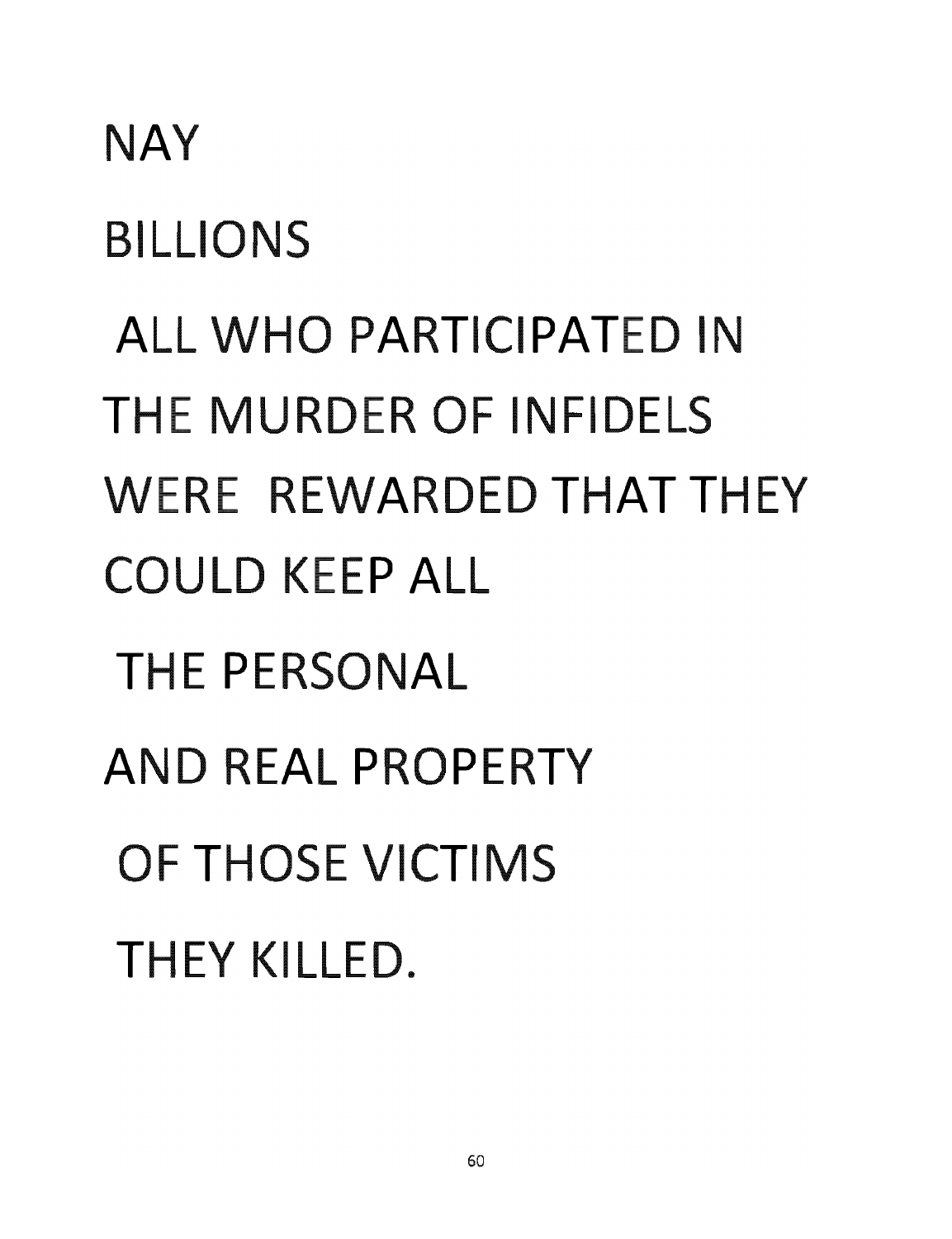NAY

BILLIONS

ALL WHO PARTICIPATED IN

THE MURDER OF INFIDELS

WERE REWARDED THAT THEY

COULD KEEP ALL

THE PERSONAL

AND REAL PROPERTY

OF THOSE VICTIMS

THEY KILLED.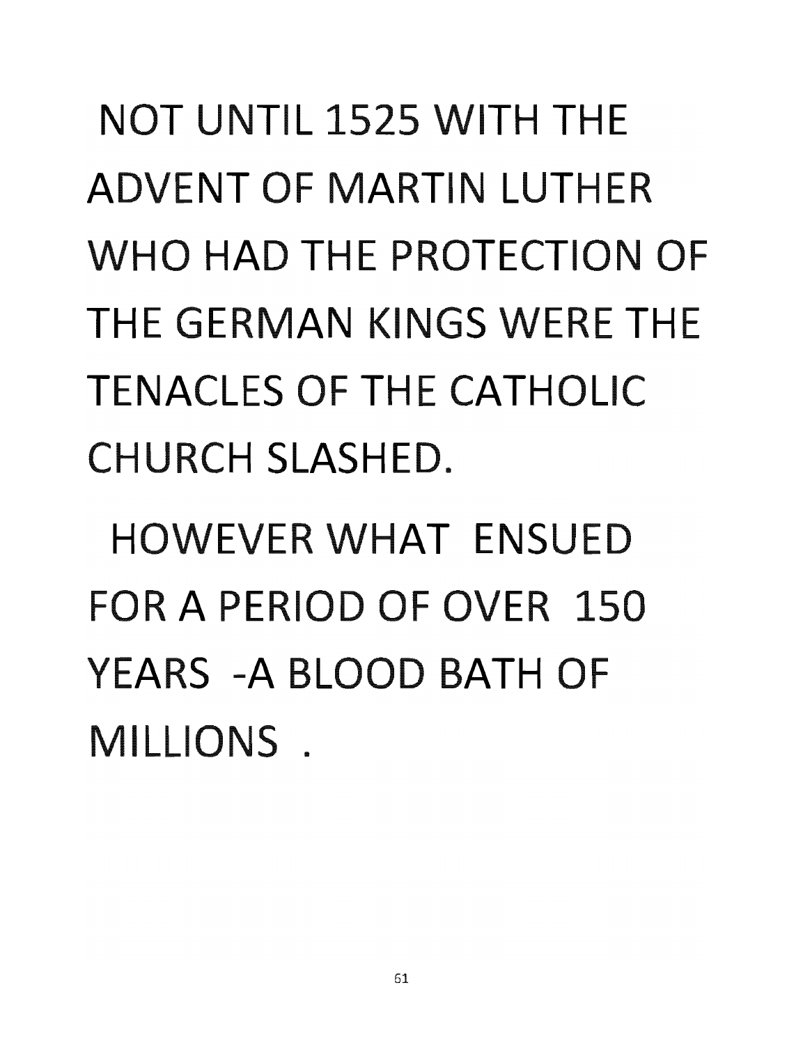NOT UNTIL 1525 WITH THE ADVENT OF MARTIN LUTHER WHO HAD THE PROTECTION OF THE GERMAN KINGS WERE THE TENACLES OF THE CATHOLIC CHURCH SLASHED.

HOWEVER WHAT ENSUED FOR A PERIOD OF OVER 150 YEARS -A BLOOD BATH OF MILLIONS .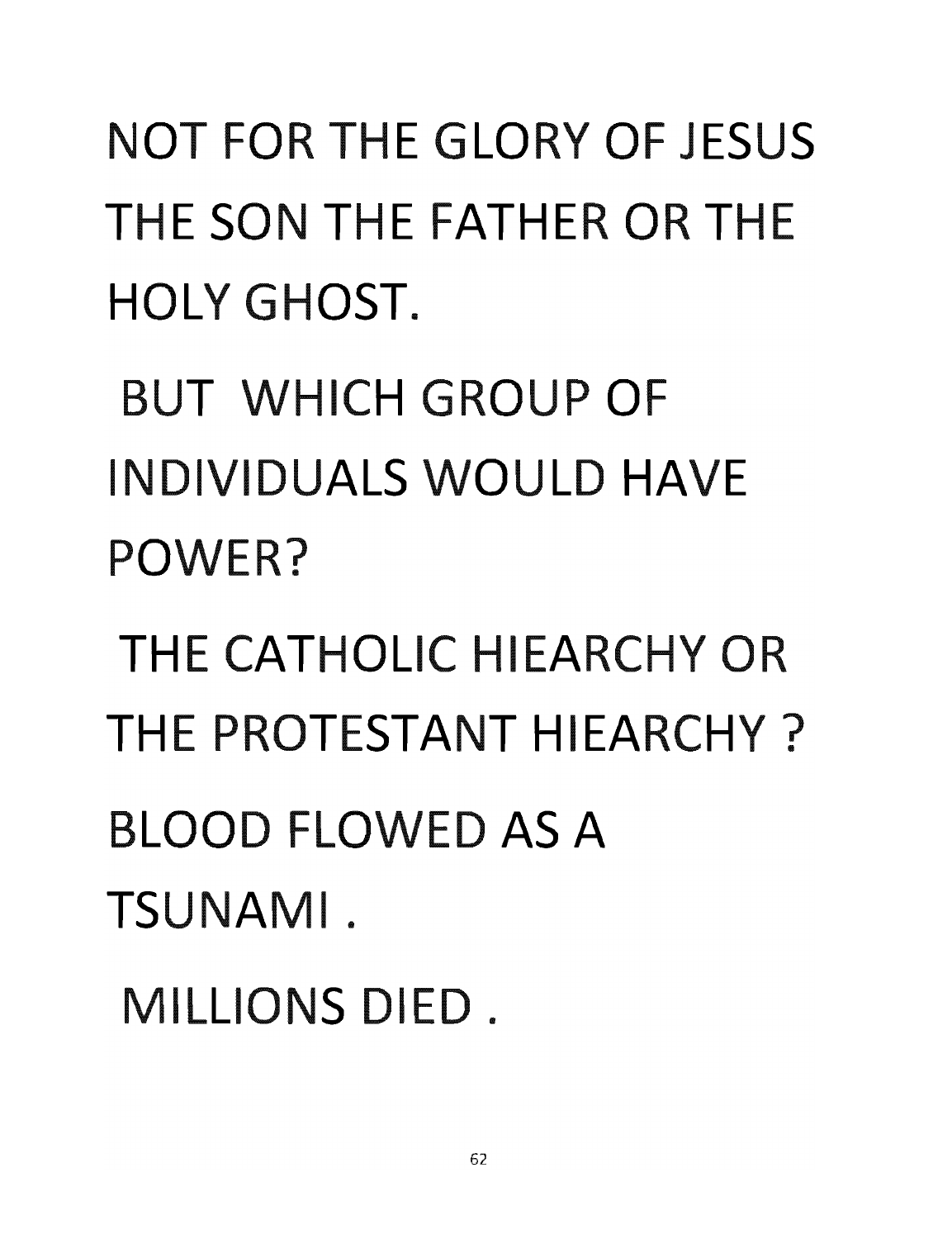NOT FOR THE GLORY OF JESUS THE SON THE FATHER OR THE HOLY GHOST.

BUT WHICH GROUP OF INDIVIDUALS WOULD HAVE POWER?

THE CATHOLIC HIEARCHY OR THE PROTESTANT HIEARCHY ?

BLOOD FLOWED AS A TSUNAMI .

MILLIONS DIED .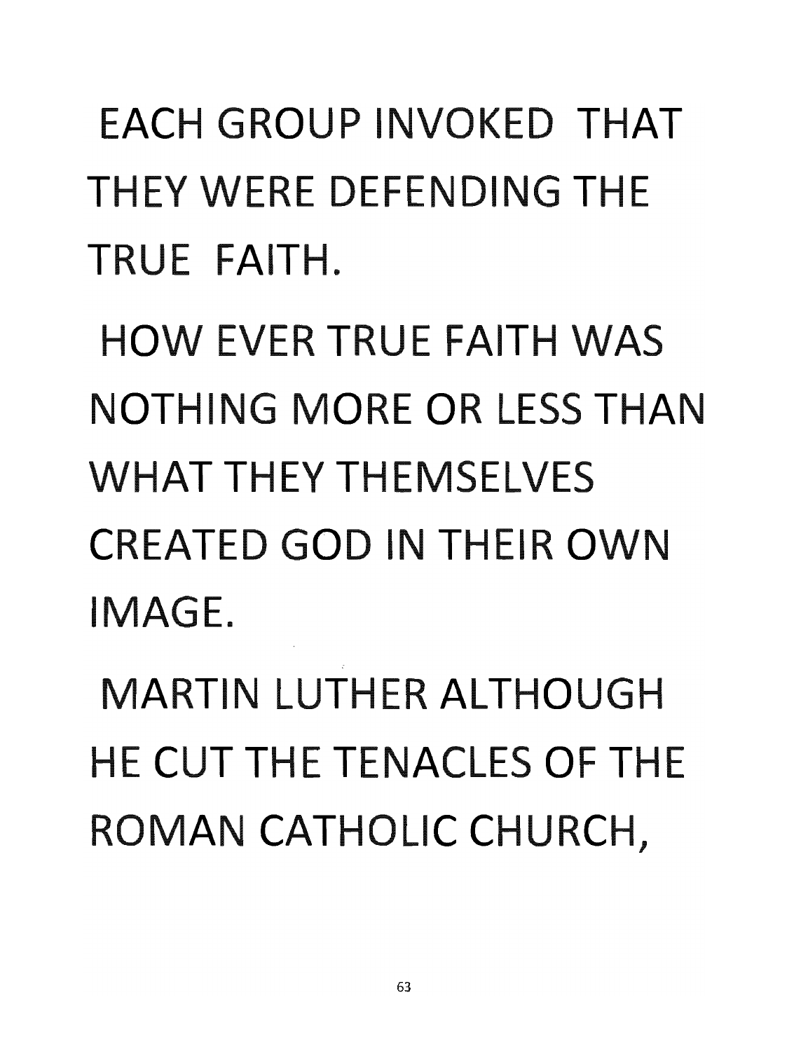EACH GROUP INVOKED THAT THEY WERE DEFENDING THE TRUE FAITH.

HOW EVER TRUE FAITH WAS NOTHING MORE OR LESS THAN WHAT THEY THEMSELVES CREATED GOD IN THEIR OWN IMAGE.

MARTIN LUTHER ALTHOUGH HE CUT THE TENACLES OF THE ROMAN CATHOLIC CHURCH,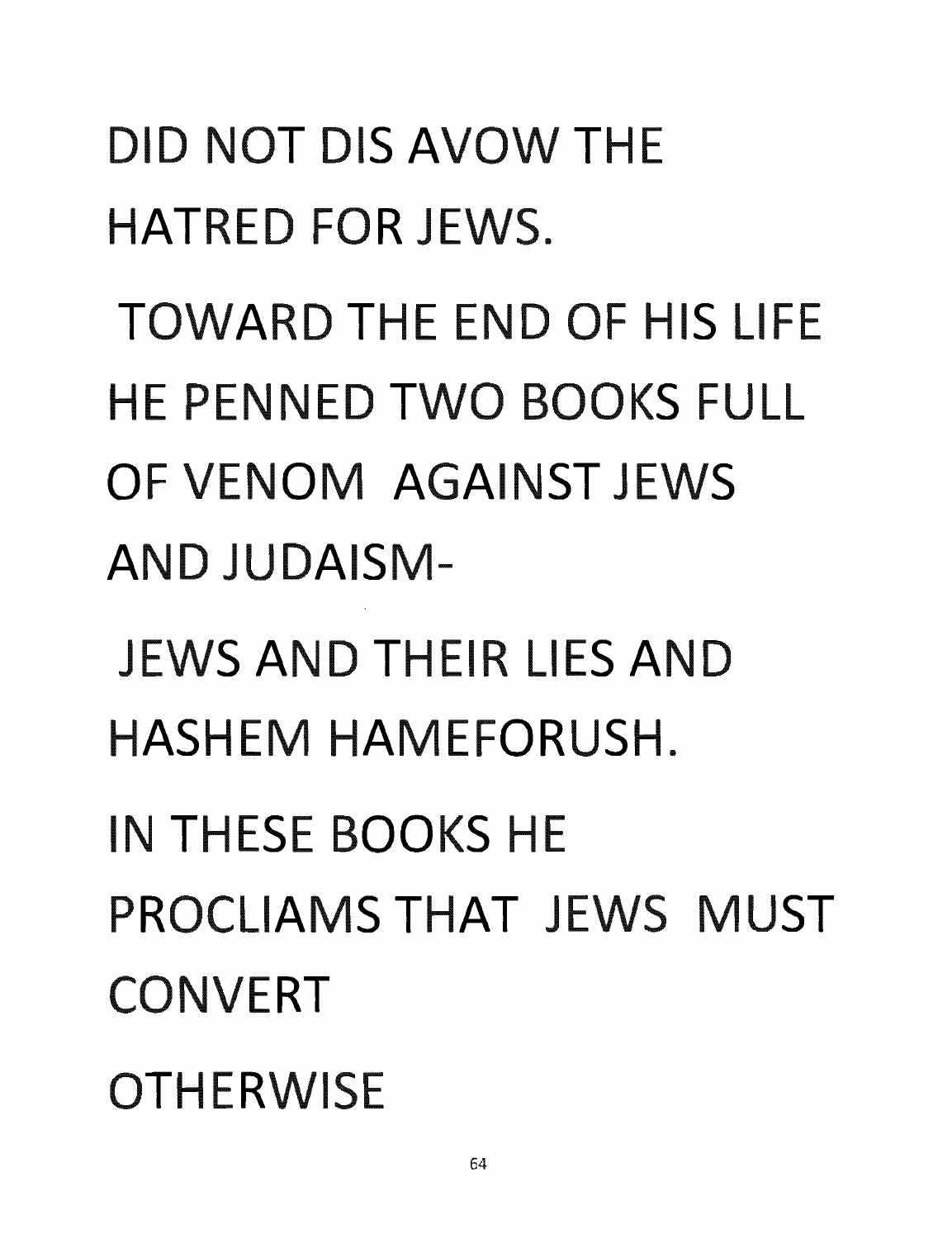DID NOT DIS AVOW THE HATRED FOR JEWS.

TOWARD THE END OF HIS LIFE HE PENNED TWO BOOKS FULL OF VENOM AGAINST JEWS AND JUDAISM-

JEWS AND THEIR LIES AND HASHEM HAMEFORUSH.

IN THESE BOOKS HE PROCLIAMS THAT JEWS MUST CONVERT

OTHERWISE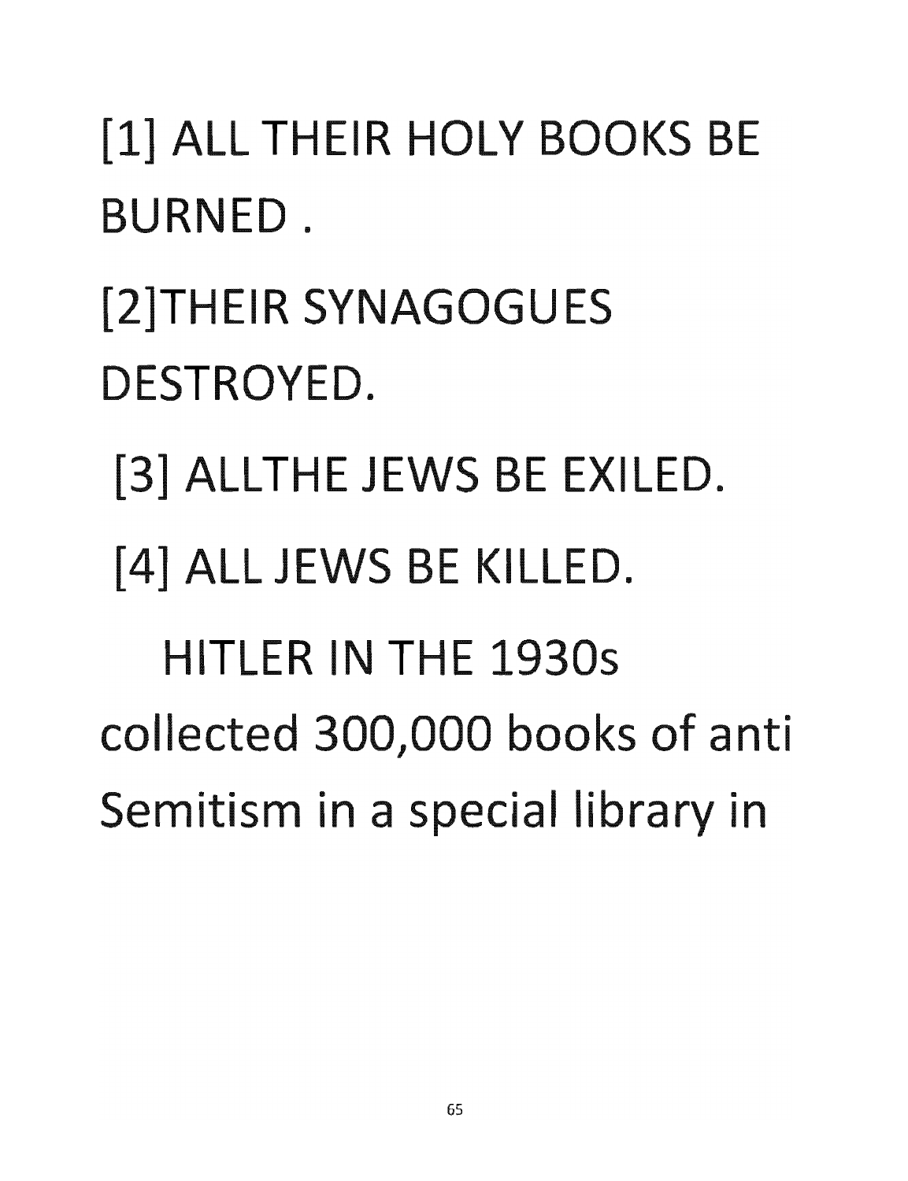[1] ALL THEIR HOLY BOOKS BE BURNED .

[2]THEIR SYNAGOGUES DESTROYED.

[3] ALLTHE JEWS BE EXILED.

[4] ALL JEWS BE KILLED.

HITLER IN THE 1930s collected 300,000 books of anti Semitism in a special library in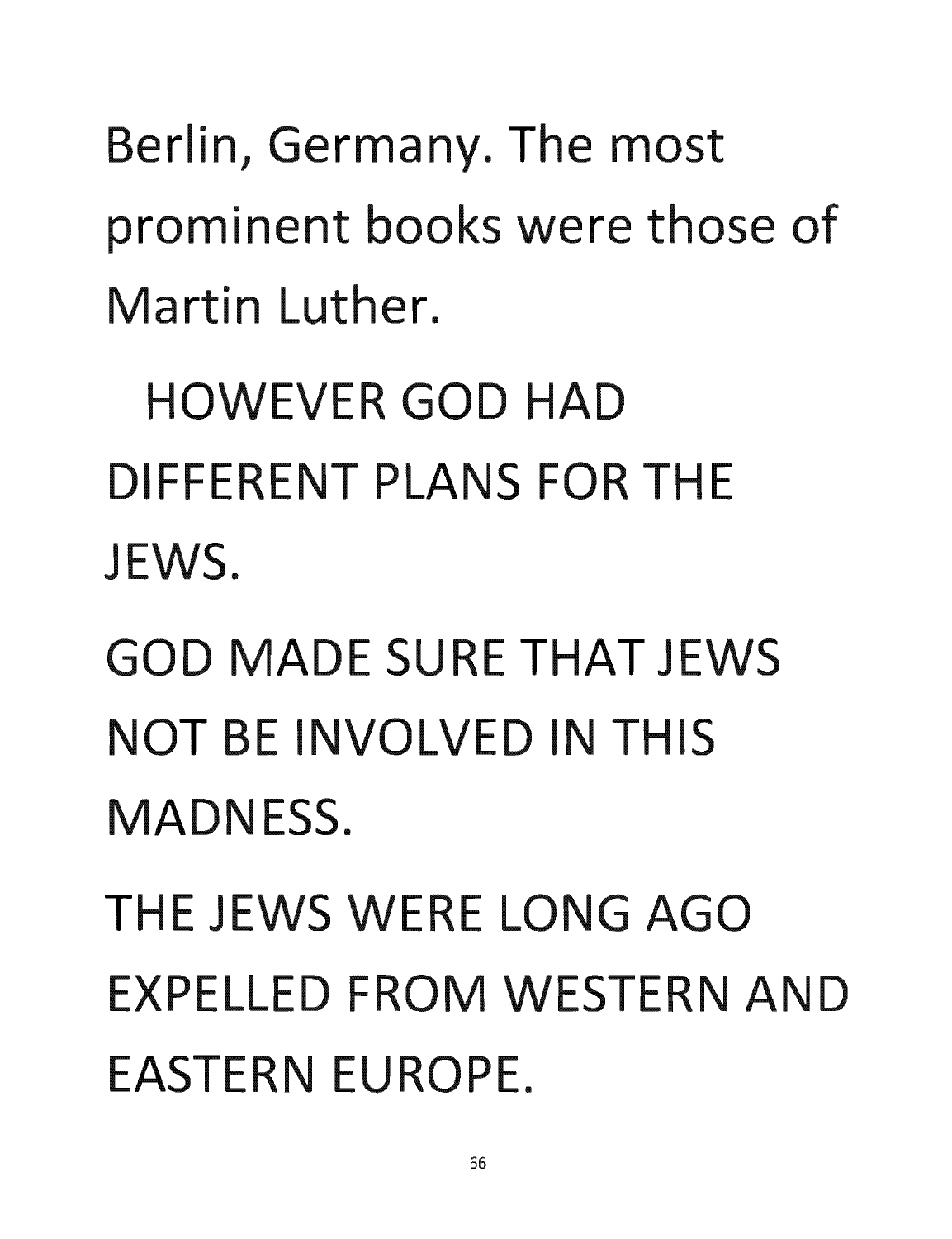Berlin, Germany. The most prominent books were those of Martin Luther.

HOWEVER GOD HAD DIFFERENT PLANS FOR THE JEWS.

GOD MADE SURE THAT JEWS NOT BE INVOLVED IN THIS MADNESS.

THE JEWS WERE LONG AGO EXPELLED FROM WESTERN AND EASTERN EUROPE.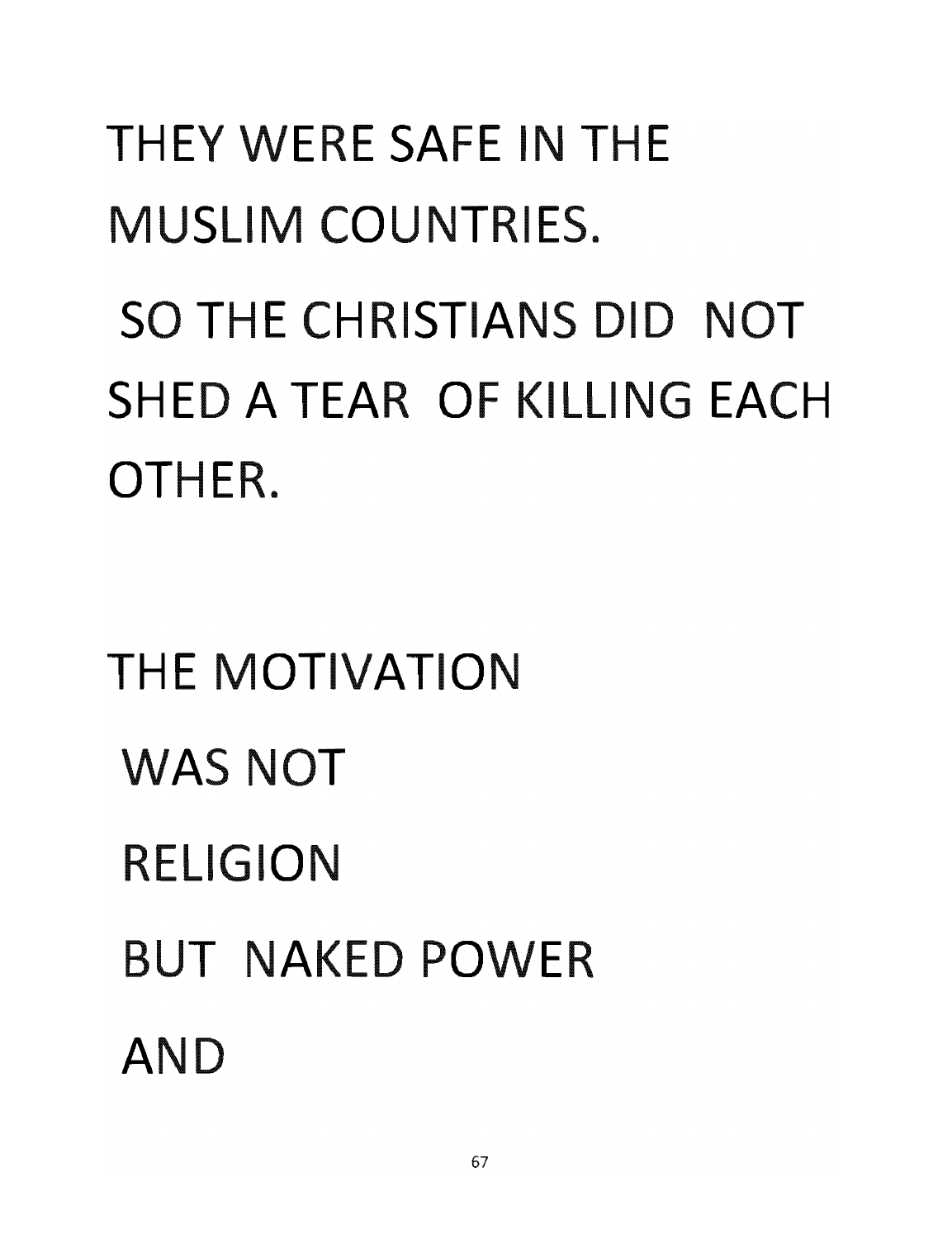THEY WERE SAFE IN THE MUSLIM COUNTRIES.

SO THE CHRISTIANS DID NOT SHED A TEAR OF KILLING EACH OTHER.

THE MOTIVATION

WAS NOT

RELIGION

BUT NAKED POWER

AND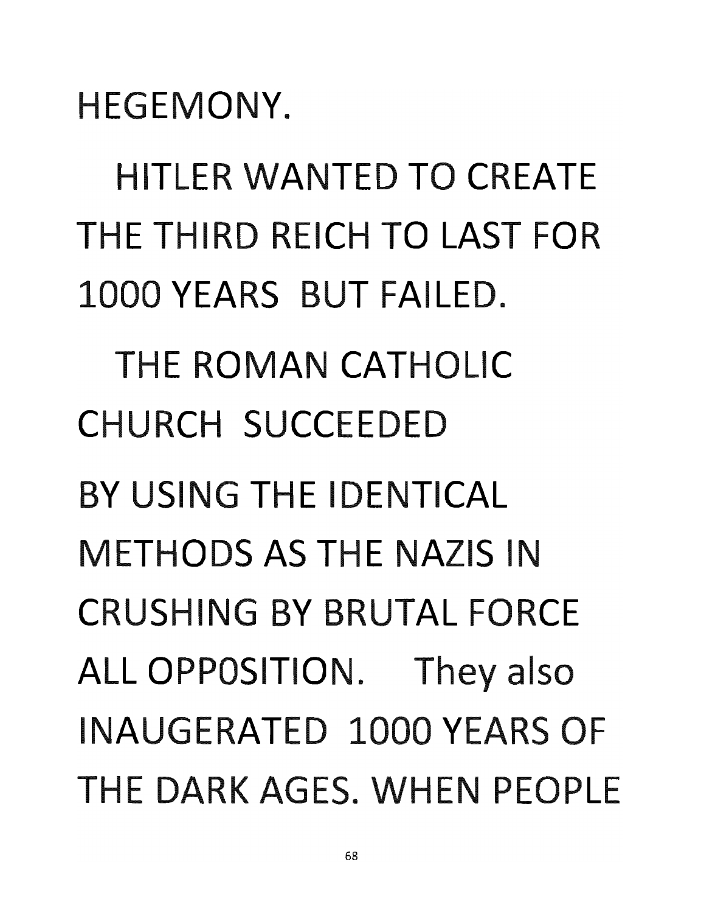HEGEMONY.

HITLER WANTED TO CREATE THE THIRD REICH TO LAST FOR 1000 YEARS BUT FAILED.

THE ROMAN CATHOLIC CHURCH SUCCEEDED BY USING THE IDENTICAL METHODS AS THE NAZIS IN CRUSHING BY BRUTAL FORCE ALL OPP0SITION. They also INAUGERATED 1000 YEARS OF THE DARK AGES. WHEN PEOPLE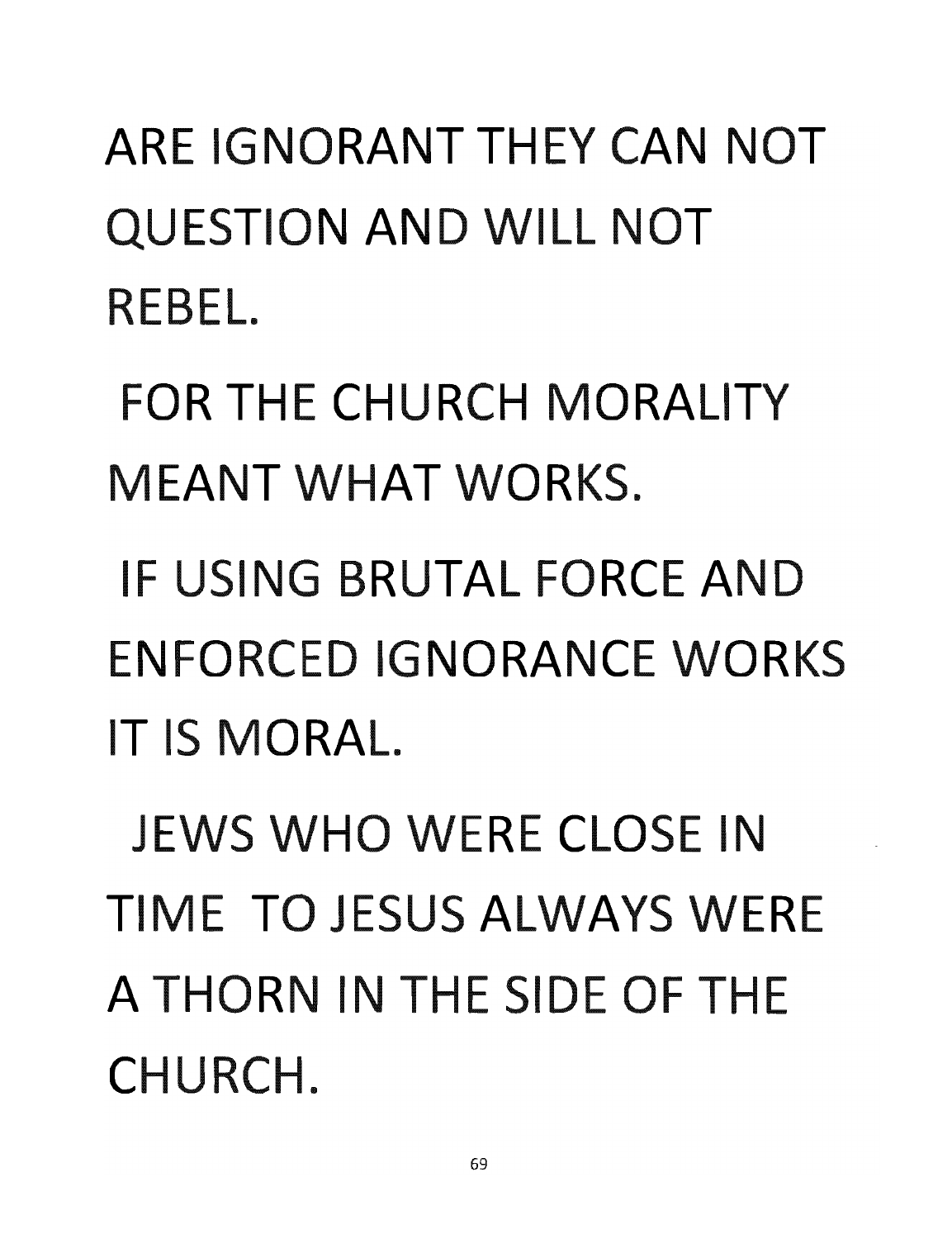ARE IGNORANT THEY CAN NOT QUESTION AND WILL NOT REBEL.

FOR THE CHURCH MORALITY MEANT WHAT WORKS.

IF USING BRUTAL FORCE AND ENFORCED IGNORANCE WORKS IT IS MORAL.

JEWS WHO WERE CLOSE IN TIME TO JESUS ALWAYS WERE A THORN IN THE SIDE OF THE CHURCH.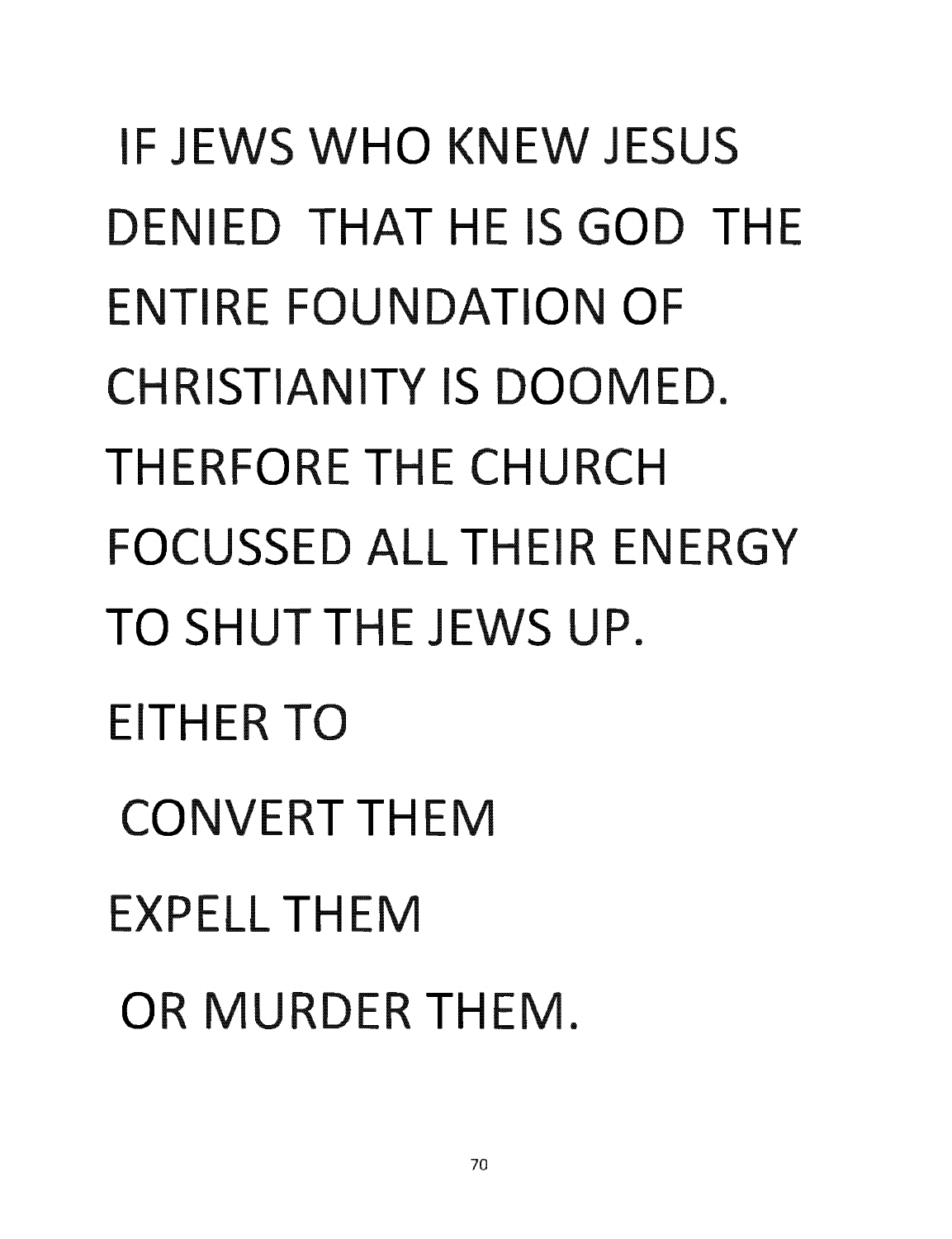IF JEWS WHO KNEW JESUS DENIED THAT HE IS GOD THE ENTIRE FOUNDATION OF CHRISTIANITY IS DOOMED. THERFORE THE CHURCH FOCUSSED ALL THEIR ENERGY TO SHUT THE JEWS UP.

EITHER TO

CONVERT THEM

EXPELL THEM

OR MURDER THEM.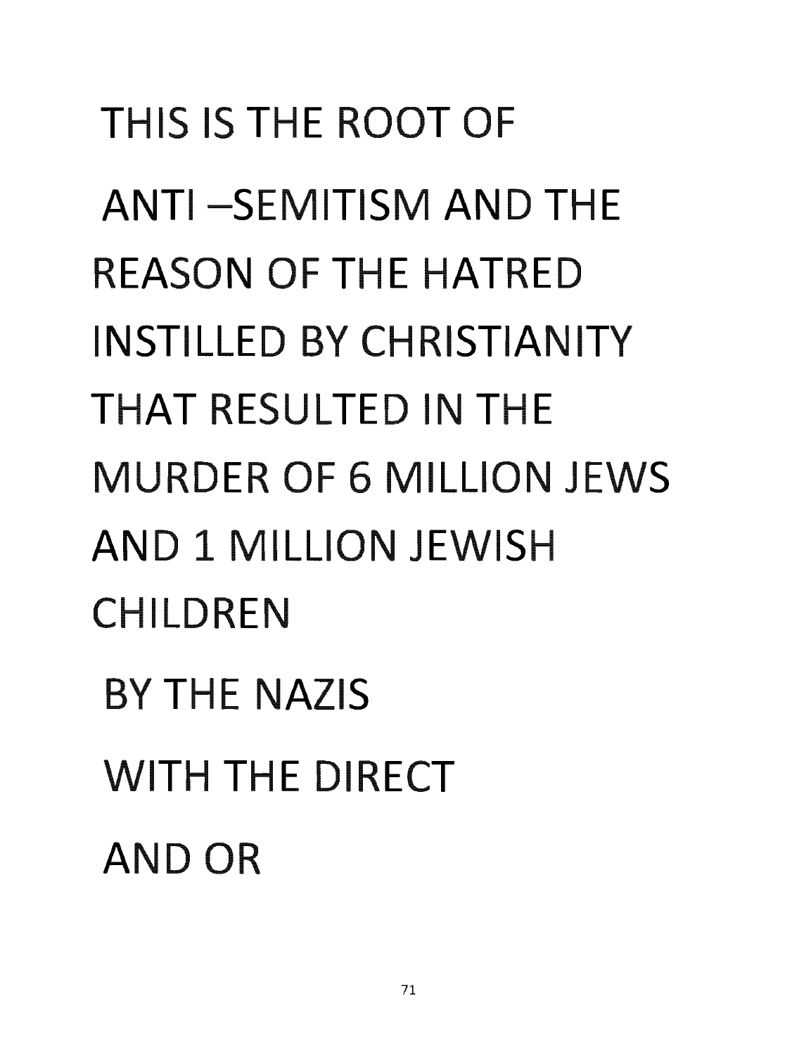THIS IS THE ROOT OF

ANTI –SEMITISM AND THE

REASON OF THE HATRED

INSTILLED BY CHRISTIANITY

THAT RESULTED IN THE

MURDER OF 6 MILLION JEWS

AND 1 MILLION JEWISH

CHILDREN

BY THE NAZIS

WITH THE DIRECT

AND OR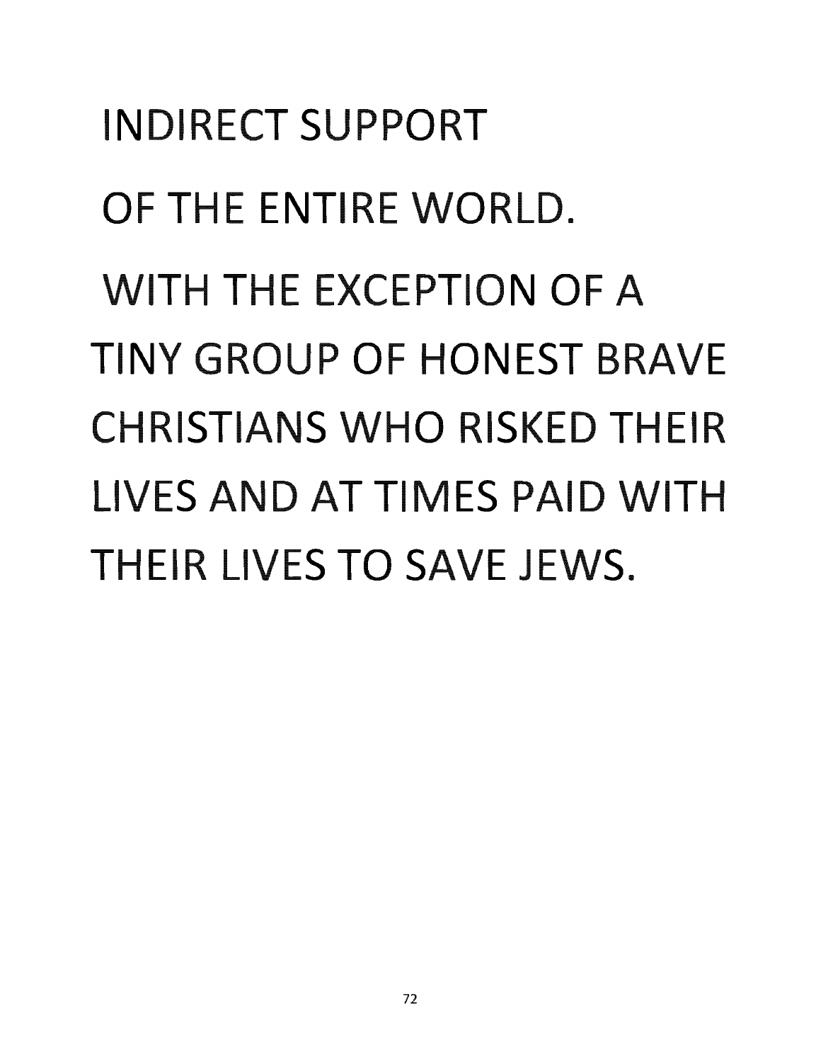INDIRECT SUPPORT

OF THE ENTIRE WORLD.

WITH THE EXCEPTION OF A TINY GROUP OF HONEST BRAVE CHRISTIANS WHO RISKED THEIR LIVES AND AT TIMES PAID WITH THEIR LIVES TO SAVE JEWS.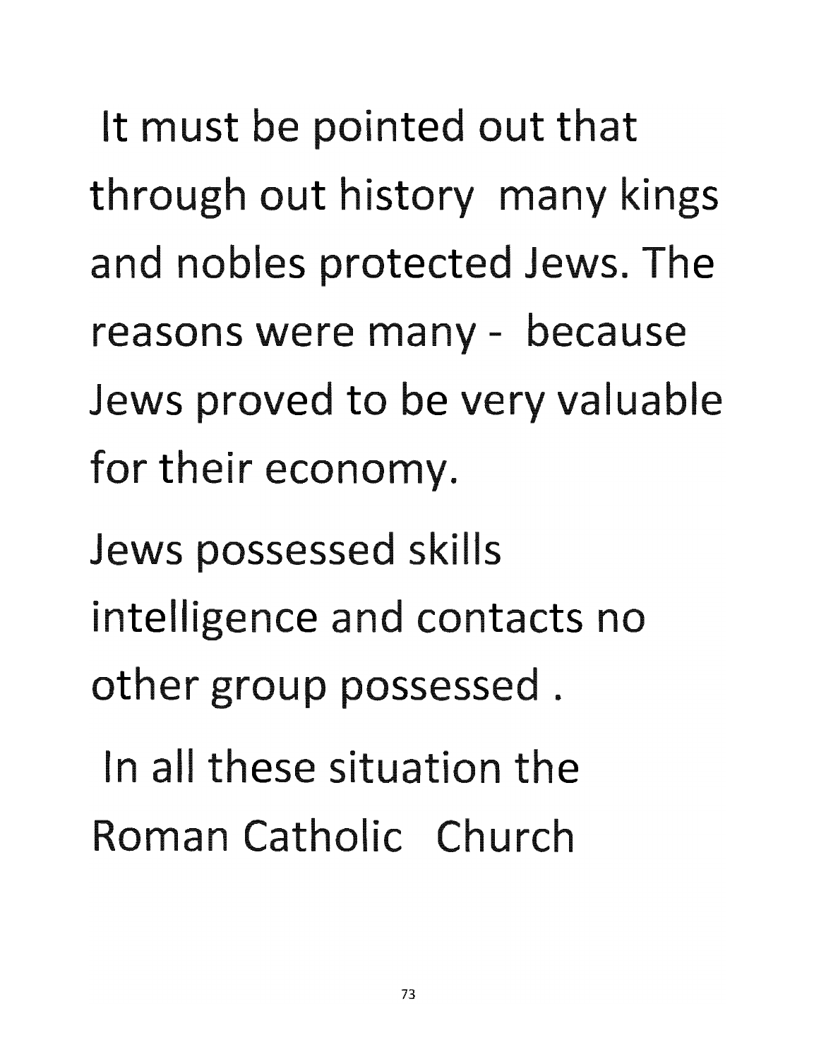It must be pointed out that through out history many kings and nobles protected Jews. The reasons were many - because Jews proved to be very valuable for their economy.

Jews possessed skills intelligence and contacts no other group possessed .

In all these situation the Roman Catholic Church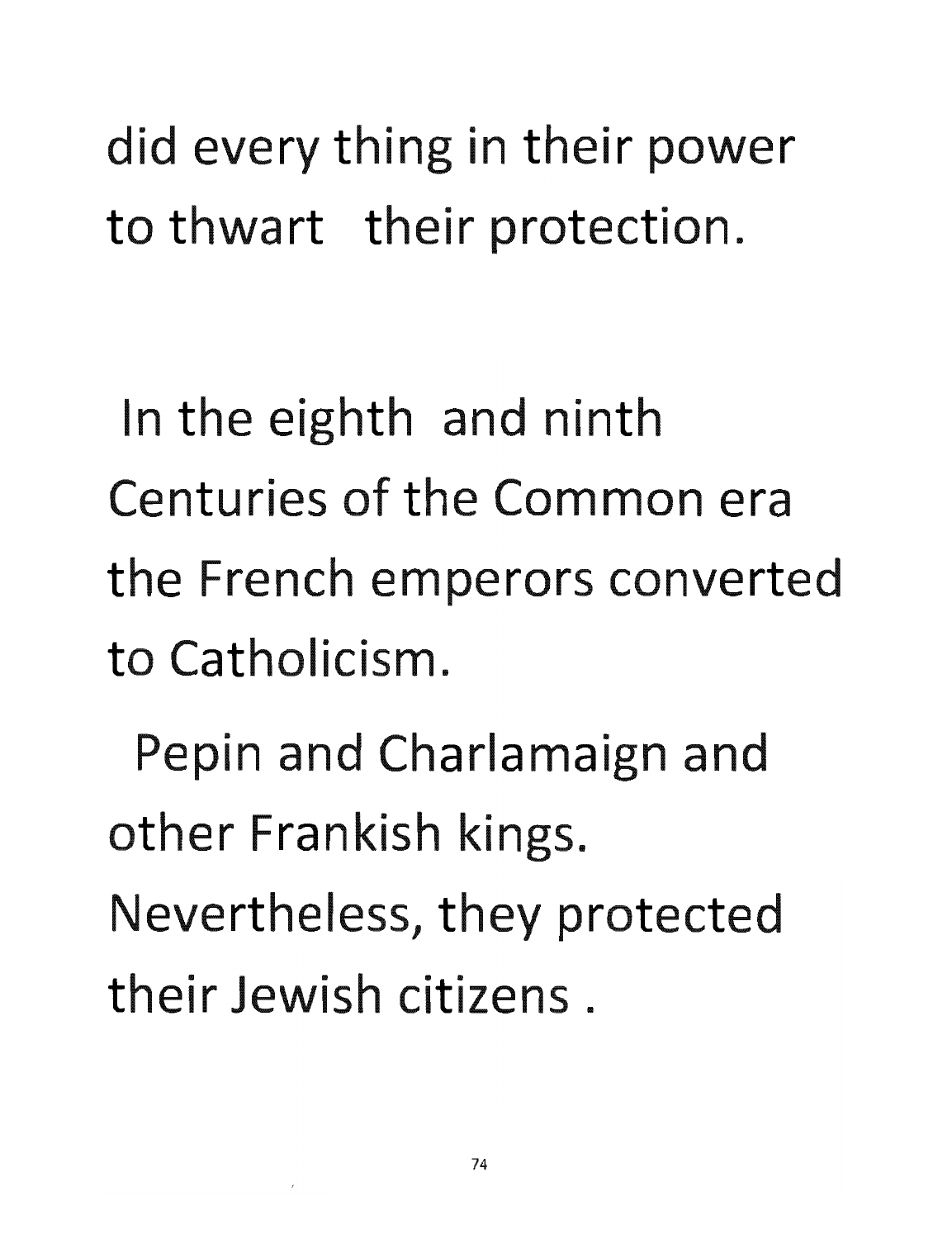did every thing in their power to thwart their protection.

In the eighth and ninth Centuries of the Common era the French emperors converted to Catholicism.

Pepin and Charlamaign and other Frankish kings. Nevertheless, they protected their Jewish citizens .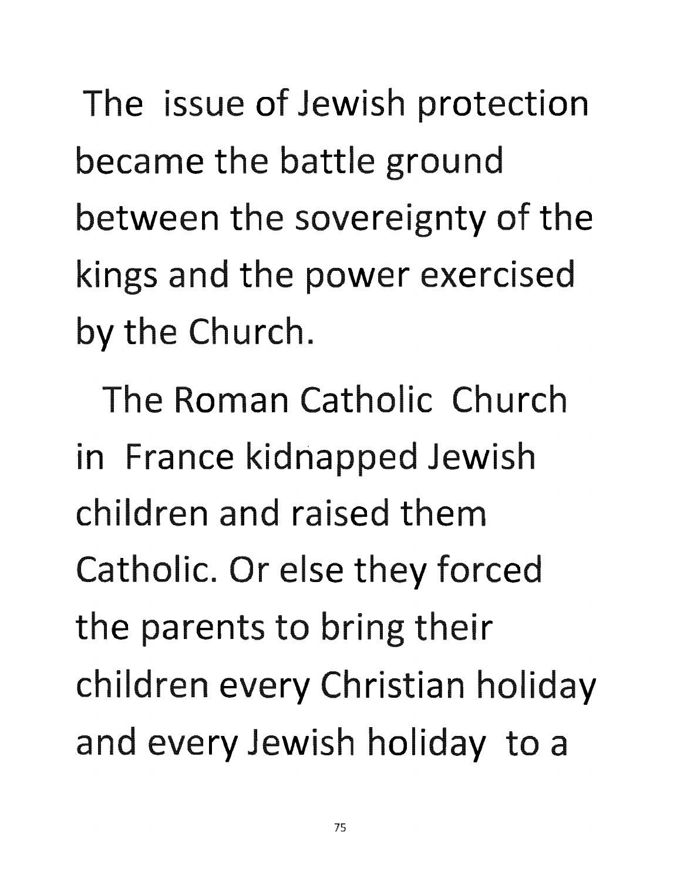The issue of Jewish protection became the battle ground between the sovereignty of the kings and the power exercised by the Church.

The Roman Catholic Church in France kidnapped Jewish children and raised them Catholic. Or else they forced the parents to bring their children every Christian holiday and every Jewish holiday to a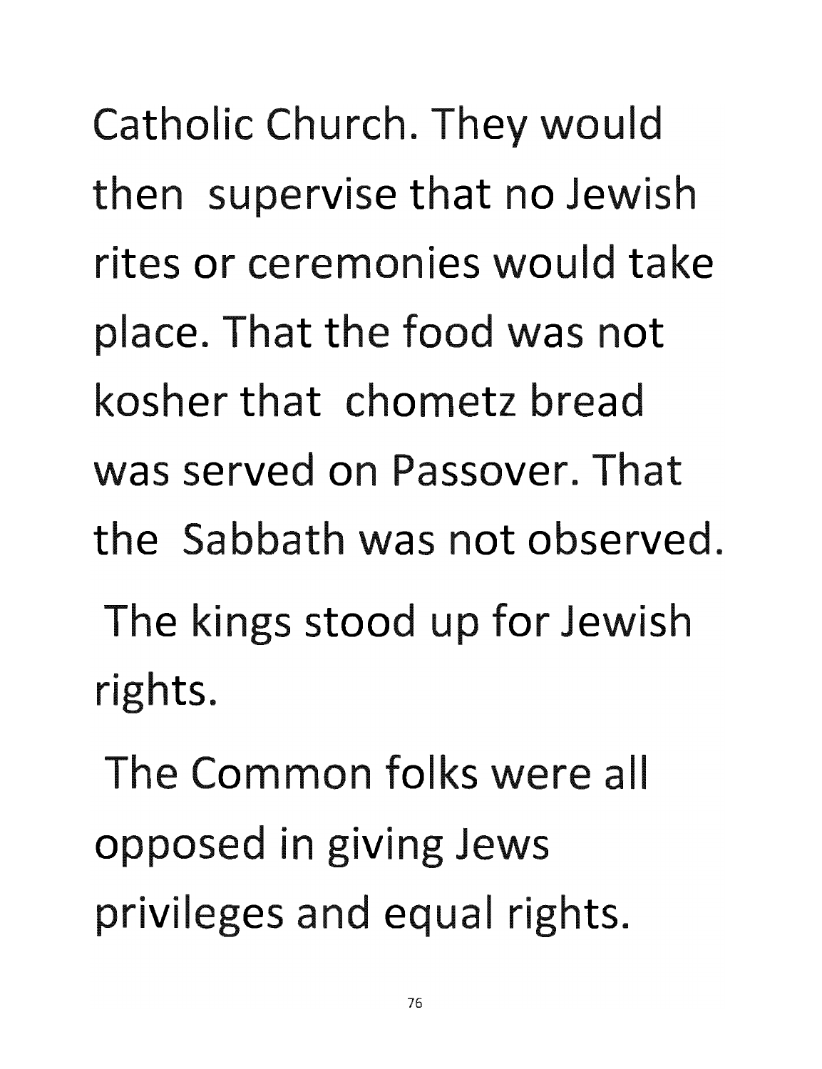Catholic Church. They would then supervise that no Jewish rites or ceremonies would take place. That the food was not kosher that chometz bread was served on Passover. That the Sabbath was not observed.

The kings stood up for Jewish rights.

The Common folks were all opposed in giving Jews privileges and equal rights.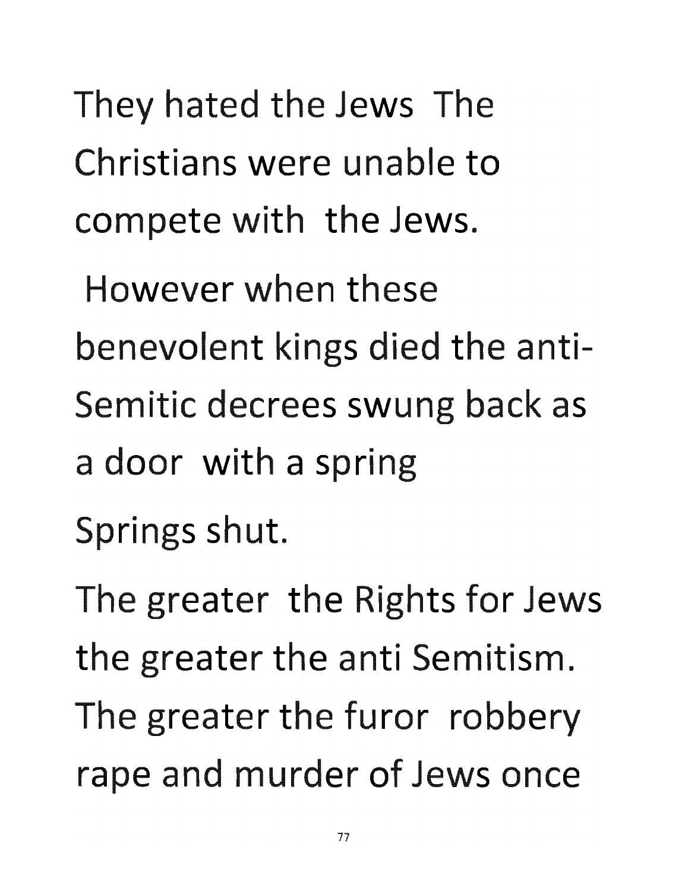They hated the Jews The Christians were unable to compete with the Jews.

However when these benevolent kings died the anti-Semitic decrees swung back as a door with a spring Springs shut.

The greater the Rights for Jews the greater the anti Semitism. The greater the furor robbery rape and murder of Jews once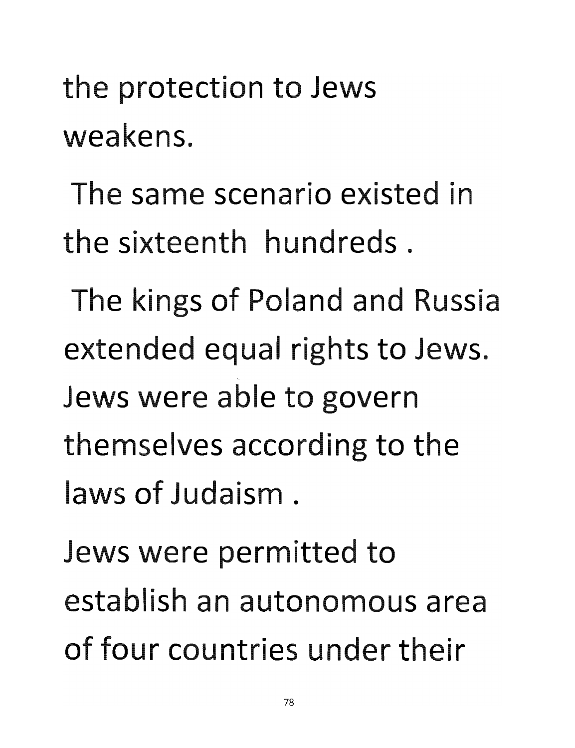the protection to Jews weakens.

The same scenario existed in the sixteenth hundreds .

The kings of Poland and Russia extended equal rights to Jews. Jews were able to govern themselves according to the laws of Judaism .

Jews were permitted to establish an autonomous area of four countries under their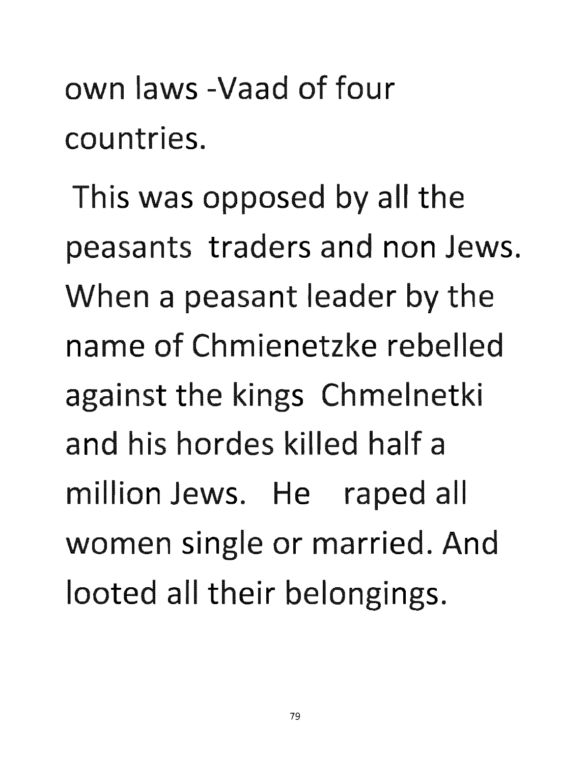own laws -Vaad of four countries.

This was opposed by all the peasants traders and non Jews. When a peasant leader by the name of Chmienetzke rebelled against the kings Chmelnetki and his hordes killed half a million Jews. He raped all women single or married. And looted all their belongings.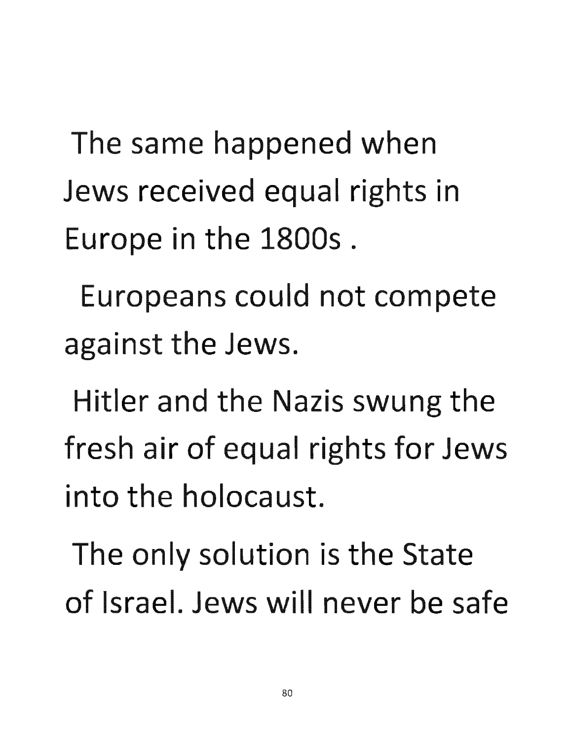The same happened when Jews received equal rights in Europe in the 1800s .

Europeans could not compete against the Jews.

Hitler and the Nazis swung the fresh air of equal rights for Jews into the holocaust.

The only solution is the State of Israel. Jews will never be safe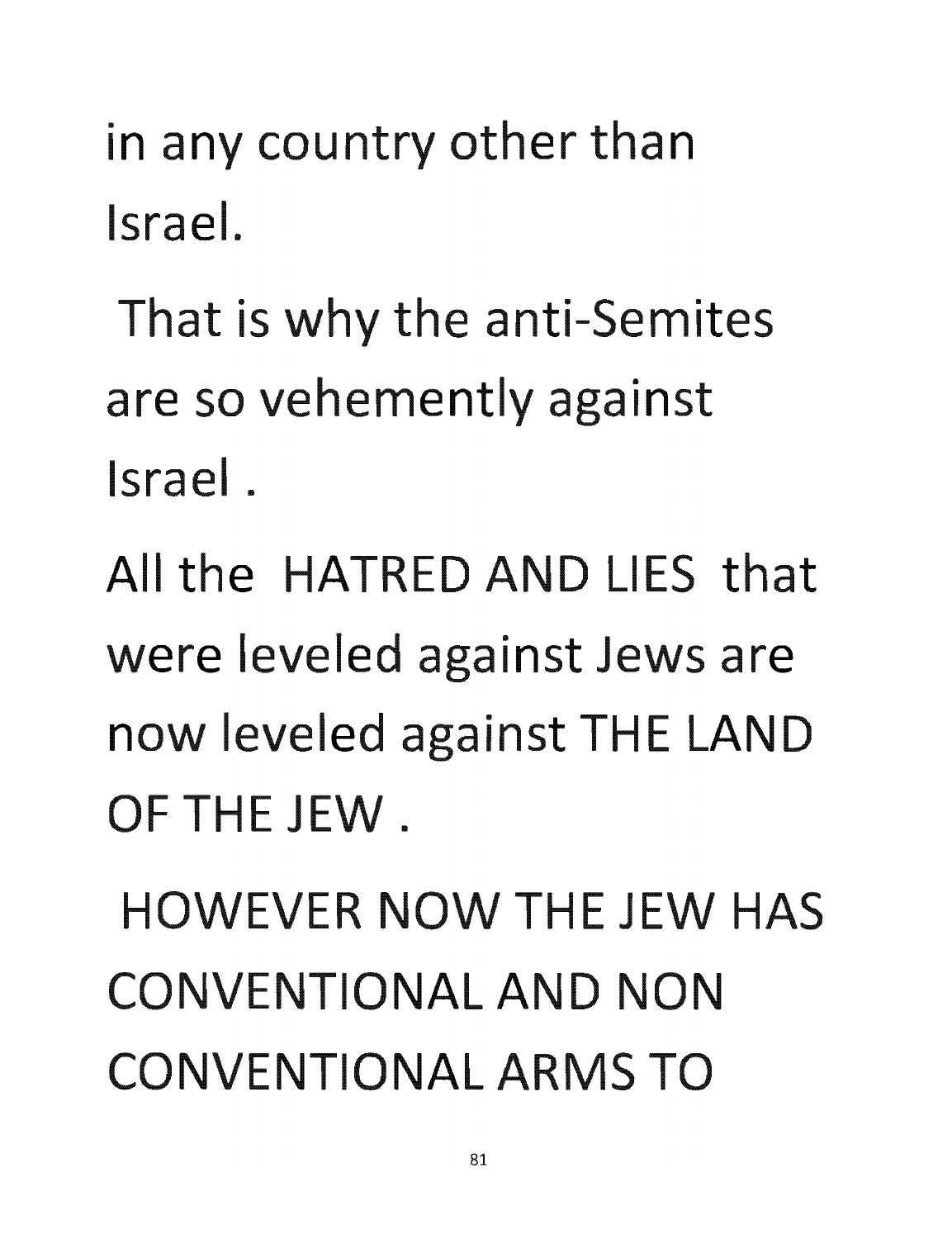in any country other than Israel.

That is why the anti-Semites are so vehemently against Israel .

All the HATRED AND LIES that were leveled against Jews are now leveled against THE LAND OF THE JEW .

HOWEVER NOW THE JEW HAS CONVENTIONAL AND NON CONVENTIONAL ARMS TO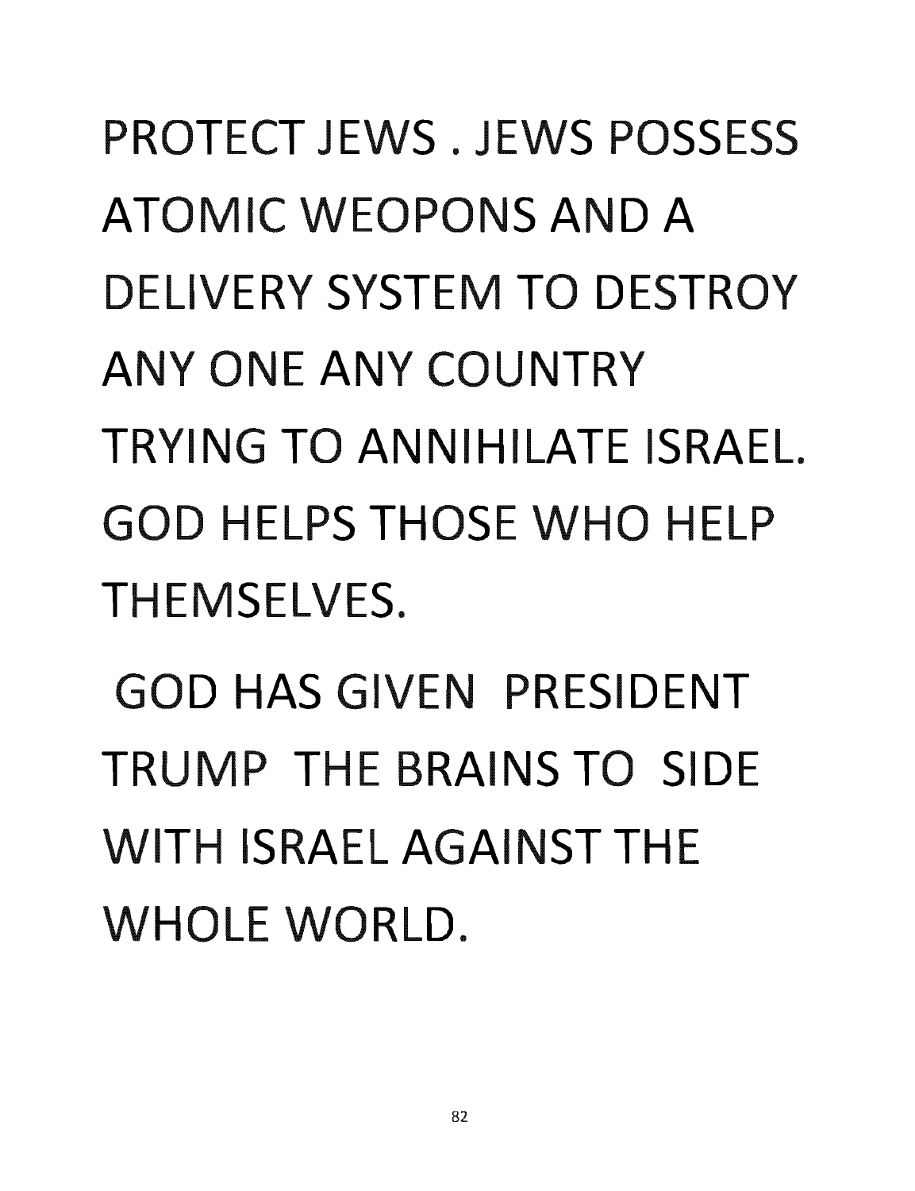PROTECT JEWS . JEWS POSSESS ATOMIC WEOPONS AND A DELIVERY SYSTEM TO DESTROY ANY ONE ANY COUNTRY TRYING TO ANNIHILATE ISRAEL. GOD HELPS THOSE WHO HELP THEMSELVES.

GOD HAS GIVEN PRESIDENT TRUMP THE BRAINS TO SIDE WITH ISRAEL AGAINST THE WHOLE WORLD.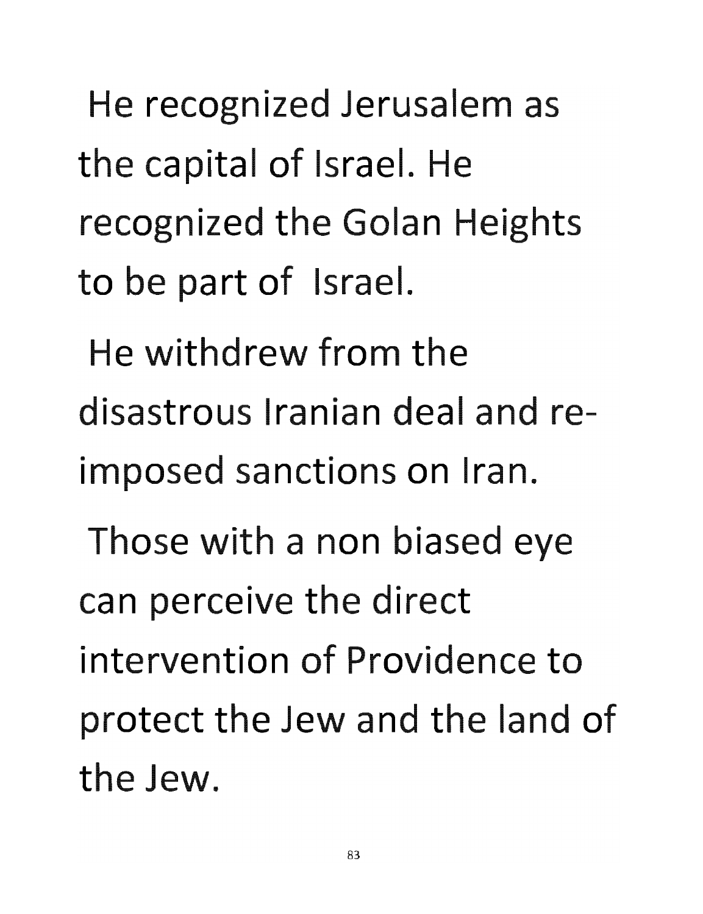He recognized Jerusalem as the capital of Israel. He recognized the Golan Heights to be part of Israel.

He withdrew from the disastrous Iranian deal and re-imposed sanctions on Iran.

Those with a non biased eye can perceive the direct intervention of Providence to protect the Jew and the land of the Jew.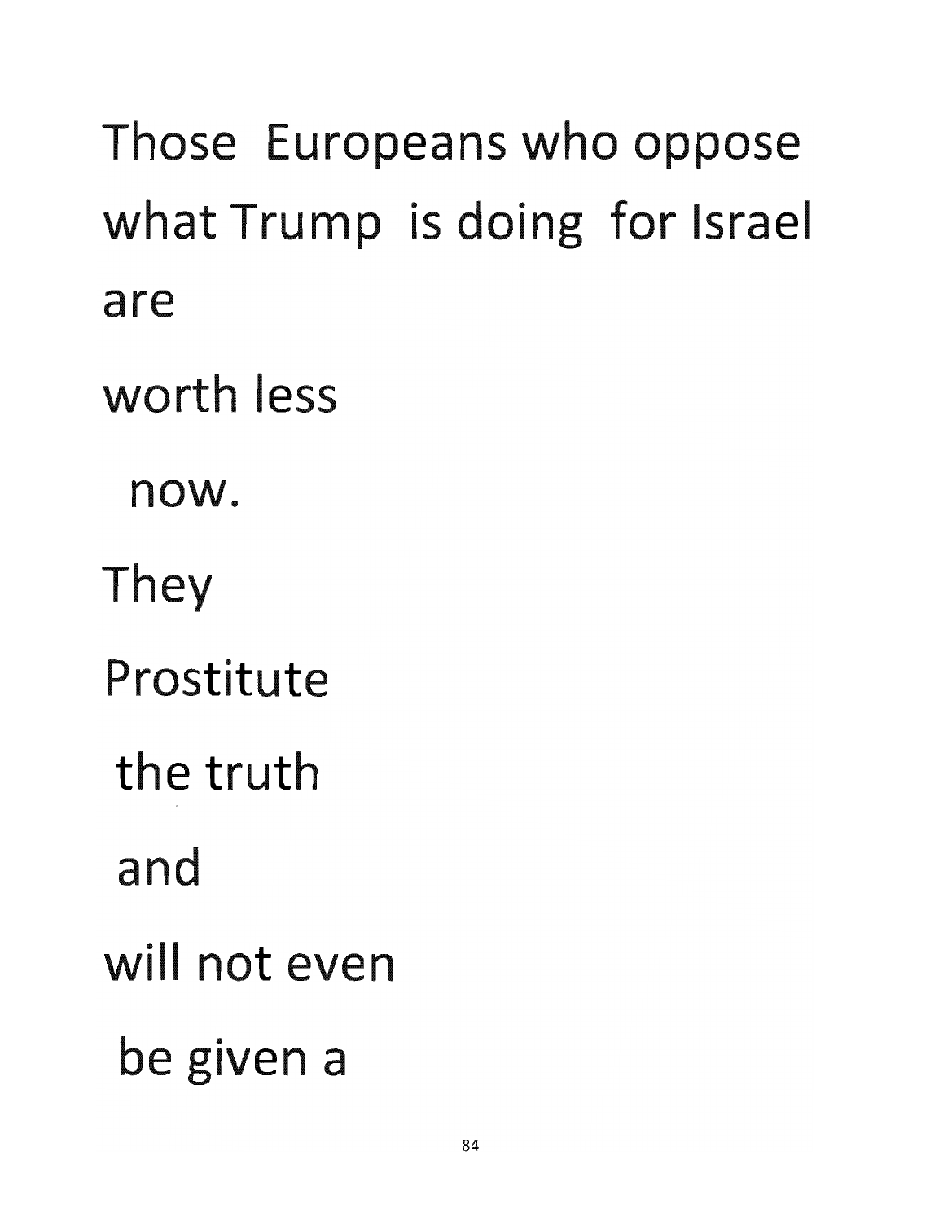Those Europeans who oppose what Trump is doing for Israel are

worth less

now.

They

Prostitute

the truth

and

will not even

be given a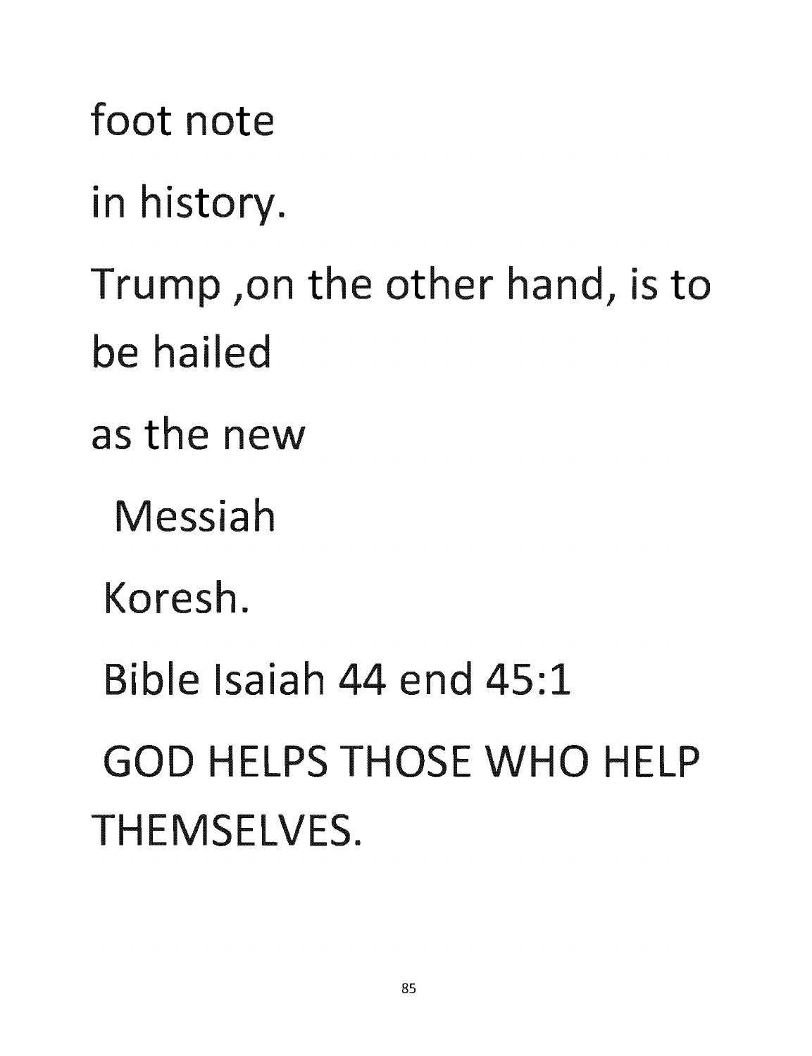foot note

in history.

Trump ,on the other hand, is to be hailed

as the new

Messiah

Koresh.

Bible Isaiah 44 end 45:1

GOD HELPS THOSE WHO HELP THEMSELVES.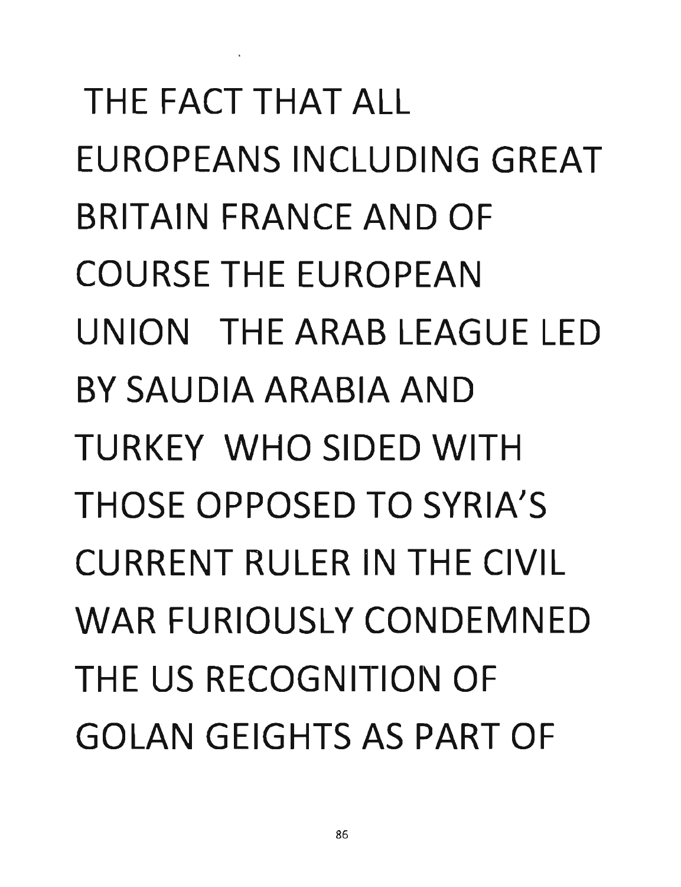THE FACT THAT ALL EUROPEANS INCLUDING GREAT BRITAIN FRANCE AND OF COURSE THE EUROPEAN UNION THE ARAB LEAGUE LED BY SAUDIA ARABIA AND TURKEY WHO SIDED WITH THOSE OPPOSED TO SYRIA'S CURRENT RULER IN THE CIVIL WAR FURIOUSLY CONDEMNED THE US RECOGNITION OF GOLAN GEIGHTS AS PART OF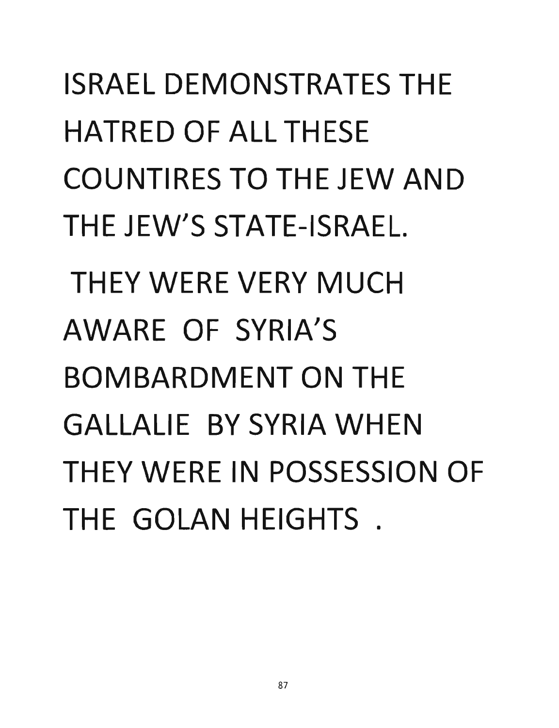ISRAEL DEMONSTRATES THE HATRED OF ALL THESE COUNTIRES TO THE JEW AND THE JEW'S STATE-ISRAEL.

THEY WERE VERY MUCH AWARE OF SYRIA'S BOMBARDMENT ON THE GALLALIE BY SYRIA WHEN THEY WERE IN POSSESSION OF THE GOLAN HEIGHTS .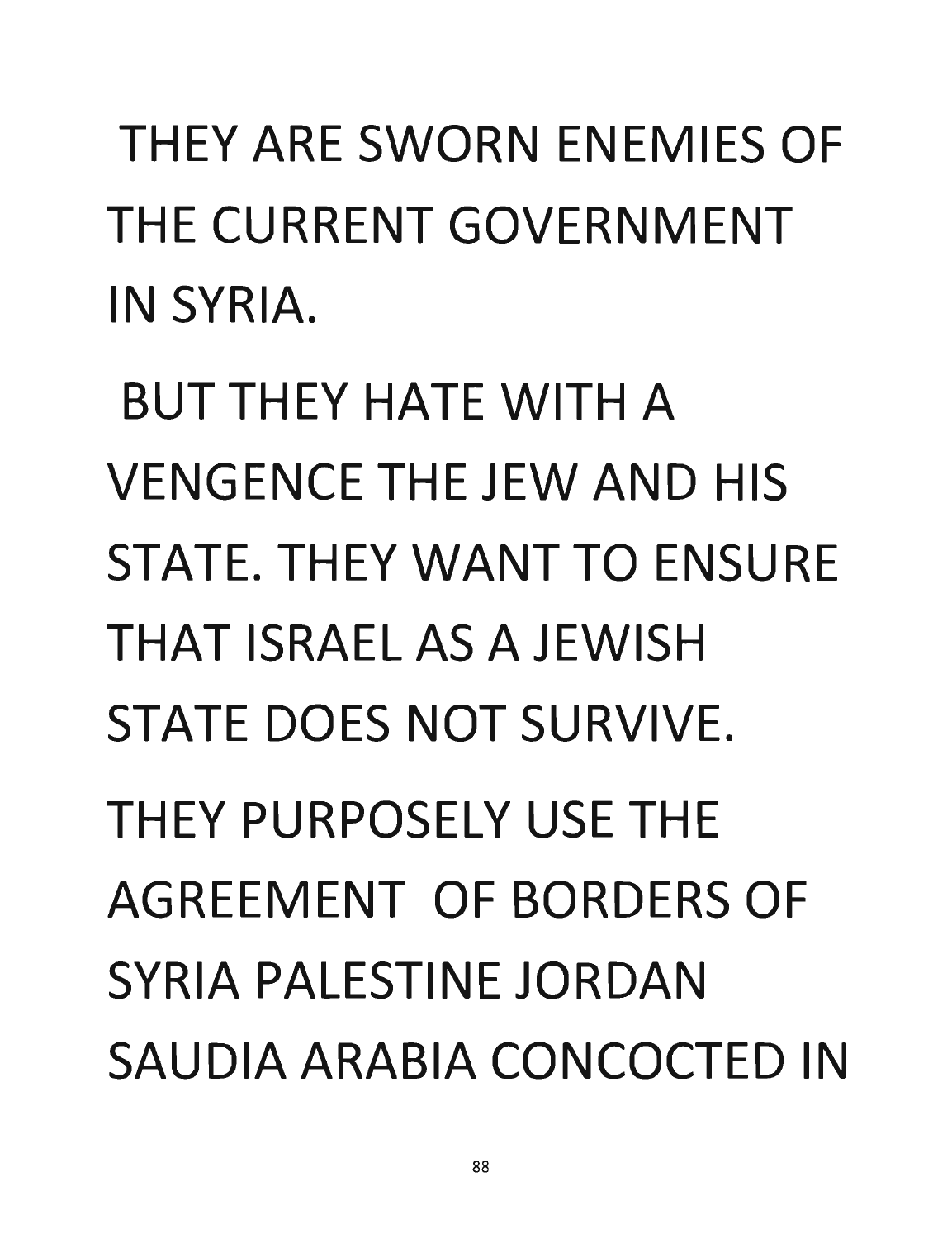THEY ARE SWORN ENEMIES OF THE CURRENT GOVERNMENT IN SYRIA.

BUT THEY HATE WITH A VENGENCE THE JEW AND HIS STATE. THEY WANT TO ENSURE THAT ISRAEL AS A JEWISH STATE DOES NOT SURVIVE.

THEY PURPOSELY USE THE AGREEMENT OF BORDERS OF SYRIA PALESTINE JORDAN SAUDIA ARABIA CONCOCTED IN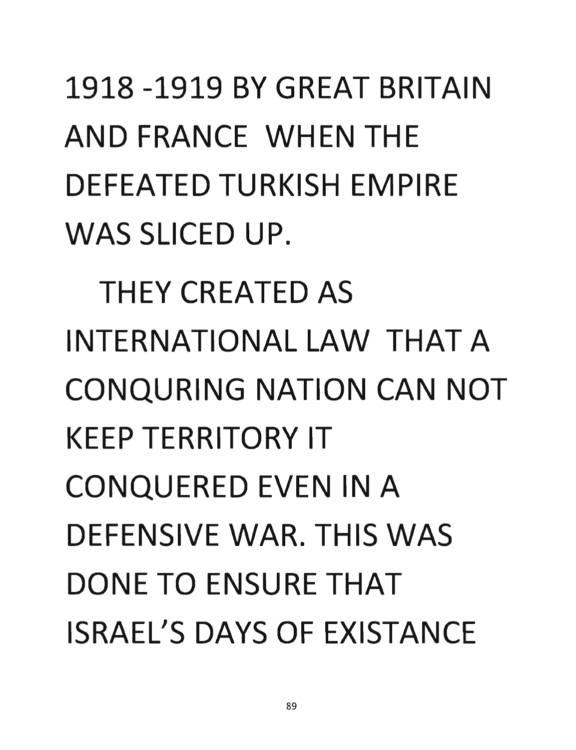1918 -1919 BY GREAT BRITAIN AND FRANCE WHEN THE DEFEATED TURKISH EMPIRE WAS SLICED UP.

THEY CREATED AS INTERNATIONAL LAW THAT A CONQURING NATION CAN NOT KEEP TERRITORY IT CONQUERED EVEN IN A DEFENSIVE WAR. THIS WAS DONE TO ENSURE THAT ISRAEL'S DAYS OF EXISTANCE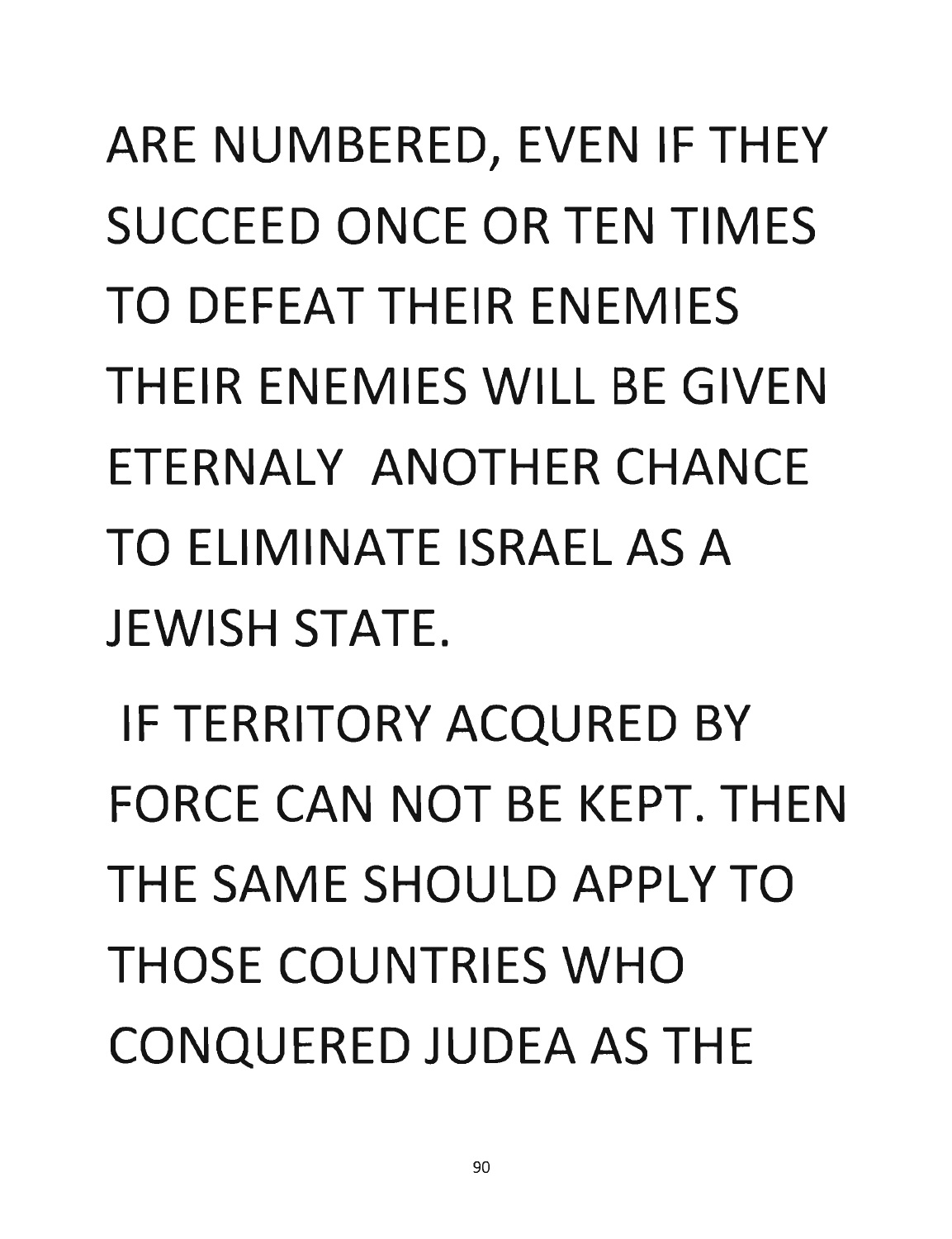ARE NUMBERED, EVEN IF THEY SUCCEED ONCE OR TEN TIMES TO DEFEAT THEIR ENEMIES THEIR ENEMIES WILL BE GIVEN ETERNALY ANOTHER CHANCE TO ELIMINATE ISRAEL AS A JEWISH STATE.

IF TERRITORY ACQURED BY FORCE CAN NOT BE KEPT. THEN THE SAME SHOULD APPLY TO THOSE COUNTRIES WHO CONQUERED JUDEA AS THE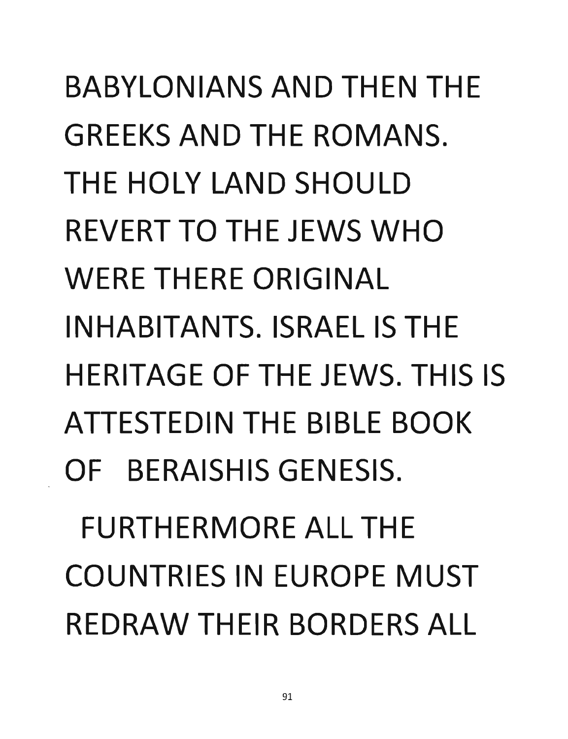BABYLONIANS AND THEN THE GREEKS AND THE ROMANS. THE HOLY LAND SHOULD REVERT TO THE JEWS WHO WERE THERE ORIGINAL INHABITANTS. ISRAEL IS THE HERITAGE OF THE JEWS. THIS IS ATTESTEDIN THE BIBLE BOOK OF BERAISHIS GENESIS.

FURTHERMORE ALL THE COUNTRIES IN EUROPE MUST REDRAW THEIR BORDERS ALL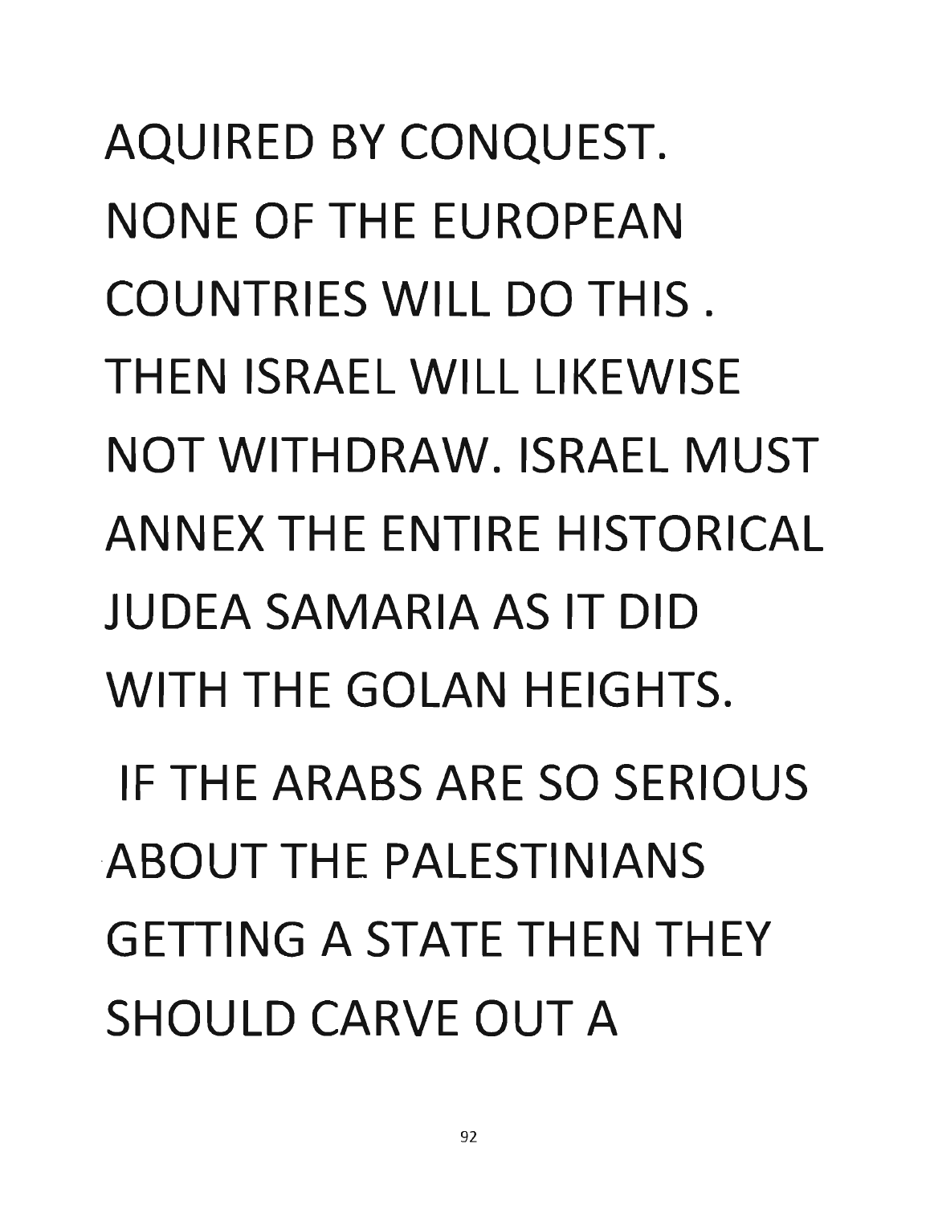AQUIRED BY CONQUEST. NONE OF THE EUROPEAN COUNTRIES WILL DO THIS . THEN ISRAEL WILL LIKEWISE NOT WITHDRAW. ISRAEL MUST ANNEX THE ENTIRE HISTORICAL JUDEA SAMARIA AS IT DID WITH THE GOLAN HEIGHTS.

IF THE ARABS ARE SO SERIOUS ABOUT THE PALESTINIANS GETTING A STATE THEN THEY SHOULD CARVE OUT A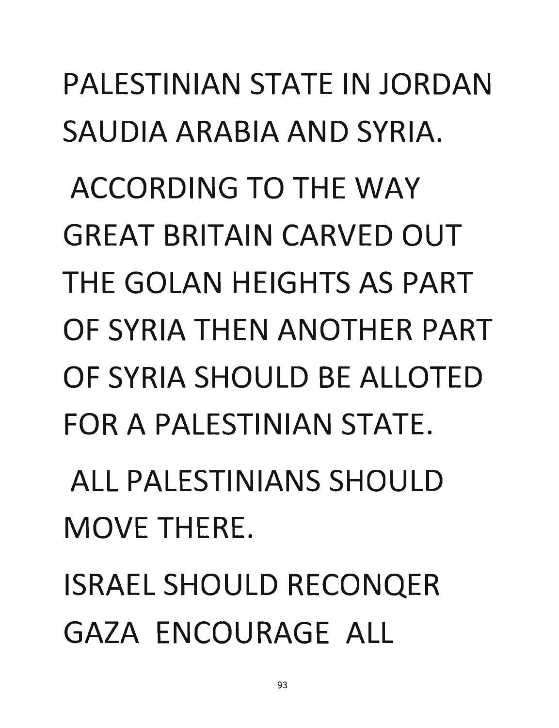PALESTINIAN STATE IN JORDAN SAUDIA ARABIA AND SYRIA.

ACCORDING TO THE WAY GREAT BRITAIN CARVED OUT THE GOLAN HEIGHTS AS PART OF SYRIA THEN ANOTHER PART OF SYRIA SHOULD BE ALLOTED FOR A PALESTINIAN STATE.

ALL PALESTINIANS SHOULD MOVE THERE.

ISRAEL SHOULD RECONQER GAZA ENCOURAGE ALL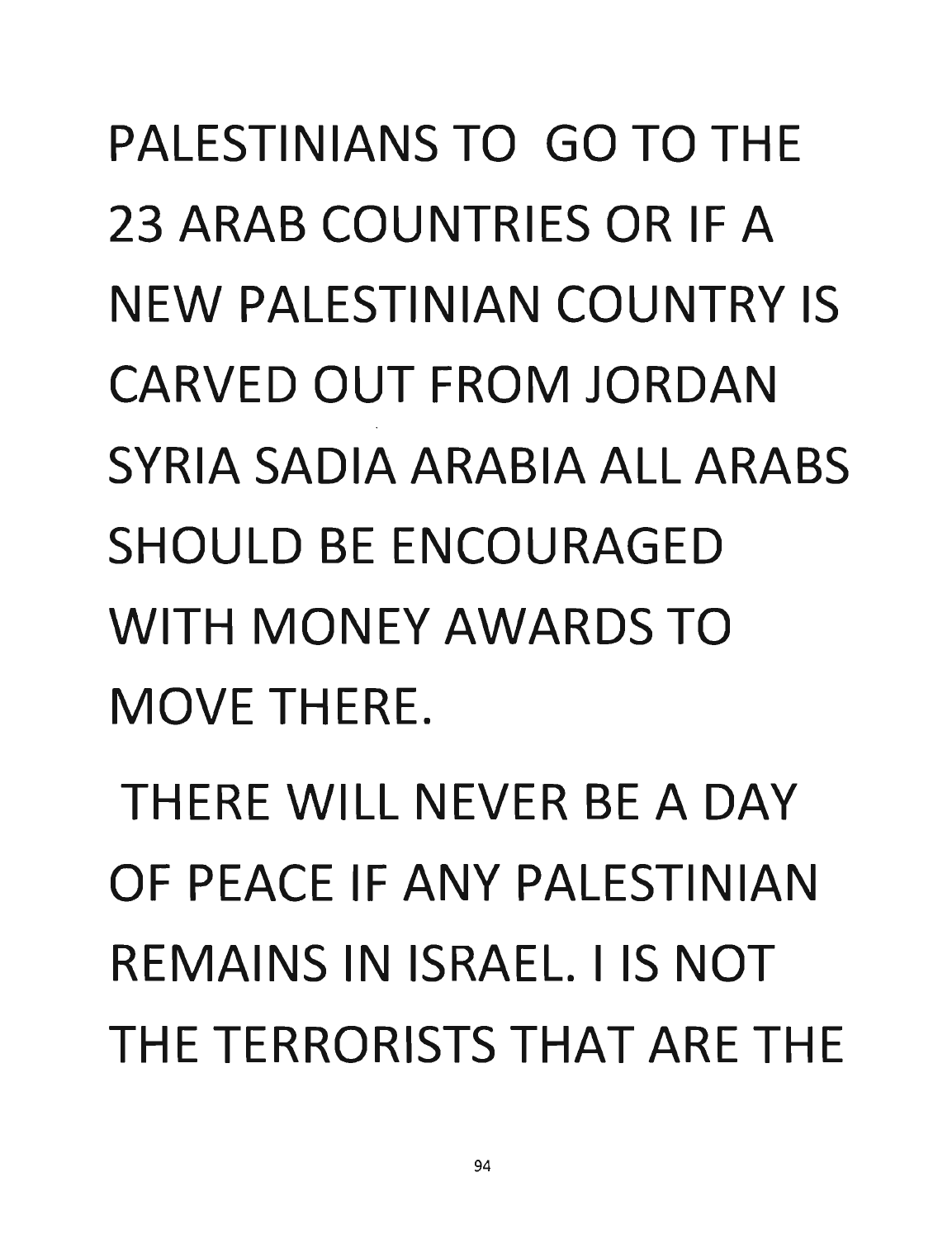PALESTINIANS TO GO TO THE 23 ARAB COUNTRIES OR IF A NEW PALESTINIAN COUNTRY IS CARVED OUT FROM JORDAN SYRIA SADIA ARABIA ALL ARABS SHOULD BE ENCOURAGED WITH MONEY AWARDS TO MOVE THERE.

THERE WILL NEVER BE A DAY OF PEACE IF ANY PALESTINIAN REMAINS IN ISRAEL. I IS NOT THE TERRORISTS THAT ARE THE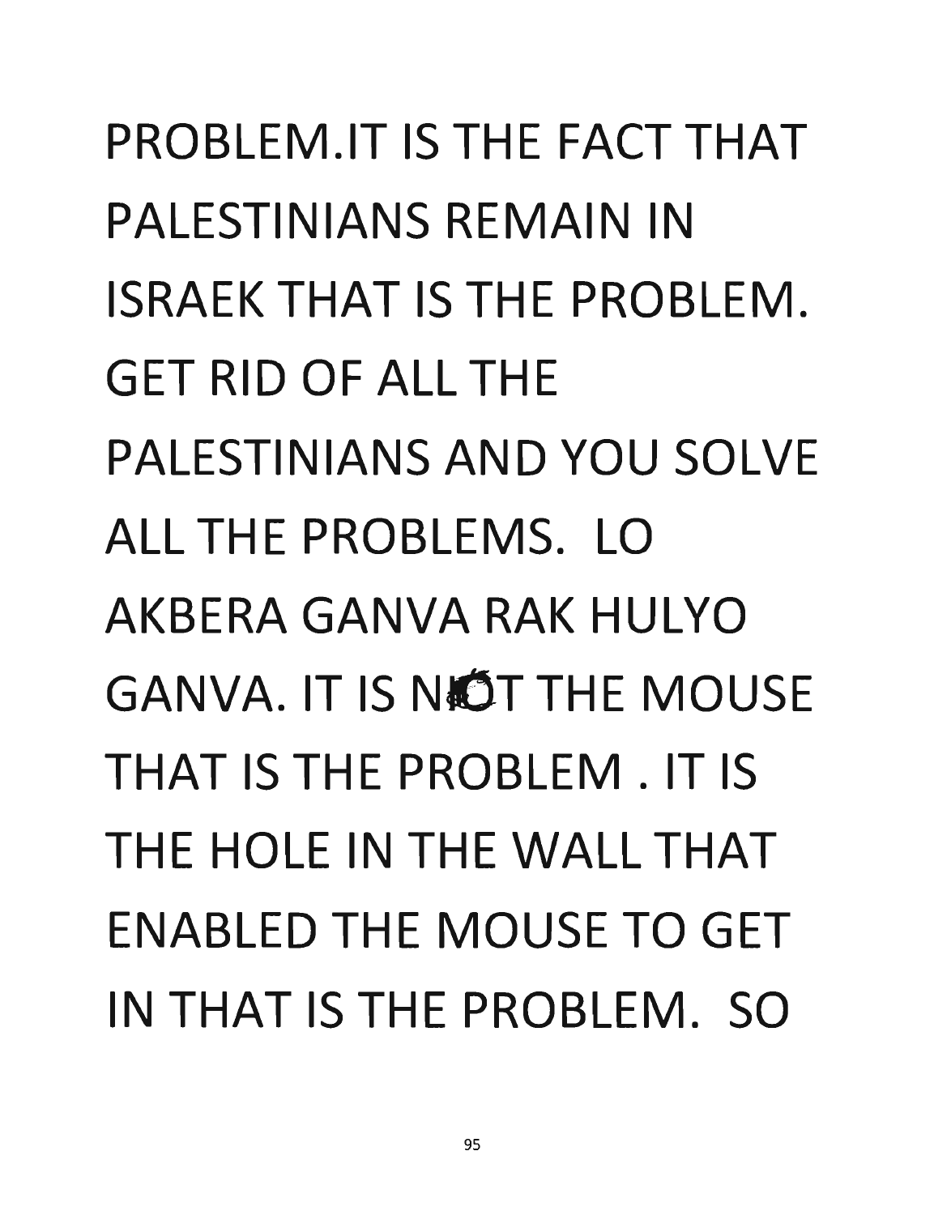PROBLEM.IT IS THE FACT THAT PALESTINIANS REMAIN IN ISRAEK THAT IS THE PROBLEM. GET RID OF ALL THE PALESTINIANS AND YOU SOLVE ALL THE PROBLEMS. LO AKBERA GANVA RAK HULYO GANVA. IT IS NOT THE MOUSE THAT IS THE PROBLEM . IT IS THE HOLE IN THE WALL THAT ENABLED THE MOUSE TO GET IN THAT IS THE PROBLEM. SO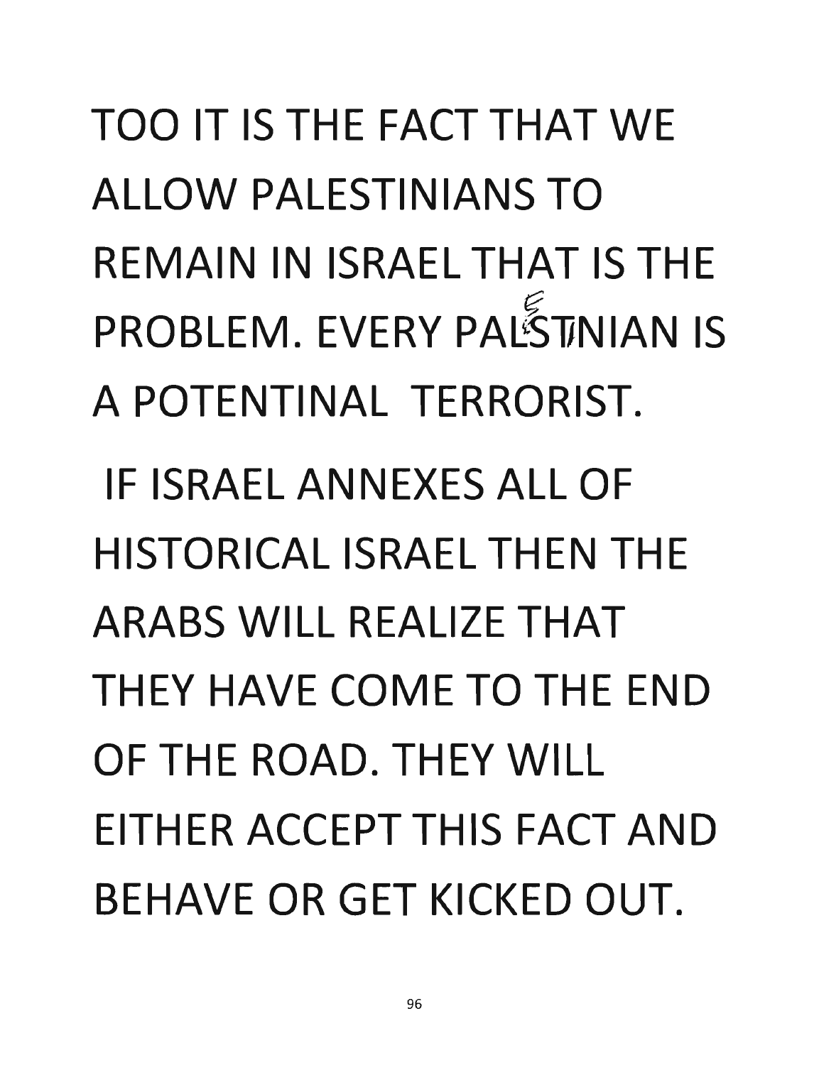TOO IT IS THE FACT THAT WE ALLOW PALESTINIANS TO REMAIN IN ISRAEL THAT IS THE PROBLEM. EVERY PALESTINIAN IS A POTENTINAL TERRORIST.

IF ISRAEL ANNEXES ALL OF HISTORICAL ISRAEL THEN THE ARABS WILL REALIZE THAT THEY HAVE COME TO THE END OF THE ROAD. THEY WILL EITHER ACCEPT THIS FACT AND BEHAVE OR GET KICKED OUT.